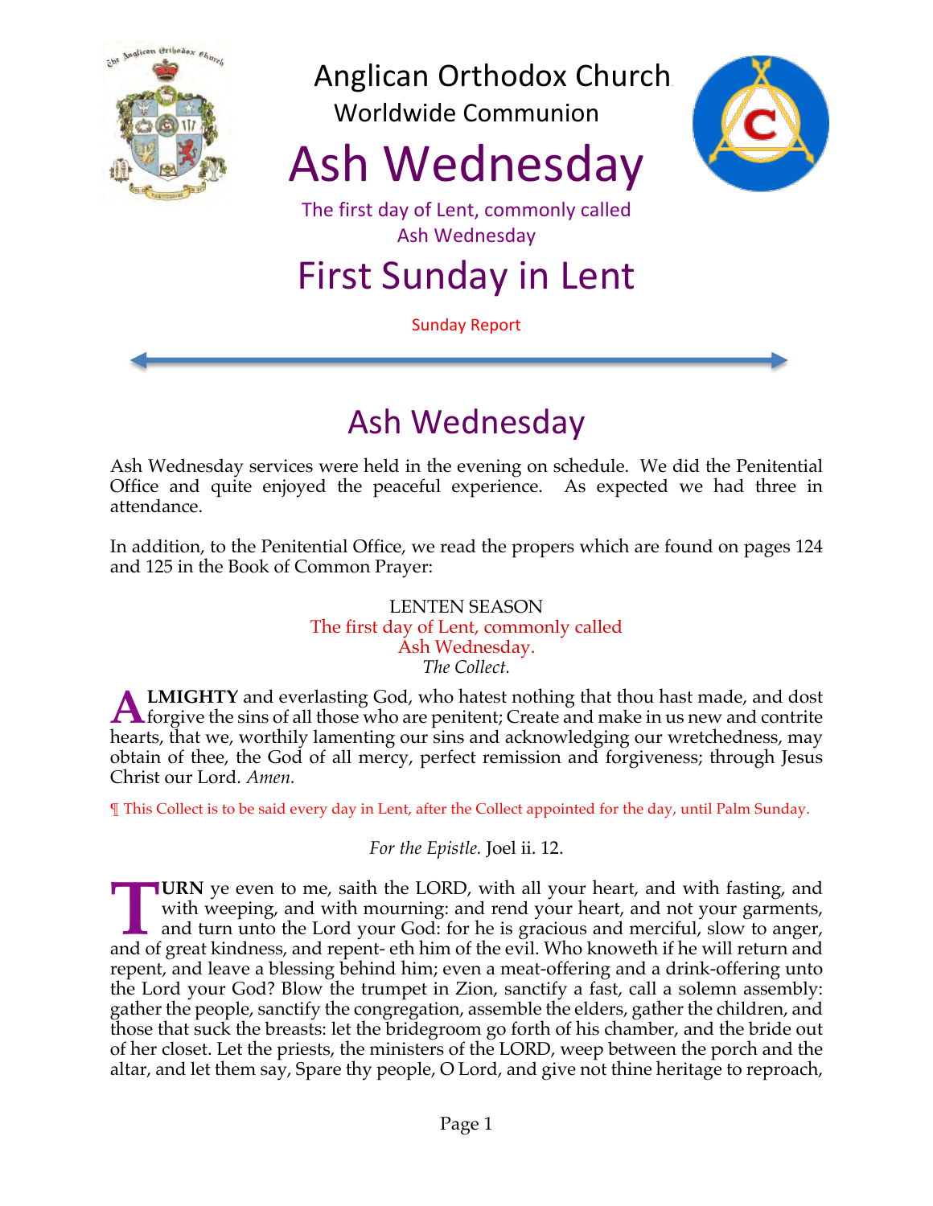# Anglican Orthodox Church

Worldwide Communion

# Ash Wednesday

The first day of Lent, commonly called Ash Wednesday

# First Sunday in Lent

Sunday Report

## Ash Wednesday

Ash Wednesday services were held in the evening on schedule. We did the Penitential Office and quite enjoyed the peaceful experience. As expected we had three in attendance.

In addition, to the Penitential Office, we read the propers which are found on pages 124 and 125 in the Book of Common Prayer:

LENTEN SEASON
The first day of Lent, commonly called
Ash Wednesday.
*The Collect.*

**ALMIGHTY** and everlasting God, who hatest nothing that thou hast made, and dost forgive the sins of all those who are penitent; Create and make in us new and contrite hearts, that we, worthily lamenting our sins and acknowledging our wretchedness, may obtain of thee, the God of all mercy, perfect remission and forgiveness; through Jesus Christ our Lord. *Amen.*

¶ This Collect is to be said every day in Lent, after the Collect appointed for the day, until Palm Sunday.

*For the Epistle.* Joel ii. 12.

**TURN** ye even to me, saith the LORD, with all your heart, and with fasting, and with weeping, and with mourning: and rend your heart, and not your garments, and turn unto the Lord your God: for he is gracious and merciful, slow to anger, and of great kindness, and repent- eth him of the evil. Who knoweth if he will return and repent, and leave a blessing behind him; even a meat-offering and a drink-offering unto the Lord your God? Blow the trumpet in Zion, sanctify a fast, call a solemn assembly: gather the people, sanctify the congregation, assemble the elders, gather the children, and those that suck the breasts: let the bridegroom go forth of his chamber, and the bride out of her closet. Let the priests, the ministers of the LORD, weep between the porch and the altar, and let them say, Spare thy people, O Lord, and give not thine heritage to reproach,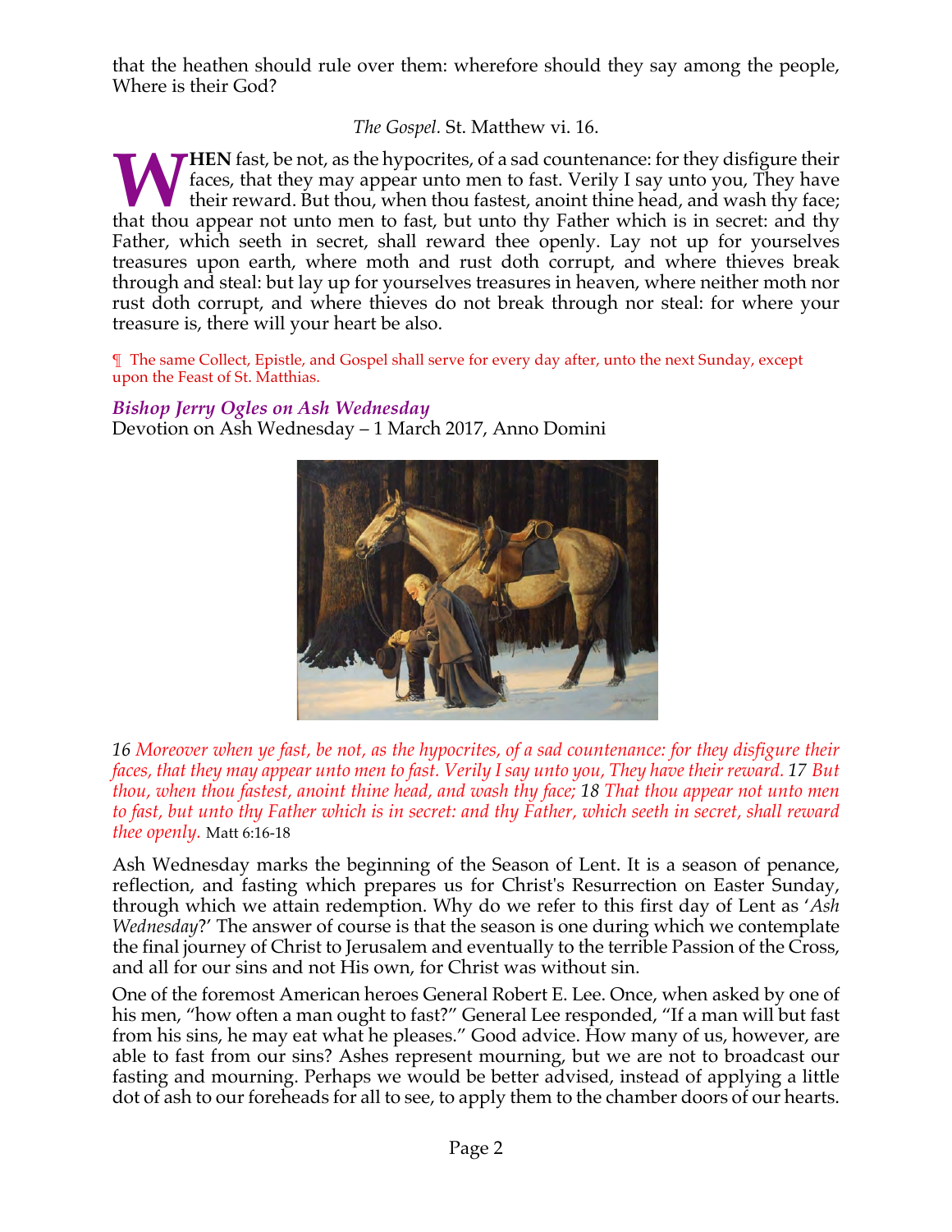that the heathen should rule over them: wherefore should they say among the people, Where is their God?

*The Gospel.* St. Matthew vi. 16.

**WHEN** fast, be not, as the hypocrites, of a sad countenance: for they disfigure their faces, that they may appear unto men to fast. Verily I say unto you, They have their reward. But thou, when thou fastest, anoint thine head, and wash thy face; that thou appear not unto men to fast, but unto thy Father which is in secret: and thy Father, which seeth in secret, shall reward thee openly. Lay not up for yourselves treasures upon earth, where moth and rust doth corrupt, and where thieves break through and steal: but lay up for yourselves treasures in heaven, where neither moth nor rust doth corrupt, and where thieves do not break through nor steal: for where your treasure is, there will your heart be also.

¶ The same Collect, Epistle, and Gospel shall serve for every day after, unto the next Sunday, except upon the Feast of St. Matthias.

### *Bishop Jerry Ogles on Ash Wednesday*

Devotion on Ash Wednesday – 1 March 2017, Anno Domini

*16 Moreover when ye fast, be not, as the hypocrites, of a sad countenance: for they disfigure their faces, that they may appear unto men to fast. Verily I say unto you, They have their reward. 17 But thou, when thou fastest, anoint thine head, and wash thy face; 18 That thou appear not unto men to fast, but unto thy Father which is in secret: and thy Father, which seeth in secret, shall reward thee openly.* Matt 6:16-18

Ash Wednesday marks the beginning of the Season of Lent. It is a season of penance, reflection, and fasting which prepares us for Christ's Resurrection on Easter Sunday, through which we attain redemption. Why do we refer to this first day of Lent as '*Ash Wednesday*?' The answer of course is that the season is one during which we contemplate the final journey of Christ to Jerusalem and eventually to the terrible Passion of the Cross, and all for our sins and not His own, for Christ was without sin.

One of the foremost American heroes General Robert E. Lee. Once, when asked by one of his men, "how often a man ought to fast?" General Lee responded, "If a man will but fast from his sins, he may eat what he pleases." Good advice. How many of us, however, are able to fast from our sins? Ashes represent mourning, but we are not to broadcast our fasting and mourning. Perhaps we would be better advised, instead of applying a little dot of ash to our foreheads for all to see, to apply them to the chamber doors of our hearts.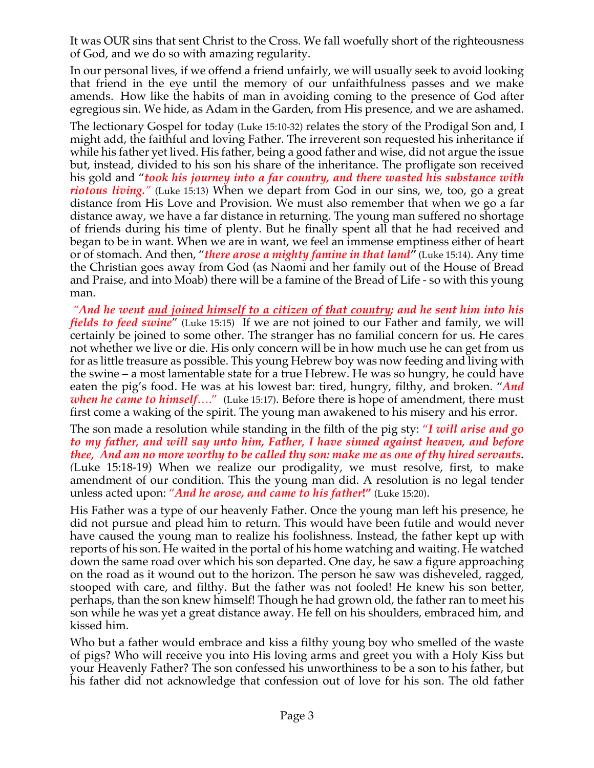It was OUR sins that sent Christ to the Cross. We fall woefully short of the righteousness of God, and we do so with amazing regularity.

In our personal lives, if we offend a friend unfairly, we will usually seek to avoid looking that friend in the eye until the memory of our unfaithfulness passes and we make amends. How like the habits of man in avoiding coming to the presence of God after egregious sin. We hide, as Adam in the Garden, from His presence, and we are ashamed.

The lectionary Gospel for today (Luke 15:10-32) relates the story of the Prodigal Son and, I might add, the faithful and loving Father. The irreverent son requested his inheritance if while his father yet lived. His father, being a good father and wise, did not argue the issue but, instead, divided to his son his share of the inheritance. The profligate son received his gold and "***took his journey into a far country, and there wasted his substance with riotous living.***" (Luke 15:13) When we depart from God in our sins, we, too, go a great distance from His Love and Provision. We must also remember that when we go a far distance away, we have a far distance in returning. The young man suffered no shortage of friends during his time of plenty. But he finally spent all that he had received and began to be in want. When we are in want, we feel an immense emptiness either of heart or of stomach. And then, "***there arose a mighty famine in that land***" (Luke 15:14). Any time the Christian goes away from God (as Naomi and her family out of the House of Bread and Praise, and into Moab) there will be a famine of the Bread of Life - so with this young man.

"***And he went <u>and joined himself to a citizen of that country;</u> and he sent him into his fields to feed swine***" (Luke 15:15) If we are not joined to our Father and family, we will certainly be joined to some other. The stranger has no familial concern for us. He cares not whether we live or die. His only concern will be in how much use he can get from us for as little treasure as possible. This young Hebrew boy was now feeding and living with the swine – a most lamentable state for a true Hebrew. He was so hungry, he could have eaten the pig's food. He was at his lowest bar: tired, hungry, filthy, and broken. "***And when he came to himself….***" (Luke 15:17). Before there is hope of amendment, there must first come a waking of the spirit. The young man awakened to his misery and his error.

The son made a resolution while standing in the filth of the pig sty: "***I will arise and go to my father, and will say unto him, Father, I have sinned against heaven, and before thee, And am no more worthy to be called thy son: make me as one of thy hired servants.*** (Luke 15:18-19) When we realize our prodigality, we must resolve, first, to make amendment of our condition. This the young man did. A resolution is no legal tender unless acted upon: "***And he arose, and came to his father!***" (Luke 15:20).

His Father was a type of our heavenly Father. Once the young man left his presence, he did not pursue and plead him to return. This would have been futile and would never have caused the young man to realize his foolishness. Instead, the father kept up with reports of his son. He waited in the portal of his home watching and waiting. He watched down the same road over which his son departed. One day, he saw a figure approaching on the road as it wound out to the horizon. The person he saw was disheveled, ragged, stooped with care, and filthy. But the father was not fooled! He knew his son better, perhaps, than the son knew himself! Though he had grown old, the father ran to meet his son while he was yet a great distance away. He fell on his shoulders, embraced him, and kissed him.

Who but a father would embrace and kiss a filthy young boy who smelled of the waste of pigs? Who will receive you into His loving arms and greet you with a Holy Kiss but your Heavenly Father? The son confessed his unworthiness to be a son to his father, but his father did not acknowledge that confession out of love for his son. The old father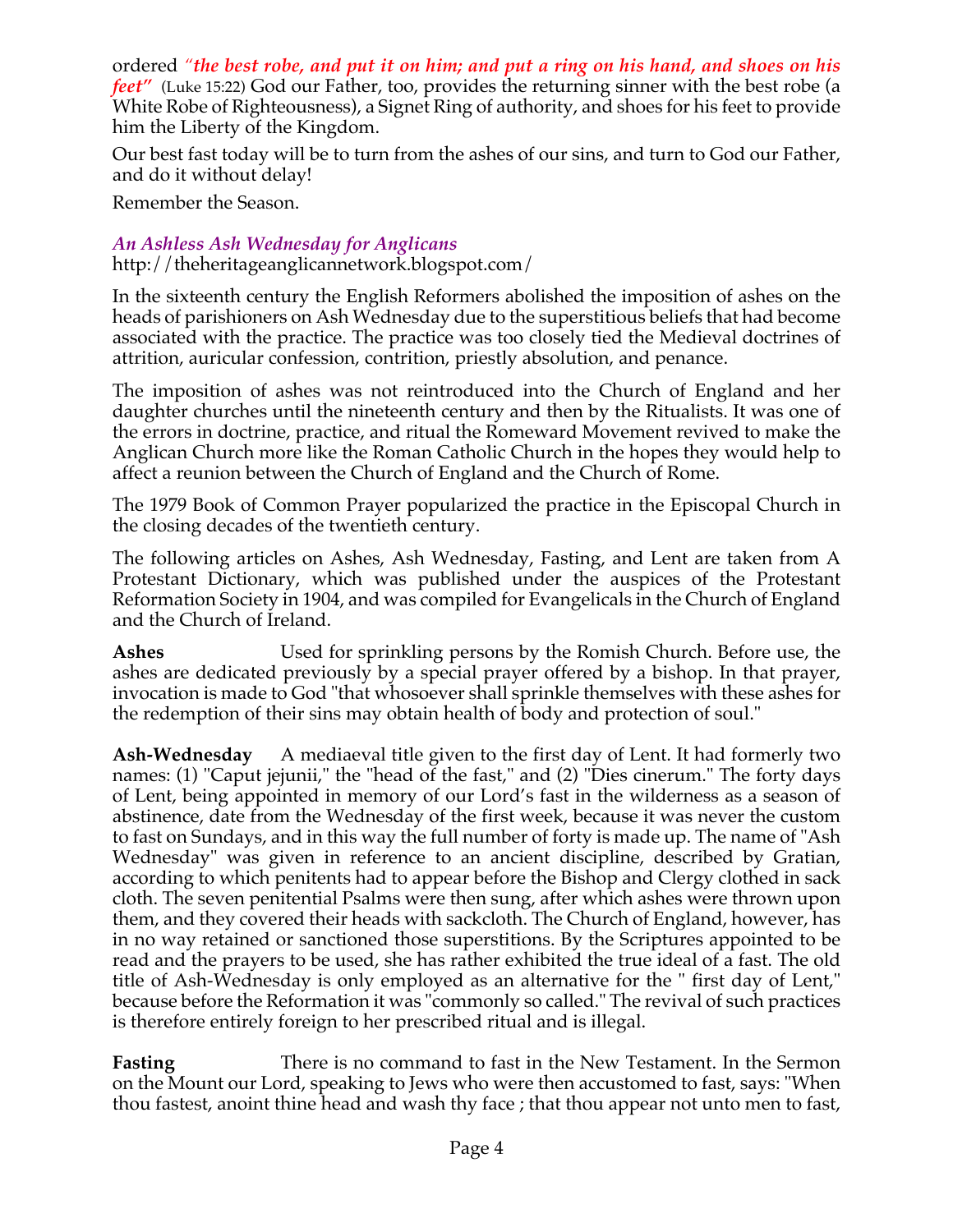ordered *"the best robe, and put it on him; and put a ring on his hand, and shoes on his feet"* (Luke 15:22) God our Father, too, provides the returning sinner with the best robe (a White Robe of Righteousness), a Signet Ring of authority, and shoes for his feet to provide him the Liberty of the Kingdom.

Our best fast today will be to turn from the ashes of our sins, and turn to God our Father, and do it without delay!

Remember the Season.

### *An Ashless Ash Wednesday for Anglicans*

http://theheritageanglicannetwork.blogspot.com/

In the sixteenth century the English Reformers abolished the imposition of ashes on the heads of parishioners on Ash Wednesday due to the superstitious beliefs that had become associated with the practice. The practice was too closely tied the Medieval doctrines of attrition, auricular confession, contrition, priestly absolution, and penance.

The imposition of ashes was not reintroduced into the Church of England and her daughter churches until the nineteenth century and then by the Ritualists. It was one of the errors in doctrine, practice, and ritual the Romeward Movement revived to make the Anglican Church more like the Roman Catholic Church in the hopes they would help to affect a reunion between the Church of England and the Church of Rome.

The 1979 Book of Common Prayer popularized the practice in the Episcopal Church in the closing decades of the twentieth century.

The following articles on Ashes, Ash Wednesday, Fasting, and Lent are taken from A Protestant Dictionary, which was published under the auspices of the Protestant Reformation Society in 1904, and was compiled for Evangelicals in the Church of England and the Church of Ireland.

**Ashes** Used for sprinkling persons by the Romish Church. Before use, the ashes are dedicated previously by a special prayer offered by a bishop. In that prayer, invocation is made to God "that whosoever shall sprinkle themselves with these ashes for the redemption of their sins may obtain health of body and protection of soul."

**Ash-Wednesday** A mediaeval title given to the first day of Lent. It had formerly two names: (1) "Caput jejunii," the "head of the fast," and (2) "Dies cinerum." The forty days of Lent, being appointed in memory of our Lord's fast in the wilderness as a season of abstinence, date from the Wednesday of the first week, because it was never the custom to fast on Sundays, and in this way the full number of forty is made up. The name of "Ash Wednesday" was given in reference to an ancient discipline, described by Gratian, according to which penitents had to appear before the Bishop and Clergy clothed in sack cloth. The seven penitential Psalms were then sung, after which ashes were thrown upon them, and they covered their heads with sackcloth. The Church of England, however, has in no way retained or sanctioned those superstitions. By the Scriptures appointed to be read and the prayers to be used, she has rather exhibited the true ideal of a fast. The old title of Ash-Wednesday is only employed as an alternative for the " first day of Lent," because before the Reformation it was "commonly so called." The revival of such practices is therefore entirely foreign to her prescribed ritual and is illegal.

**Fasting** There is no command to fast in the New Testament. In the Sermon on the Mount our Lord, speaking to Jews who were then accustomed to fast, says: "When thou fastest, anoint thine head and wash thy face ; that thou appear not unto men to fast,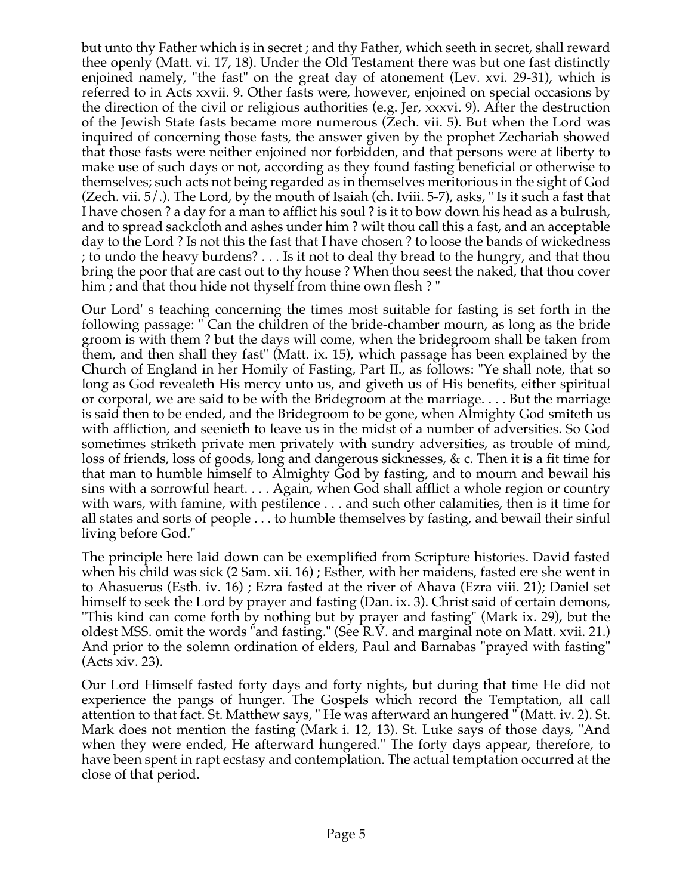but unto thy Father which is in secret ; and thy Father, which seeth in secret, shall reward thee openly (Matt. vi. 17, 18). Under the Old Testament there was but one fast distinctly enjoined namely, "the fast" on the great day of atonement (Lev. xvi. 29-31), which is referred to in Acts xxvii. 9. Other fasts were, however, enjoined on special occasions by the direction of the civil or religious authorities (e.g. Jer, xxxvi. 9). After the destruction of the Jewish State fasts became more numerous (Zech. vii. 5). But when the Lord was inquired of concerning those fasts, the answer given by the prophet Zechariah showed that those fasts were neither enjoined nor forbidden, and that persons were at liberty to make use of such days or not, according as they found fasting beneficial or otherwise to themselves; such acts not being regarded as in themselves meritorious in the sight of God (Zech. vii. 5/.). The Lord, by the mouth of Isaiah (ch. Iviii. 5-7), asks, " Is it such a fast that I have chosen ? a day for a man to afflict his soul ? is it to bow down his head as a bulrush, and to spread sackcloth and ashes under him ? wilt thou call this a fast, and an acceptable day to the Lord ? Is not this the fast that I have chosen ? to loose the bands of wickedness ; to undo the heavy burdens? . . . Is it not to deal thy bread to the hungry, and that thou bring the poor that are cast out to thy house ? When thou seest the naked, that thou cover him ; and that thou hide not thyself from thine own flesh ? "

Our Lord' s teaching concerning the times most suitable for fasting is set forth in the following passage: " Can the children of the bride-chamber mourn, as long as the bride groom is with them ? but the days will come, when the bridegroom shall be taken from them, and then shall they fast" (Matt. ix. 15), which passage has been explained by the Church of England in her Homily of Fasting, Part II., as follows: "Ye shall note, that so long as God revealeth His mercy unto us, and giveth us of His benefits, either spiritual or corporal, we are said to be with the Bridegroom at the marriage. . . . But the marriage is said then to be ended, and the Bridegroom to be gone, when Almighty God smiteth us with affliction, and seenieth to leave us in the midst of a number of adversities. So God sometimes striketh private men privately with sundry adversities, as trouble of mind, loss of friends, loss of goods, long and dangerous sicknesses, & c. Then it is a fit time for that man to humble himself to Almighty God by fasting, and to mourn and bewail his sins with a sorrowful heart. . . . Again, when God shall afflict a whole region or country with wars, with famine, with pestilence . . . and such other calamities, then is it time for all states and sorts of people . . . to humble themselves by fasting, and bewail their sinful living before God."

The principle here laid down can be exemplified from Scripture histories. David fasted when his child was sick (2 Sam. xii. 16) ; Esther, with her maidens, fasted ere she went in to Ahasuerus (Esth. iv. 16) ; Ezra fasted at the river of Ahava (Ezra viii. 21); Daniel set himself to seek the Lord by prayer and fasting (Dan. ix. 3). Christ said of certain demons, "This kind can come forth by nothing but by prayer and fasting" (Mark ix. 29), but the oldest MSS. omit the words "and fasting." (See R.V. and marginal note on Matt. xvii. 21.) And prior to the solemn ordination of elders, Paul and Barnabas "prayed with fasting" (Acts xiv. 23).

Our Lord Himself fasted forty days and forty nights, but during that time He did not experience the pangs of hunger. The Gospels which record the Temptation, all call attention to that fact. St. Matthew says, " He was afterward an hungered " (Matt. iv. 2). St. Mark does not mention the fasting (Mark i. 12, 13). St. Luke says of those days, "And when they were ended, He afterward hungered." The forty days appear, therefore, to have been spent in rapt ecstasy and contemplation. The actual temptation occurred at the close of that period.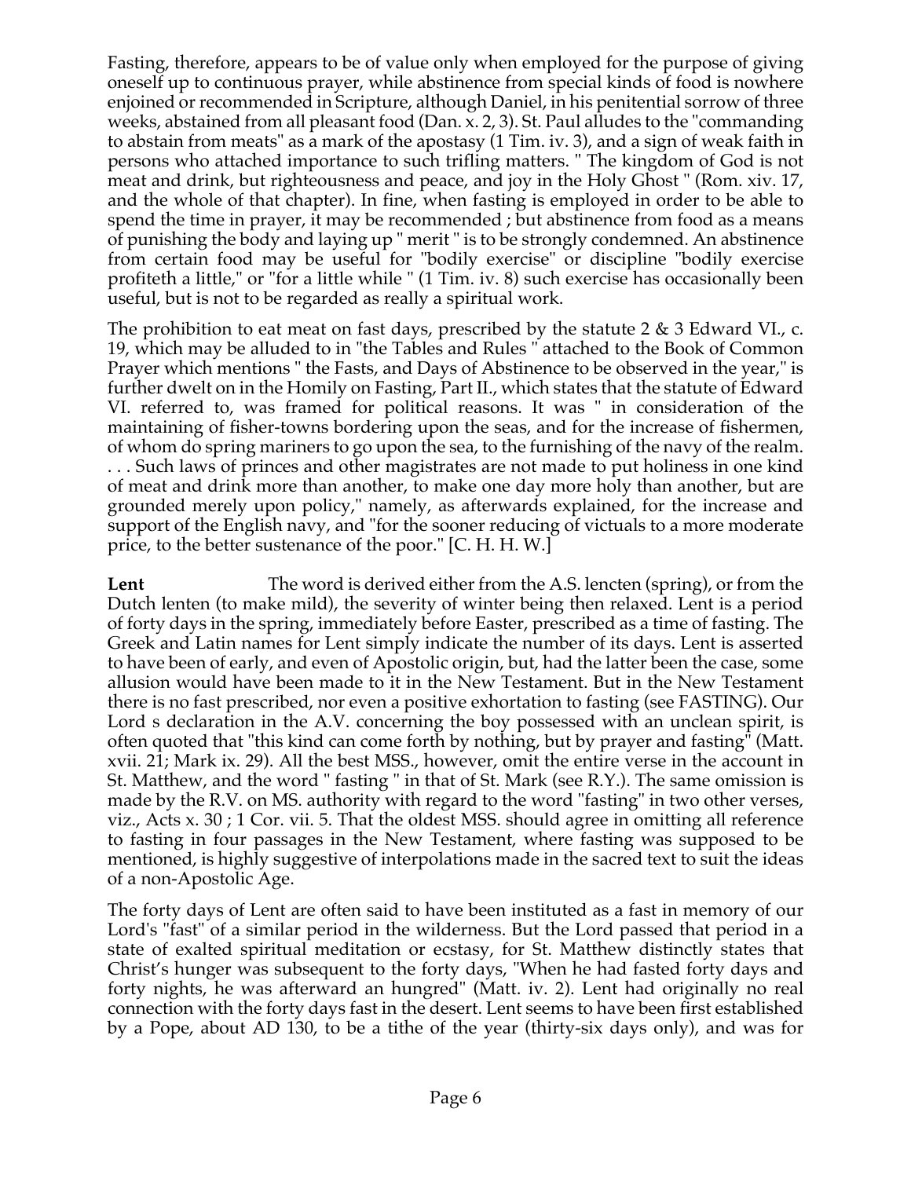Fasting, therefore, appears to be of value only when employed for the purpose of giving oneself up to continuous prayer, while abstinence from special kinds of food is nowhere enjoined or recommended in Scripture, although Daniel, in his penitential sorrow of three weeks, abstained from all pleasant food (Dan. x. 2, 3). St. Paul alludes to the "commanding to abstain from meats" as a mark of the apostasy (1 Tim. iv. 3), and a sign of weak faith in persons who attached importance to such trifling matters. " The kingdom of God is not meat and drink, but righteousness and peace, and joy in the Holy Ghost " (Rom. xiv. 17, and the whole of that chapter). In fine, when fasting is employed in order to be able to spend the time in prayer, it may be recommended ; but abstinence from food as a means of punishing the body and laying up " merit " is to be strongly condemned. An abstinence from certain food may be useful for "bodily exercise" or discipline "bodily exercise profiteth a little," or "for a little while " (1 Tim. iv. 8) such exercise has occasionally been useful, but is not to be regarded as really a spiritual work.

The prohibition to eat meat on fast days, prescribed by the statute 2 & 3 Edward VI., c. 19, which may be alluded to in "the Tables and Rules " attached to the Book of Common Prayer which mentions " the Fasts, and Days of Abstinence to be observed in the year," is further dwelt on in the Homily on Fasting, Part II., which states that the statute of Edward VI. referred to, was framed for political reasons. It was " in consideration of the maintaining of fisher-towns bordering upon the seas, and for the increase of fishermen, of whom do spring mariners to go upon the sea, to the furnishing of the navy of the realm. . . . Such laws of princes and other magistrates are not made to put holiness in one kind of meat and drink more than another, to make one day more holy than another, but are grounded merely upon policy," namely, as afterwards explained, for the increase and support of the English navy, and "for the sooner reducing of victuals to a more moderate price, to the better sustenance of the poor." [C. H. H. W.]

**Lent** The word is derived either from the A.S. lencten (spring), or from the Dutch lenten (to make mild), the severity of winter being then relaxed. Lent is a period of forty days in the spring, immediately before Easter, prescribed as a time of fasting. The Greek and Latin names for Lent simply indicate the number of its days. Lent is asserted to have been of early, and even of Apostolic origin, but, had the latter been the case, some allusion would have been made to it in the New Testament. But in the New Testament there is no fast prescribed, nor even a positive exhortation to fasting (see FASTING). Our Lord s declaration in the A.V. concerning the boy possessed with an unclean spirit, is often quoted that "this kind can come forth by nothing, but by prayer and fasting" (Matt. xvii. 21; Mark ix. 29). All the best MSS., however, omit the entire verse in the account in St. Matthew, and the word " fasting " in that of St. Mark (see R.Y.). The same omission is made by the R.V. on MS. authority with regard to the word "fasting" in two other verses, viz., Acts x. 30 ; 1 Cor. vii. 5. That the oldest MSS. should agree in omitting all reference to fasting in four passages in the New Testament, where fasting was supposed to be mentioned, is highly suggestive of interpolations made in the sacred text to suit the ideas of a non-Apostolic Age.

The forty days of Lent are often said to have been instituted as a fast in memory of our Lord's "fast" of a similar period in the wilderness. But the Lord passed that period in a state of exalted spiritual meditation or ecstasy, for St. Matthew distinctly states that Christ's hunger was subsequent to the forty days, "When he had fasted forty days and forty nights, he was afterward an hungred" (Matt. iv. 2). Lent had originally no real connection with the forty days fast in the desert. Lent seems to have been first established by a Pope, about AD 130, to be a tithe of the year (thirty-six days only), and was for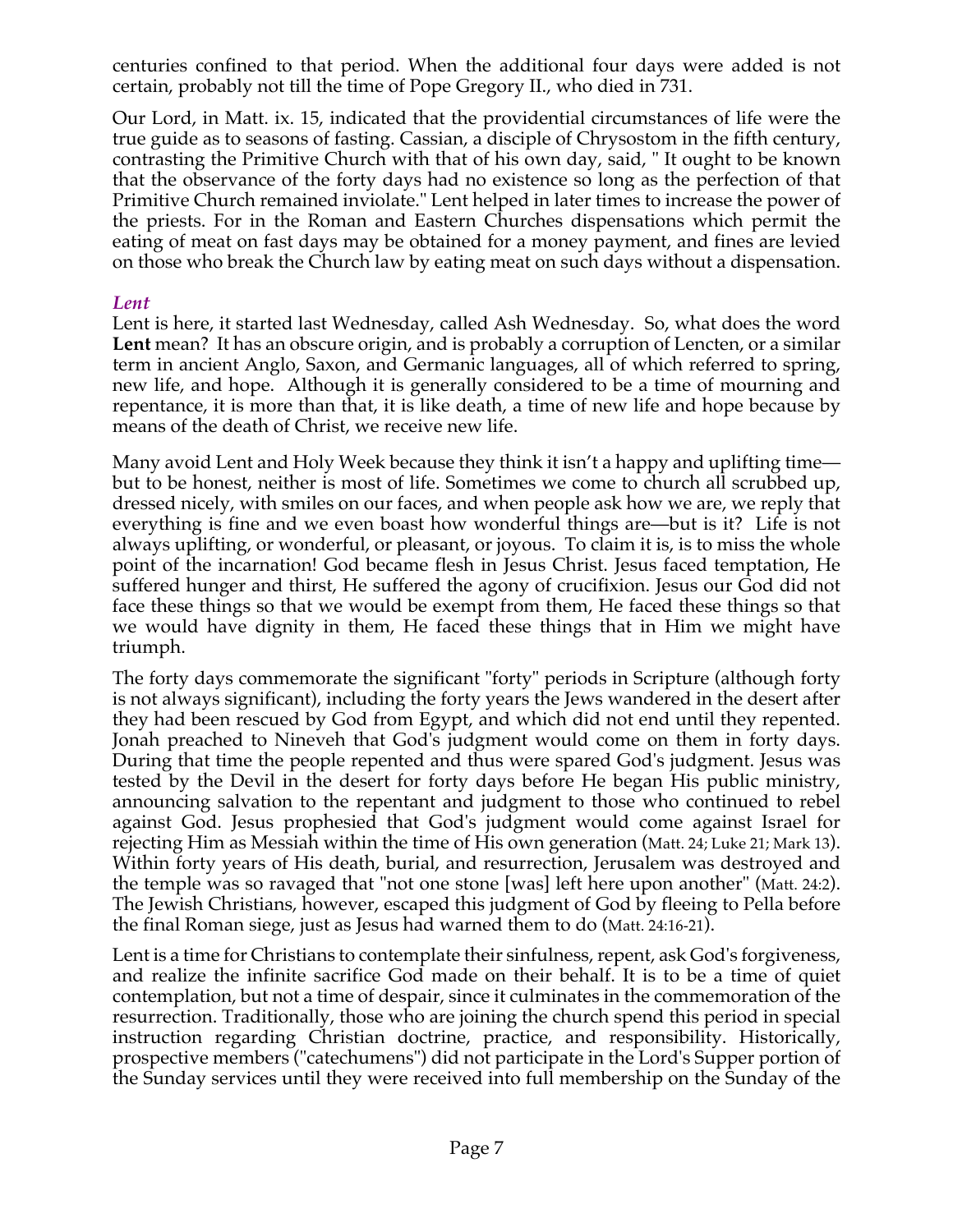centuries confined to that period. When the additional four days were added is not certain, probably not till the time of Pope Gregory II., who died in 731.

Our Lord, in Matt. ix. 15, indicated that the providential circumstances of life were the true guide as to seasons of fasting. Cassian, a disciple of Chrysostom in the fifth century, contrasting the Primitive Church with that of his own day, said, " It ought to be known that the observance of the forty days had no existence so long as the perfection of that Primitive Church remained inviolate." Lent helped in later times to increase the power of the priests. For in the Roman and Eastern Churches dispensations which permit the eating of meat on fast days may be obtained for a money payment, and fines are levied on those who break the Church law by eating meat on such days without a dispensation.

### *Lent*

Lent is here, it started last Wednesday, called Ash Wednesday. So, what does the word **Lent** mean? It has an obscure origin, and is probably a corruption of Lencten, or a similar term in ancient Anglo, Saxon, and Germanic languages, all of which referred to spring, new life, and hope. Although it is generally considered to be a time of mourning and repentance, it is more than that, it is like death, a time of new life and hope because by means of the death of Christ, we receive new life.

Many avoid Lent and Holy Week because they think it isn't a happy and uplifting time—but to be honest, neither is most of life. Sometimes we come to church all scrubbed up, dressed nicely, with smiles on our faces, and when people ask how we are, we reply that everything is fine and we even boast how wonderful things are—but is it? Life is not always uplifting, or wonderful, or pleasant, or joyous. To claim it is, is to miss the whole point of the incarnation! God became flesh in Jesus Christ. Jesus faced temptation, He suffered hunger and thirst, He suffered the agony of crucifixion. Jesus our God did not face these things so that we would be exempt from them, He faced these things so that we would have dignity in them, He faced these things that in Him we might have triumph.

The forty days commemorate the significant "forty" periods in Scripture (although forty is not always significant), including the forty years the Jews wandered in the desert after they had been rescued by God from Egypt, and which did not end until they repented. Jonah preached to Nineveh that God's judgment would come on them in forty days. During that time the people repented and thus were spared God's judgment. Jesus was tested by the Devil in the desert for forty days before He began His public ministry, announcing salvation to the repentant and judgment to those who continued to rebel against God. Jesus prophesied that God's judgment would come against Israel for rejecting Him as Messiah within the time of His own generation (Matt. 24; Luke 21; Mark 13). Within forty years of His death, burial, and resurrection, Jerusalem was destroyed and the temple was so ravaged that "not one stone [was] left here upon another" (Matt. 24:2). The Jewish Christians, however, escaped this judgment of God by fleeing to Pella before the final Roman siege, just as Jesus had warned them to do (Matt. 24:16-21).

Lent is a time for Christians to contemplate their sinfulness, repent, ask God's forgiveness, and realize the infinite sacrifice God made on their behalf. It is to be a time of quiet contemplation, but not a time of despair, since it culminates in the commemoration of the resurrection. Traditionally, those who are joining the church spend this period in special instruction regarding Christian doctrine, practice, and responsibility. Historically, prospective members ("catechumens") did not participate in the Lord's Supper portion of the Sunday services until they were received into full membership on the Sunday of the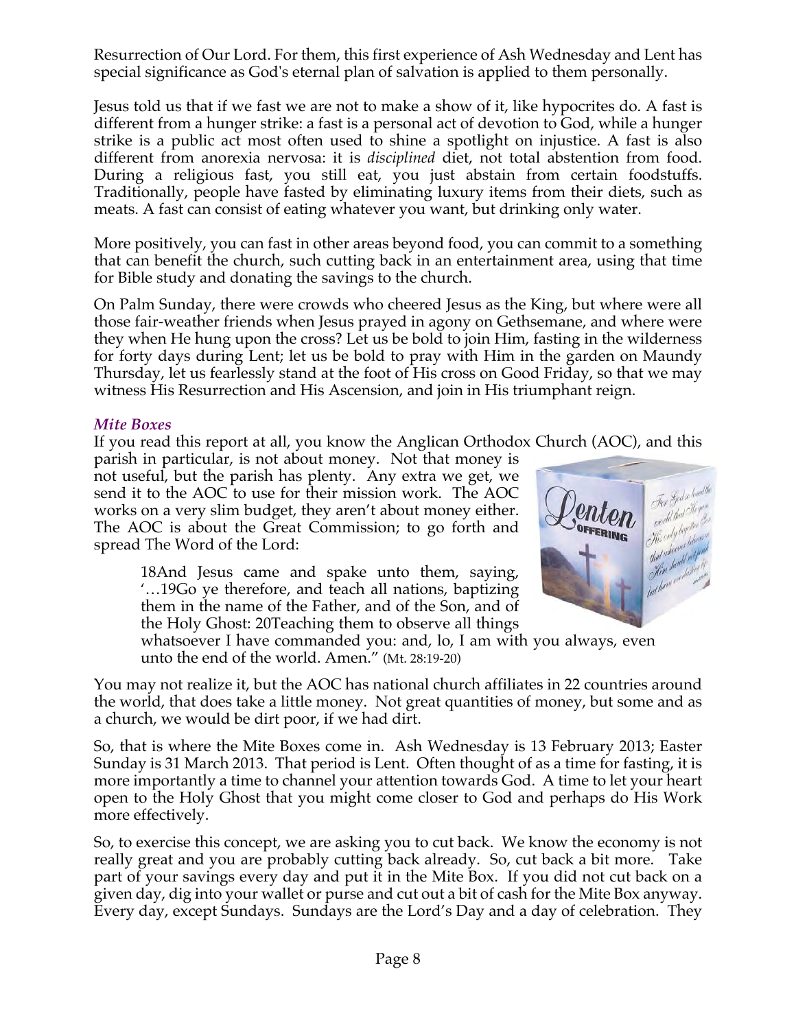Resurrection of Our Lord. For them, this first experience of Ash Wednesday and Lent has special significance as God's eternal plan of salvation is applied to them personally.

Jesus told us that if we fast we are not to make a show of it, like hypocrites do. A fast is different from a hunger strike: a fast is a personal act of devotion to God, while a hunger strike is a public act most often used to shine a spotlight on injustice. A fast is also different from anorexia nervosa: it is *disciplined* diet, not total abstention from food. During a religious fast, you still eat, you just abstain from certain foodstuffs. Traditionally, people have fasted by eliminating luxury items from their diets, such as meats. A fast can consist of eating whatever you want, but drinking only water.

More positively, you can fast in other areas beyond food, you can commit to a something that can benefit the church, such cutting back in an entertainment area, using that time for Bible study and donating the savings to the church.

On Palm Sunday, there were crowds who cheered Jesus as the King, but where were all those fair-weather friends when Jesus prayed in agony on Gethsemane, and where were they when He hung upon the cross? Let us be bold to join Him, fasting in the wilderness for forty days during Lent; let us be bold to pray with Him in the garden on Maundy Thursday, let us fearlessly stand at the foot of His cross on Good Friday, so that we may witness His Resurrection and His Ascension, and join in His triumphant reign.

### *Mite Boxes*

If you read this report at all, you know the Anglican Orthodox Church (AOC), and this parish in particular, is not about money. Not that money is not useful, but the parish has plenty. Any extra we get, we send it to the AOC to use for their mission work. The AOC works on a very slim budget, they aren't about money either. The AOC is about the Great Commission; to go forth and spread The Word of the Lord:

> 18And Jesus came and spake unto them, saying, '…19Go ye therefore, and teach all nations, baptizing them in the name of the Father, and of the Son, and of the Holy Ghost: 20Teaching them to observe all things whatsoever I have commanded you: and, lo, I am with you always, even unto the end of the world. Amen." (Mt. 28:19-20)

You may not realize it, but the AOC has national church affiliates in 22 countries around the world, that does take a little money. Not great quantities of money, but some and as a church, we would be dirt poor, if we had dirt.

So, that is where the Mite Boxes come in. Ash Wednesday is 13 February 2013; Easter Sunday is 31 March 2013. That period is Lent. Often thought of as a time for fasting, it is more importantly a time to channel your attention towards God. A time to let your heart open to the Holy Ghost that you might come closer to God and perhaps do His Work more effectively.

So, to exercise this concept, we are asking you to cut back. We know the economy is not really great and you are probably cutting back already. So, cut back a bit more. Take part of your savings every day and put it in the Mite Box. If you did not cut back on a given day, dig into your wallet or purse and cut out a bit of cash for the Mite Box anyway. Every day, except Sundays. Sundays are the Lord's Day and a day of celebration. They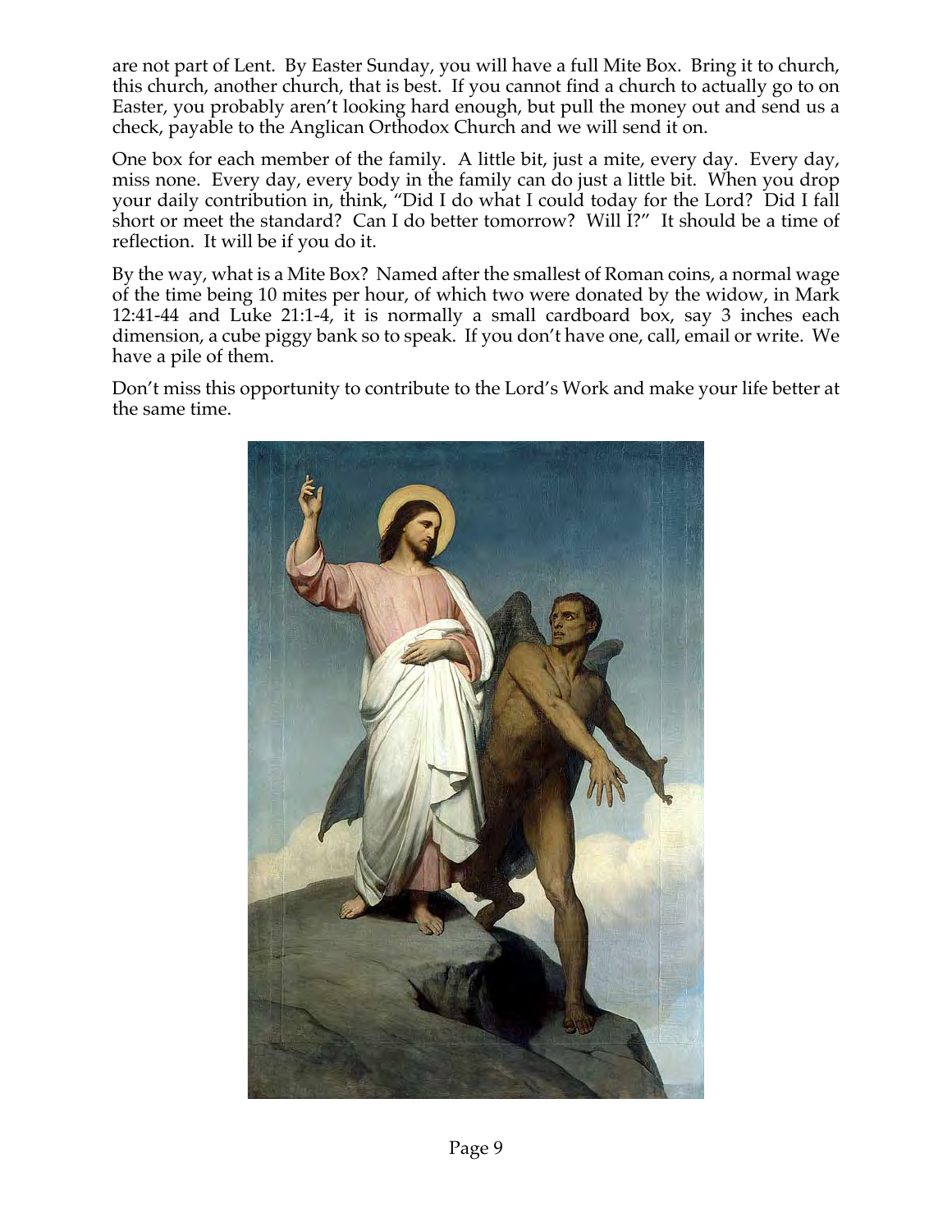are not part of Lent. By Easter Sunday, you will have a full Mite Box. Bring it to church, this church, another church, that is best. If you cannot find a church to actually go to on Easter, you probably aren't looking hard enough, but pull the money out and send us a check, payable to the Anglican Orthodox Church and we will send it on.

One box for each member of the family. A little bit, just a mite, every day. Every day, miss none. Every day, every body in the family can do just a little bit. When you drop your daily contribution in, think, "Did I do what I could today for the Lord? Did I fall short or meet the standard? Can I do better tomorrow? Will I?" It should be a time of reflection. It will be if you do it.

By the way, what is a Mite Box? Named after the smallest of Roman coins, a normal wage of the time being 10 mites per hour, of which two were donated by the widow, in Mark 12:41-44 and Luke 21:1-4, it is normally a small cardboard box, say 3 inches each dimension, a cube piggy bank so to speak. If you don't have one, call, email or write. We have a pile of them.

Don't miss this opportunity to contribute to the Lord's Work and make your life better at the same time.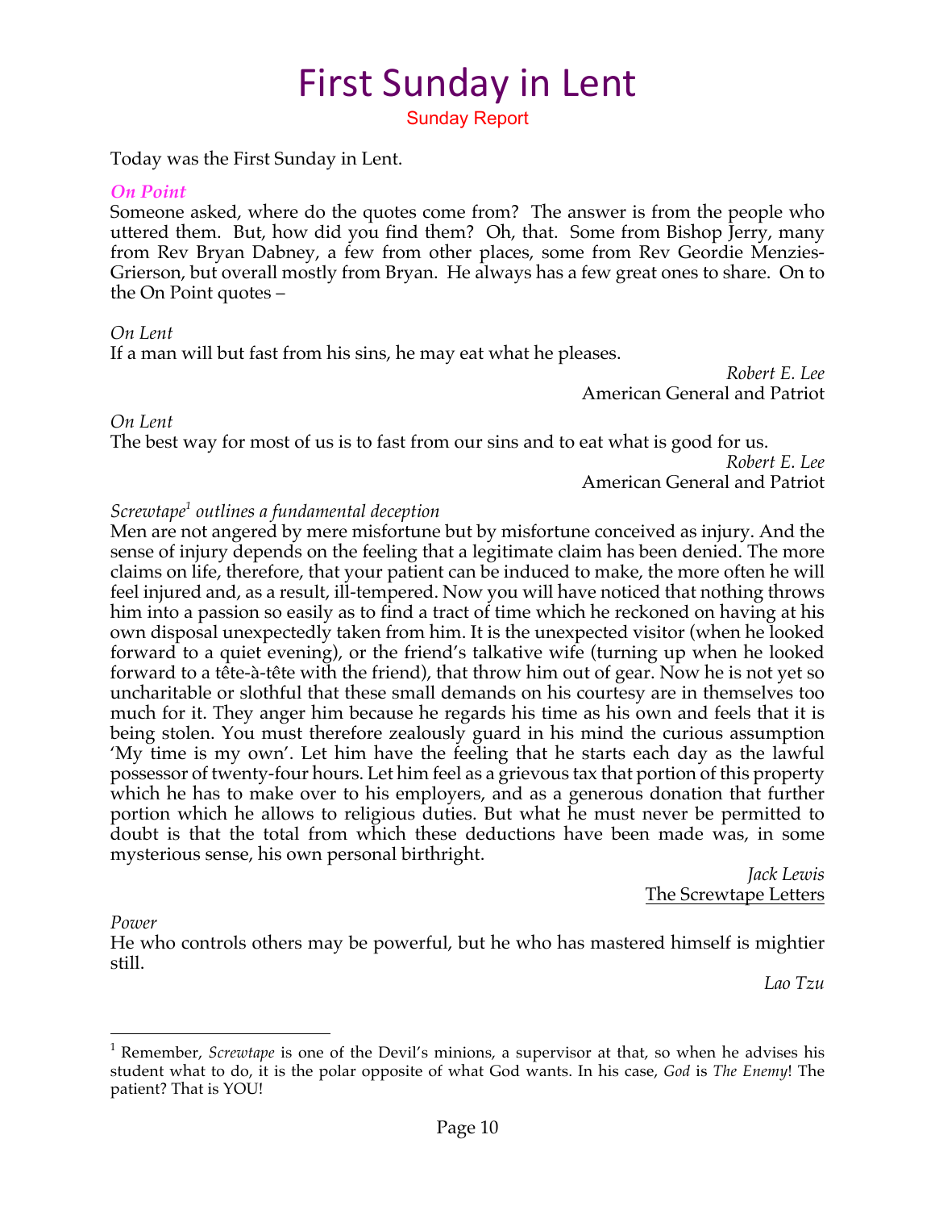# First Sunday in Lent

Sunday Report

Today was the First Sunday in Lent.

***On Point***

Someone asked, where do the quotes come from? The answer is from the people who uttered them. But, how did you find them? Oh, that. Some from Bishop Jerry, many from Rev Bryan Dabney, a few from other places, some from Rev Geordie Menzies-Grierson, but overall mostly from Bryan. He always has a few great ones to share. On to the On Point quotes –

*On Lent*

If a man will but fast from his sins, he may eat what he pleases.

*Robert E. Lee*
American General and Patriot

*On Lent*

The best way for most of us is to fast from our sins and to eat what is good for us.

*Robert E. Lee*
American General and Patriot

*Screwtape[1] outlines a fundamental deception*

Men are not angered by mere misfortune but by misfortune conceived as injury. And the sense of injury depends on the feeling that a legitimate claim has been denied. The more claims on life, therefore, that your patient can be induced to make, the more often he will feel injured and, as a result, ill-tempered. Now you will have noticed that nothing throws him into a passion so easily as to find a tract of time which he reckoned on having at his own disposal unexpectedly taken from him. It is the unexpected visitor (when he looked forward to a quiet evening), or the friend's talkative wife (turning up when he looked forward to a tête-à-tête with the friend), that throw him out of gear. Now he is not yet so uncharitable or slothful that these small demands on his courtesy are in themselves too much for it. They anger him because he regards his time as his own and feels that it is being stolen. You must therefore zealously guard in his mind the curious assumption 'My time is my own'. Let him have the feeling that he starts each day as the lawful possessor of twenty-four hours. Let him feel as a grievous tax that portion of this property which he has to make over to his employers, and as a generous donation that further portion which he allows to religious duties. But what he must never be permitted to doubt is that the total from which these deductions have been made was, in some mysterious sense, his own personal birthright.

*Jack Lewis*
The Screwtape Letters

*Power*

He who controls others may be powerful, but he who has mastered himself is mightier still.

*Lao Tzu*

[1] Remember, *Screwtape* is one of the Devil's minions, a supervisor at that, so when he advises his student what to do, it is the polar opposite of what God wants. In his case, *God* is *The Enemy*! The patient? That is YOU!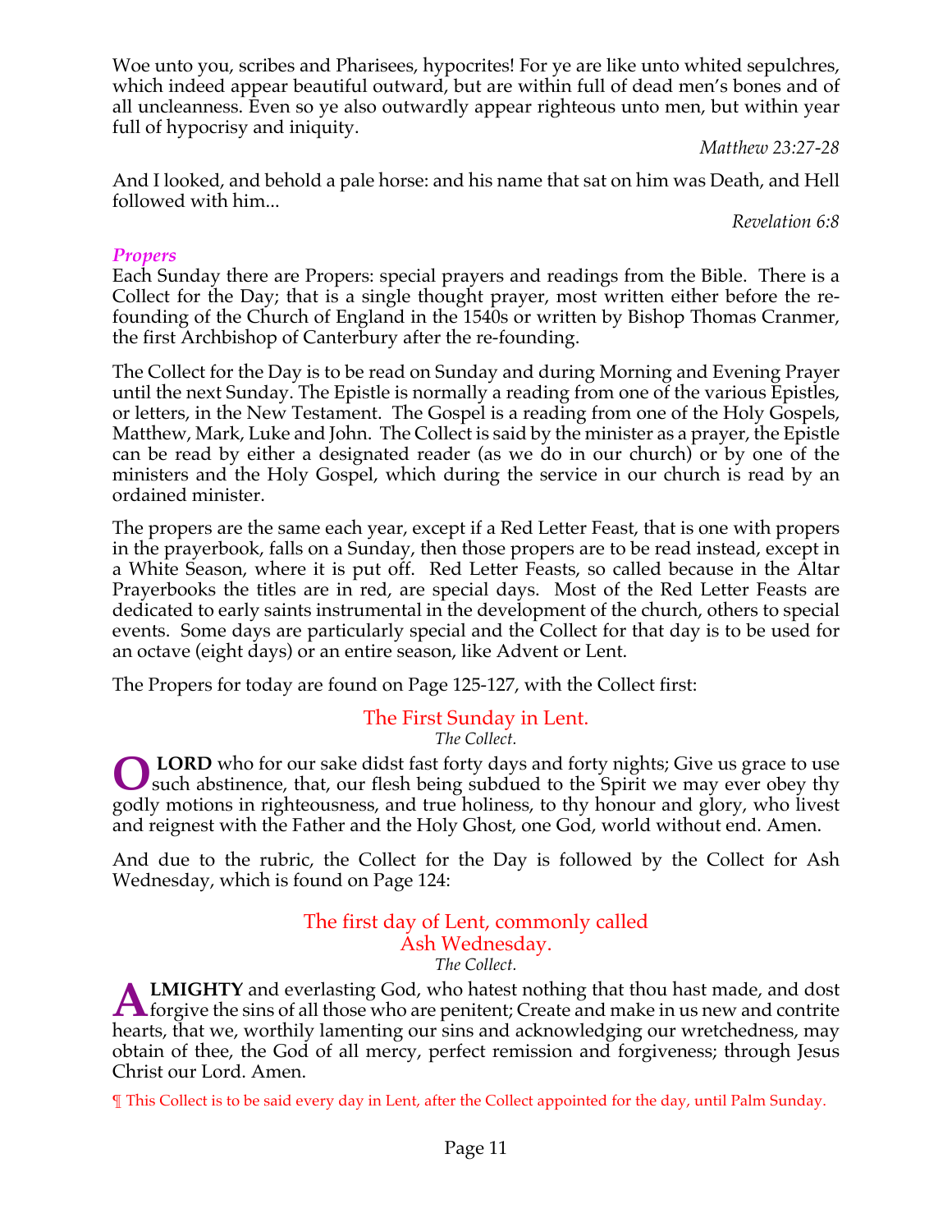Woe unto you, scribes and Pharisees, hypocrites! For ye are like unto whited sepulchres, which indeed appear beautiful outward, but are within full of dead men's bones and of all uncleanness. Even so ye also outwardly appear righteous unto men, but within year full of hypocrisy and iniquity.

*Matthew 23:27-28*

And I looked, and behold a pale horse: and his name that sat on him was Death, and Hell followed with him...

*Revelation 6:8*

### *Propers*

Each Sunday there are Propers: special prayers and readings from the Bible. There is a Collect for the Day; that is a single thought prayer, most written either before the re-founding of the Church of England in the 1540s or written by Bishop Thomas Cranmer, the first Archbishop of Canterbury after the re-founding.

The Collect for the Day is to be read on Sunday and during Morning and Evening Prayer until the next Sunday. The Epistle is normally a reading from one of the various Epistles, or letters, in the New Testament. The Gospel is a reading from one of the Holy Gospels, Matthew, Mark, Luke and John. The Collect is said by the minister as a prayer, the Epistle can be read by either a designated reader (as we do in our church) or by one of the ministers and the Holy Gospel, which during the service in our church is read by an ordained minister.

The propers are the same each year, except if a Red Letter Feast, that is one with propers in the prayerbook, falls on a Sunday, then those propers are to be read instead, except in a White Season, where it is put off. Red Letter Feasts, so called because in the Altar Prayerbooks the titles are in red, are special days. Most of the Red Letter Feasts are dedicated to early saints instrumental in the development of the church, others to special events. Some days are particularly special and the Collect for that day is to be used for an octave (eight days) or an entire season, like Advent or Lent.

The Propers for today are found on Page 125-127, with the Collect first:

## The First Sunday in Lent.

*The Collect.*

**O LORD** who for our sake didst fast forty days and forty nights; Give us grace to use such abstinence, that, our flesh being subdued to the Spirit we may ever obey thy godly motions in righteousness, and true holiness, to thy honour and glory, who livest and reignest with the Father and the Holy Ghost, one God, world without end. Amen.

And due to the rubric, the Collect for the Day is followed by the Collect for Ash Wednesday, which is found on Page 124:

## The first day of Lent, commonly called Ash Wednesday.

*The Collect.*

**ALMIGHTY** and everlasting God, who hatest nothing that thou hast made, and dost forgive the sins of all those who are penitent; Create and make in us new and contrite hearts, that we, worthily lamenting our sins and acknowledging our wretchedness, may obtain of thee, the God of all mercy, perfect remission and forgiveness; through Jesus Christ our Lord. Amen.

¶ This Collect is to be said every day in Lent, after the Collect appointed for the day, until Palm Sunday.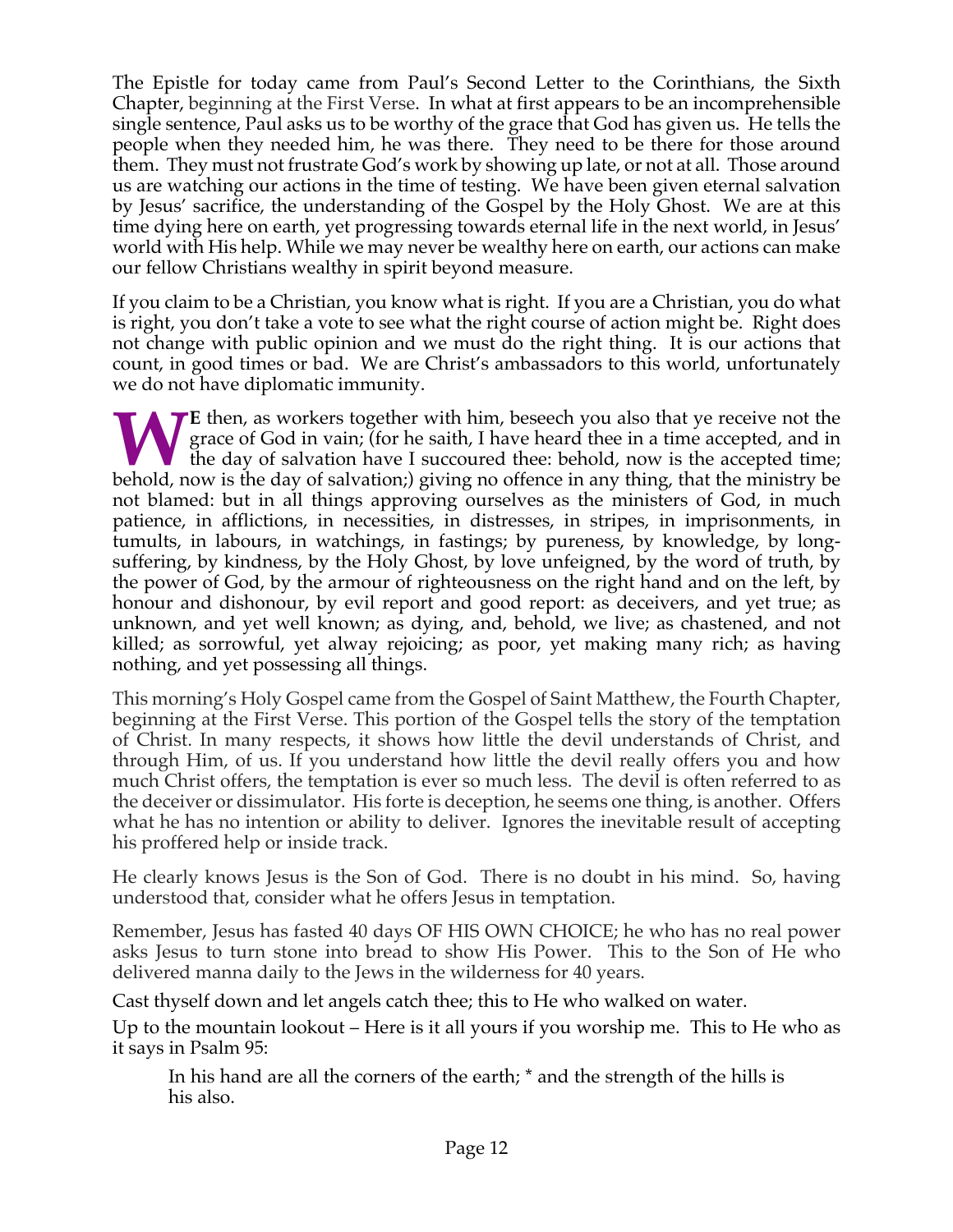The Epistle for today came from Paul's Second Letter to the Corinthians, the Sixth Chapter, beginning at the First Verse. In what at first appears to be an incomprehensible single sentence, Paul asks us to be worthy of the grace that God has given us. He tells the people when they needed him, he was there. They need to be there for those around them. They must not frustrate God's work by showing up late, or not at all. Those around us are watching our actions in the time of testing. We have been given eternal salvation by Jesus' sacrifice, the understanding of the Gospel by the Holy Ghost. We are at this time dying here on earth, yet progressing towards eternal life in the next world, in Jesus' world with His help. While we may never be wealthy here on earth, our actions can make our fellow Christians wealthy in spirit beyond measure.

If you claim to be a Christian, you know what is right. If you are a Christian, you do what is right, you don't take a vote to see what the right course of action might be. Right does not change with public opinion and we must do the right thing. It is our actions that count, in good times or bad. We are Christ's ambassadors to this world, unfortunately we do not have diplomatic immunity.

**WE** then, as workers together with him, beseech you also that ye receive not the grace of God in vain; (for he saith, I have heard thee in a time accepted, and in the day of salvation have I succoured thee: behold, now is the accepted time; behold, now is the day of salvation;) giving no offence in any thing, that the ministry be not blamed: but in all things approving ourselves as the ministers of God, in much patience, in afflictions, in necessities, in distresses, in stripes, in imprisonments, in tumults, in labours, in watchings, in fastings; by pureness, by knowledge, by long-suffering, by kindness, by the Holy Ghost, by love unfeigned, by the word of truth, by the power of God, by the armour of righteousness on the right hand and on the left, by honour and dishonour, by evil report and good report: as deceivers, and yet true; as unknown, and yet well known; as dying, and, behold, we live; as chastened, and not killed; as sorrowful, yet alway rejoicing; as poor, yet making many rich; as having nothing, and yet possessing all things.

This morning's Holy Gospel came from the Gospel of Saint Matthew, the Fourth Chapter, beginning at the First Verse. This portion of the Gospel tells the story of the temptation of Christ. In many respects, it shows how little the devil understands of Christ, and through Him, of us. If you understand how little the devil really offers you and how much Christ offers, the temptation is ever so much less. The devil is often referred to as the deceiver or dissimulator. His forte is deception, he seems one thing, is another. Offers what he has no intention or ability to deliver. Ignores the inevitable result of accepting his proffered help or inside track.

He clearly knows Jesus is the Son of God. There is no doubt in his mind. So, having understood that, consider what he offers Jesus in temptation.

Remember, Jesus has fasted 40 days OF HIS OWN CHOICE; he who has no real power asks Jesus to turn stone into bread to show His Power. This to the Son of He who delivered manna daily to the Jews in the wilderness for 40 years.

Cast thyself down and let angels catch thee; this to He who walked on water.

Up to the mountain lookout – Here is it all yours if you worship me. This to He who as it says in Psalm 95:

> In his hand are all the corners of the earth; * and the strength of the hills is his also.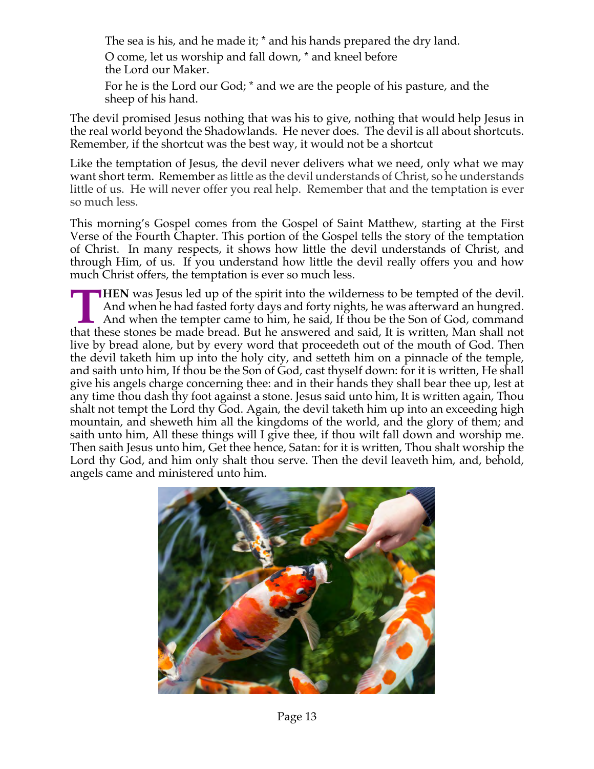The sea is his, and he made it; * and his hands prepared the dry land.

O come, let us worship and fall down, * and kneel before the Lord our Maker.

For he is the Lord our God; * and we are the people of his pasture, and the sheep of his hand.

The devil promised Jesus nothing that was his to give, nothing that would help Jesus in the real world beyond the Shadowlands. He never does. The devil is all about shortcuts. Remember, if the shortcut was the best way, it would not be a shortcut

Like the temptation of Jesus, the devil never delivers what we need, only what we may want short term. Remember as little as the devil understands of Christ, so he understands little of us. He will never offer you real help. Remember that and the temptation is ever so much less.

This morning's Gospel comes from the Gospel of Saint Matthew, starting at the First Verse of the Fourth Chapter. This portion of the Gospel tells the story of the temptation of Christ. In many respects, it shows how little the devil understands of Christ, and through Him, of us. If you understand how little the devil really offers you and how much Christ offers, the temptation is ever so much less.

**THEN** was Jesus led up of the spirit into the wilderness to be tempted of the devil. And when he had fasted forty days and forty nights, he was afterward an hungred. And when the tempter came to him, he said, If thou be the Son of God, command that these stones be made bread. But he answered and said, It is written, Man shall not live by bread alone, but by every word that proceedeth out of the mouth of God. Then the devil taketh him up into the holy city, and setteth him on a pinnacle of the temple, and saith unto him, If thou be the Son of God, cast thyself down: for it is written, He shall give his angels charge concerning thee: and in their hands they shall bear thee up, lest at any time thou dash thy foot against a stone. Jesus said unto him, It is written again, Thou shalt not tempt the Lord thy God. Again, the devil taketh him up into an exceeding high mountain, and sheweth him all the kingdoms of the world, and the glory of them; and saith unto him, All these things will I give thee, if thou wilt fall down and worship me. Then saith Jesus unto him, Get thee hence, Satan: for it is written, Thou shalt worship the Lord thy God, and him only shalt thou serve. Then the devil leaveth him, and, behold, angels came and ministered unto him.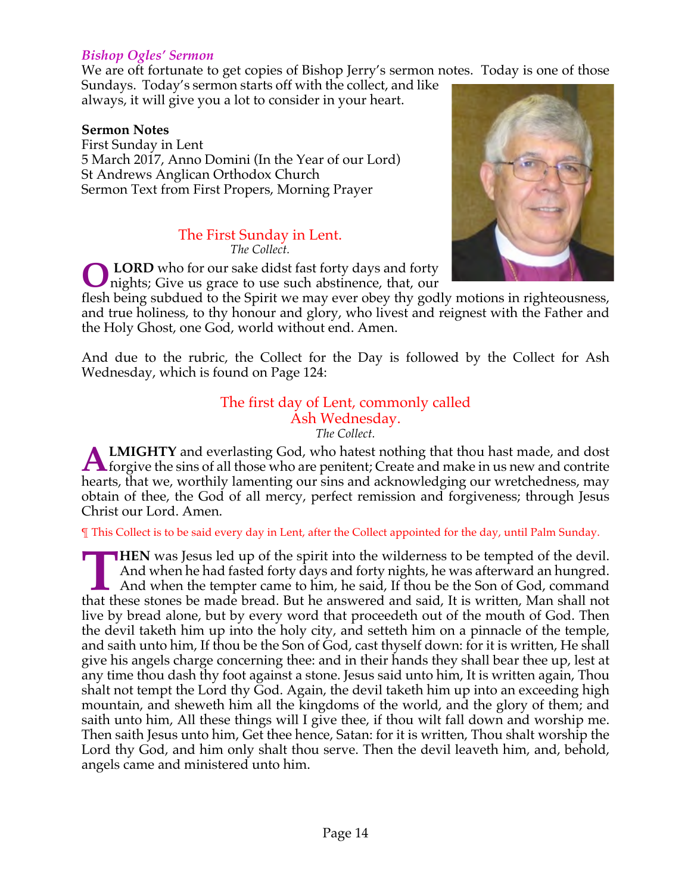### *Bishop Ogles' Sermon*

We are oft fortunate to get copies of Bishop Jerry's sermon notes. Today is one of those Sundays. Today's sermon starts off with the collect, and like always, it will give you a lot to consider in your heart.

**Sermon Notes**
First Sunday in Lent
5 March 2017, Anno Domini (In the Year of our Lord)
St Andrews Anglican Orthodox Church
Sermon Text from First Propers, Morning Prayer

## The First Sunday in Lent.

*The Collect.*

**O LORD** who for our sake didst fast forty days and forty nights; Give us grace to use such abstinence, that, our flesh being subdued to the Spirit we may ever obey thy godly motions in righteousness, and true holiness, to thy honour and glory, who livest and reignest with the Father and the Holy Ghost, one God, world without end. Amen.

And due to the rubric, the Collect for the Day is followed by the Collect for Ash Wednesday, which is found on Page 124:

## The first day of Lent, commonly called Ash Wednesday.

*The Collect.*

**ALMIGHTY** and everlasting God, who hatest nothing that thou hast made, and dost forgive the sins of all those who are penitent; Create and make in us new and contrite hearts, that we, worthily lamenting our sins and acknowledging our wretchedness, may obtain of thee, the God of all mercy, perfect remission and forgiveness; through Jesus Christ our Lord. Amen.

¶ This Collect is to be said every day in Lent, after the Collect appointed for the day, until Palm Sunday.

**THEN** was Jesus led up of the spirit into the wilderness to be tempted of the devil. And when he had fasted forty days and forty nights, he was afterward an hungred. And when the tempter came to him, he said, If thou be the Son of God, command that these stones be made bread. But he answered and said, It is written, Man shall not live by bread alone, but by every word that proceedeth out of the mouth of God. Then the devil taketh him up into the holy city, and setteth him on a pinnacle of the temple, and saith unto him, If thou be the Son of God, cast thyself down: for it is written, He shall give his angels charge concerning thee: and in their hands they shall bear thee up, lest at any time thou dash thy foot against a stone. Jesus said unto him, It is written again, Thou shalt not tempt the Lord thy God. Again, the devil taketh him up into an exceeding high mountain, and sheweth him all the kingdoms of the world, and the glory of them; and saith unto him, All these things will I give thee, if thou wilt fall down and worship me. Then saith Jesus unto him, Get thee hence, Satan: for it is written, Thou shalt worship the Lord thy God, and him only shalt thou serve. Then the devil leaveth him, and, behold, angels came and ministered unto him.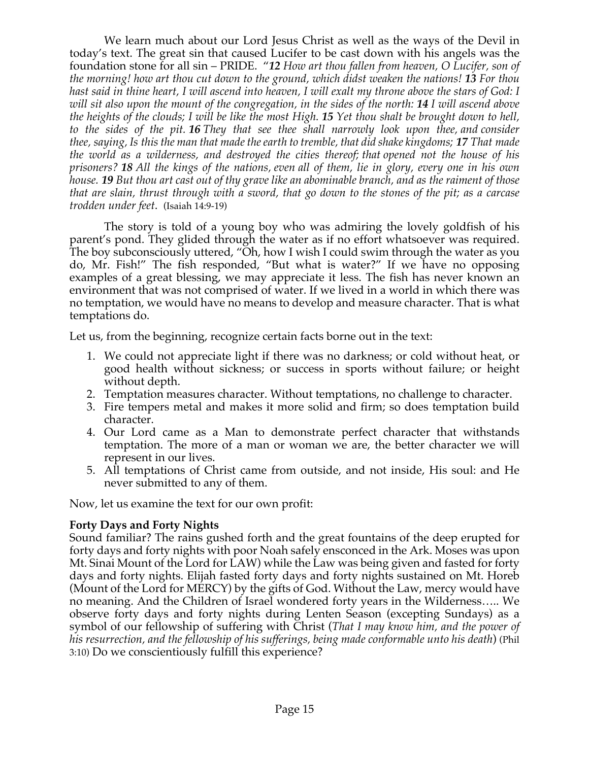We learn much about our Lord Jesus Christ as well as the ways of the Devil in today's text. The great sin that caused Lucifer to be cast down with his angels was the foundation stone for all sin – PRIDE. "***12*** *How art thou fallen from heaven, O Lucifer, son of the morning! how art thou cut down to the ground, which didst weaken the nations!* ***13*** *For thou hast said in thine heart, I will ascend into heaven, I will exalt my throne above the stars of God: I will sit also upon the mount of the congregation, in the sides of the north:* ***14*** *I will ascend above the heights of the clouds; I will be like the most High.* ***15*** *Yet thou shalt be brought down to hell, to the sides of the pit.* ***16*** *They that see thee shall narrowly look upon thee, and consider thee, saying, Is this the man that made the earth to tremble, that did shake kingdoms;* ***17*** *That made the world as a wilderness, and destroyed the cities thereof; that opened not the house of his prisoners?* ***18*** *All the kings of the nations, even all of them, lie in glory, every one in his own house.* ***19*** *But thou art cast out of thy grave like an abominable branch, and as the raiment of those that are slain, thrust through with a sword, that go down to the stones of the pit; as a carcase trodden under feet*. (Isaiah 14:9-19)

The story is told of a young boy who was admiring the lovely goldfish of his parent's pond. They glided through the water as if no effort whatsoever was required. The boy subconsciously uttered, "Oh, how I wish I could swim through the water as you do, Mr. Fish!" The fish responded, "But what is water?" If we have no opposing examples of a great blessing, we may appreciate it less. The fish has never known an environment that was not comprised of water. If we lived in a world in which there was no temptation, we would have no means to develop and measure character. That is what temptations do.

Let us, from the beginning, recognize certain facts borne out in the text:

1. We could not appreciate light if there was no darkness; or cold without heat, or good health without sickness; or success in sports without failure; or height without depth.
2. Temptation measures character. Without temptations, no challenge to character.
3. Fire tempers metal and makes it more solid and firm; so does temptation build character.
4. Our Lord came as a Man to demonstrate perfect character that withstands temptation. The more of a man or woman we are, the better character we will represent in our lives.
5. All temptations of Christ came from outside, and not inside, His soul: and He never submitted to any of them.

Now, let us examine the text for our own profit:

**Forty Days and Forty Nights**

Sound familiar? The rains gushed forth and the great fountains of the deep erupted for forty days and forty nights with poor Noah safely ensconced in the Ark. Moses was upon Mt. Sinai Mount of the Lord for LAW) while the Law was being given and fasted for forty days and forty nights. Elijah fasted forty days and forty nights sustained on Mt. Horeb (Mount of the Lord for MERCY) by the gifts of God. Without the Law, mercy would have no meaning. And the Children of Israel wondered forty years in the Wilderness….. We observe forty days and forty nights during Lenten Season (excepting Sundays) as a symbol of our fellowship of suffering with Christ (*That I may know him, and the power of his resurrection, and the fellowship of his sufferings, being made conformable unto his death*) (Phil 3:10) Do we conscientiously fulfill this experience?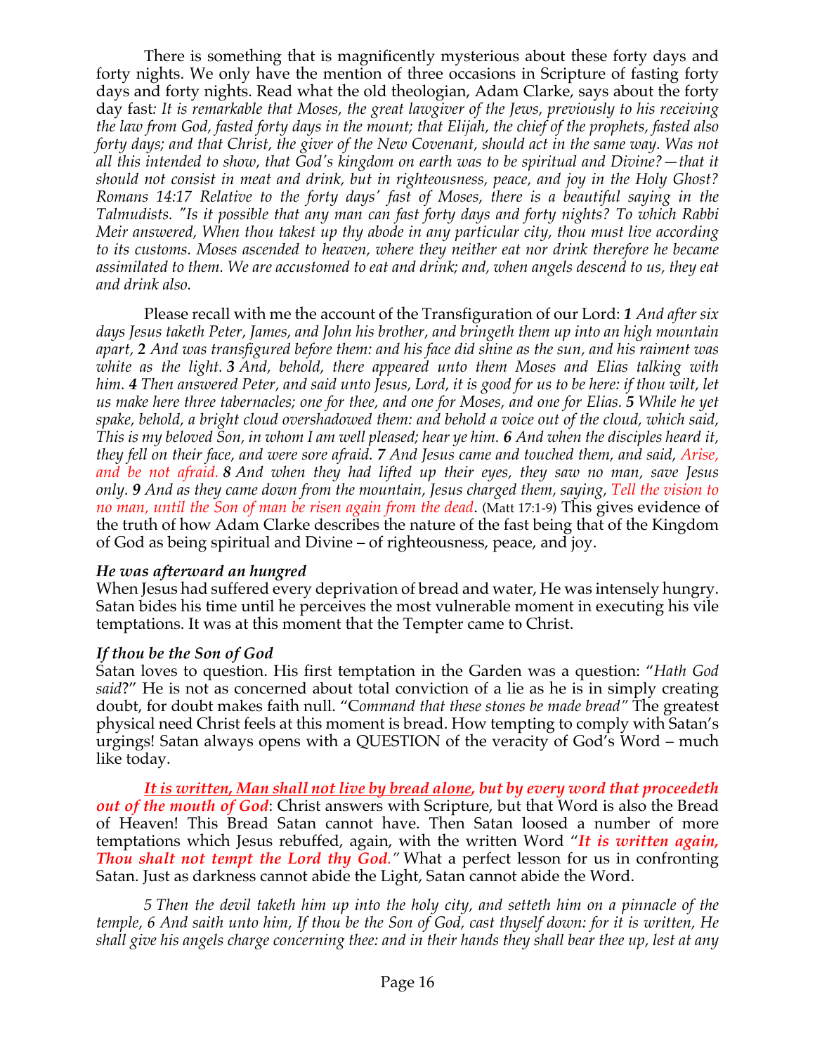There is something that is magnificently mysterious about these forty days and forty nights. We only have the mention of three occasions in Scripture of fasting forty days and forty nights. Read what the old theologian, Adam Clarke, says about the forty day fast: *It is remarkable that Moses, the great lawgiver of the Jews, previously to his receiving the law from God, fasted forty days in the mount; that Elijah, the chief of the prophets, fasted also forty days; and that Christ, the giver of the New Covenant, should act in the same way. Was not all this intended to show, that God's kingdom on earth was to be spiritual and Divine?—that it should not consist in meat and drink, but in righteousness, peace, and joy in the Holy Ghost? Romans 14:17 Relative to the forty days' fast of Moses, there is a beautiful saying in the Talmudists. "Is it possible that any man can fast forty days and forty nights? To which Rabbi Meir answered, When thou takest up thy abode in any particular city, thou must live according to its customs. Moses ascended to heaven, where they neither eat nor drink therefore he became assimilated to them. We are accustomed to eat and drink; and, when angels descend to us, they eat and drink also.*

Please recall with me the account of the Transfiguration of our Lord: ***1*** *And after six days Jesus taketh Peter, James, and John his brother, and bringeth them up into an high mountain apart,* ***2*** *And was transfigured before them: and his face did shine as the sun, and his raiment was white as the light.* ***3*** *And, behold, there appeared unto them Moses and Elias talking with him.* ***4*** *Then answered Peter, and said unto Jesus, Lord, it is good for us to be here: if thou wilt, let us make here three tabernacles; one for thee, and one for Moses, and one for Elias.* ***5*** *While he yet spake, behold, a bright cloud overshadowed them: and behold a voice out of the cloud, which said, This is my beloved Son, in whom I am well pleased; hear ye him.* ***6*** *And when the disciples heard it, they fell on their face, and were sore afraid.* ***7*** *And Jesus came and touched them, and said, Arise, and be not afraid.* ***8*** *And when they had lifted up their eyes, they saw no man, save Jesus only.* ***9*** *And as they came down from the mountain, Jesus charged them, saying, Tell the vision to no man, until the Son of man be risen again from the dead*. (Matt 17:1-9) This gives evidence of the truth of how Adam Clarke describes the nature of the fast being that of the Kingdom of God as being spiritual and Divine – of righteousness, peace, and joy.

***He was afterward an hungred***

When Jesus had suffered every deprivation of bread and water, He was intensely hungry. Satan bides his time until he perceives the most vulnerable moment in executing his vile temptations. It was at this moment that the Tempter came to Christ.

***If thou be the Son of God***

Satan loves to question. His first temptation in the Garden was a question: "*Hath God said*?" He is not as concerned about total conviction of a lie as he is in simply creating doubt, for doubt makes faith null. "C*ommand that these stones be made bread"* The greatest physical need Christ feels at this moment is bread. How tempting to comply with Satan's urgings! Satan always opens with a QUESTION of the veracity of God's Word – much like today.

***It is written, Man shall not live by bread alone, but by every word that proceedeth out of the mouth of God***: Christ answers with Scripture, but that Word is also the Bread of Heaven! This Bread Satan cannot have. Then Satan loosed a number of more temptations which Jesus rebuffed, again, with the written Word "***It is written again, Thou shalt not tempt the Lord thy God***.*"* What a perfect lesson for us in confronting Satan. Just as darkness cannot abide the Light, Satan cannot abide the Word.

*5 Then the devil taketh him up into the holy city, and setteth him on a pinnacle of the temple, 6 And saith unto him, If thou be the Son of God, cast thyself down: for it is written, He shall give his angels charge concerning thee: and in their hands they shall bear thee up, lest at any*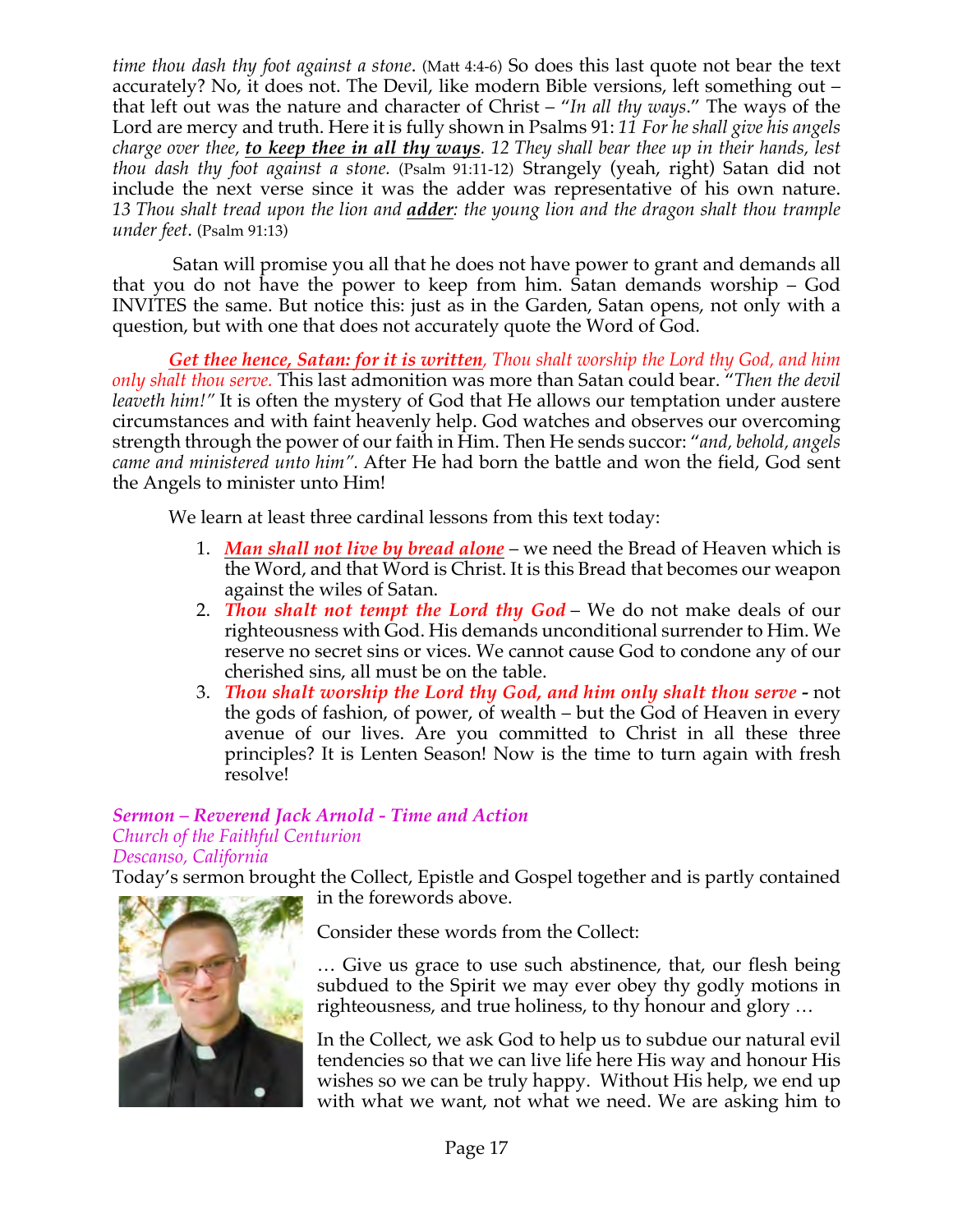*time thou dash thy foot against a stone*. (Matt 4:4-6) So does this last quote not bear the text accurately? No, it does not. The Devil, like modern Bible versions, left something out – that left out was the nature and character of Christ – "*In all thy ways*." The ways of the Lord are mercy and truth. Here it is fully shown in Psalms 91: *11 For he shall give his angels charge over thee, **to keep thee in all thy ways**. 12 They shall bear thee up in their hands, lest thou dash thy foot against a stone.* (Psalm 91:11-12) Strangely (yeah, right) Satan did not include the next verse since it was the adder was representative of his own nature. *13 Thou shalt tread upon the lion and **adder**: the young lion and the dragon shalt thou trample under feet*. (Psalm 91:13)

Satan will promise you all that he does not have power to grant and demands all that you do not have the power to keep from him. Satan demands worship – God INVITES the same. But notice this: just as in the Garden, Satan opens, not only with a question, but with one that does not accurately quote the Word of God.

***Get thee hence, Satan: for it is written**, Thou shalt worship the Lord thy God, and him only shalt thou serve.* This last admonition was more than Satan could bear. "*Then the devil leaveth him!*" It is often the mystery of God that He allows our temptation under austere circumstances and with faint heavenly help. God watches and observes our overcoming strength through the power of our faith in Him. Then He sends succor: "*and, behold, angels came and ministered unto him*". After He had born the battle and won the field, God sent the Angels to minister unto Him!

We learn at least three cardinal lessons from this text today:

1. ***Man shall not live by bread alone*** – we need the Bread of Heaven which is the Word, and that Word is Christ. It is this Bread that becomes our weapon against the wiles of Satan.
2. ***Thou shalt not tempt the Lord thy God*** – We do not make deals of our righteousness with God. His demands unconditional surrender to Him. We reserve no secret sins or vices. We cannot cause God to condone any of our cherished sins, all must be on the table.
3. ***Thou shalt worship the Lord thy God, and him only shalt thou serve*** - not the gods of fashion, of power, of wealth – but the God of Heaven in every avenue of our lives. Are you committed to Christ in all these three principles? It is Lenten Season! Now is the time to turn again with fresh resolve!

***Sermon – Reverend Jack Arnold - Time and Action***
*Church of the Faithful Centurion*
*Descanso, California*

Today's sermon brought the Collect, Epistle and Gospel together and is partly contained in the forewords above.

Consider these words from the Collect:

… Give us grace to use such abstinence, that, our flesh being subdued to the Spirit we may ever obey thy godly motions in righteousness, and true holiness, to thy honour and glory …

In the Collect, we ask God to help us to subdue our natural evil tendencies so that we can live life here His way and honour His wishes so we can be truly happy. Without His help, we end up with what we want, not what we need. We are asking him to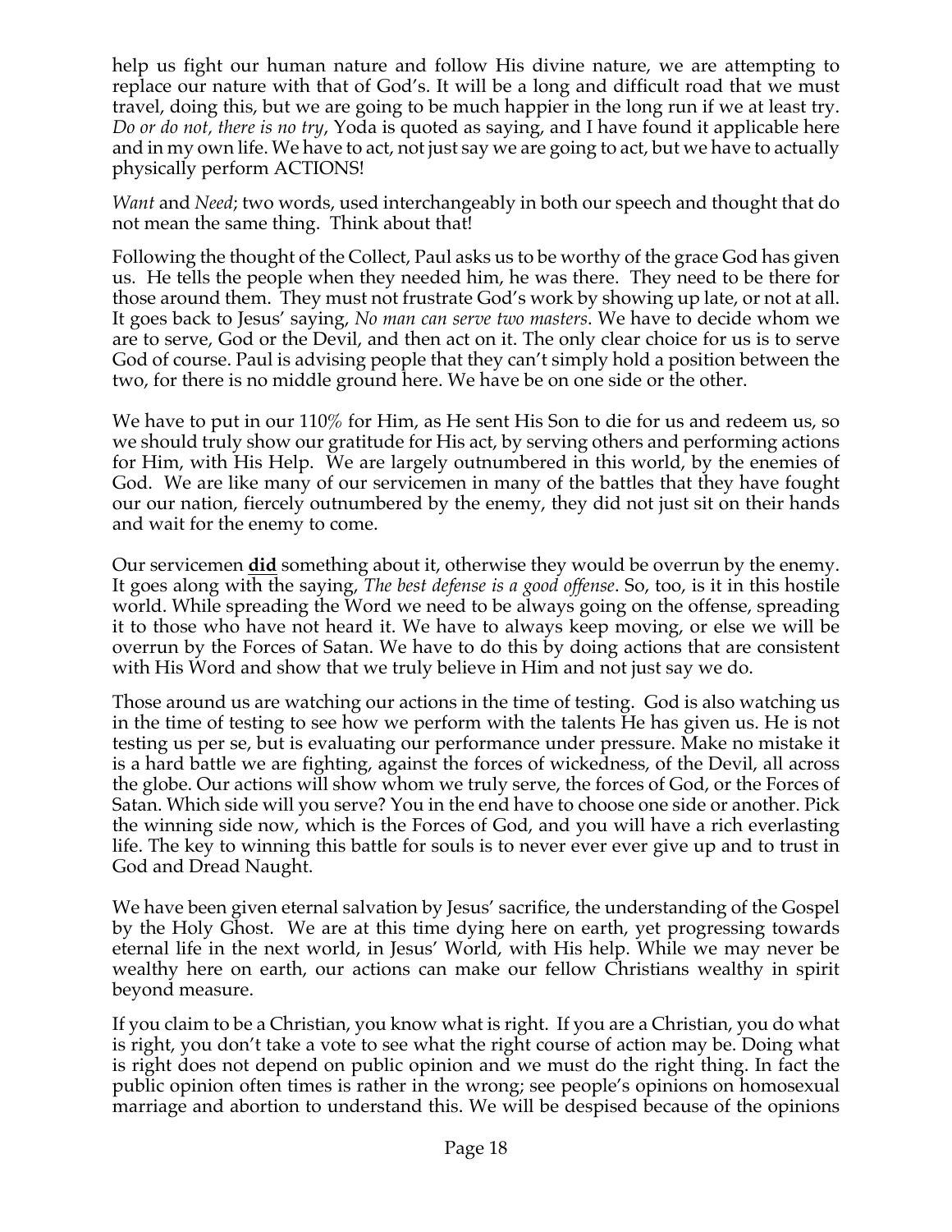help us fight our human nature and follow His divine nature, we are attempting to replace our nature with that of God's. It will be a long and difficult road that we must travel, doing this, but we are going to be much happier in the long run if we at least try. *Do or do not, there is no try*, Yoda is quoted as saying, and I have found it applicable here and in my own life. We have to act, not just say we are going to act, but we have to actually physically perform ACTIONS!

*Want* and *Need*; two words, used interchangeably in both our speech and thought that do not mean the same thing. Think about that!

Following the thought of the Collect, Paul asks us to be worthy of the grace God has given us. He tells the people when they needed him, he was there. They need to be there for those around them. They must not frustrate God's work by showing up late, or not at all. It goes back to Jesus' saying, *No man can serve two masters*. We have to decide whom we are to serve, God or the Devil, and then act on it. The only clear choice for us is to serve God of course. Paul is advising people that they can't simply hold a position between the two, for there is no middle ground here. We have be on one side or the other.

We have to put in our 110% for Him, as He sent His Son to die for us and redeem us, so we should truly show our gratitude for His act, by serving others and performing actions for Him, with His Help. We are largely outnumbered in this world, by the enemies of God. We are like many of our servicemen in many of the battles that they have fought our our nation, fiercely outnumbered by the enemy, they did not just sit on their hands and wait for the enemy to come.

Our servicemen **did** something about it, otherwise they would be overrun by the enemy. It goes along with the saying, *The best defense is a good offense*. So, too, is it in this hostile world. While spreading the Word we need to be always going on the offense, spreading it to those who have not heard it. We have to always keep moving, or else we will be overrun by the Forces of Satan. We have to do this by doing actions that are consistent with His Word and show that we truly believe in Him and not just say we do.

Those around us are watching our actions in the time of testing. God is also watching us in the time of testing to see how we perform with the talents He has given us. He is not testing us per se, but is evaluating our performance under pressure. Make no mistake it is a hard battle we are fighting, against the forces of wickedness, of the Devil, all across the globe. Our actions will show whom we truly serve, the forces of God, or the Forces of Satan. Which side will you serve? You in the end have to choose one side or another. Pick the winning side now, which is the Forces of God, and you will have a rich everlasting life. The key to winning this battle for souls is to never ever ever give up and to trust in God and Dread Naught.

We have been given eternal salvation by Jesus' sacrifice, the understanding of the Gospel by the Holy Ghost. We are at this time dying here on earth, yet progressing towards eternal life in the next world, in Jesus' World, with His help. While we may never be wealthy here on earth, our actions can make our fellow Christians wealthy in spirit beyond measure.

If you claim to be a Christian, you know what is right. If you are a Christian, you do what is right, you don't take a vote to see what the right course of action may be. Doing what is right does not depend on public opinion and we must do the right thing. In fact the public opinion often times is rather in the wrong; see people's opinions on homosexual marriage and abortion to understand this. We will be despised because of the opinions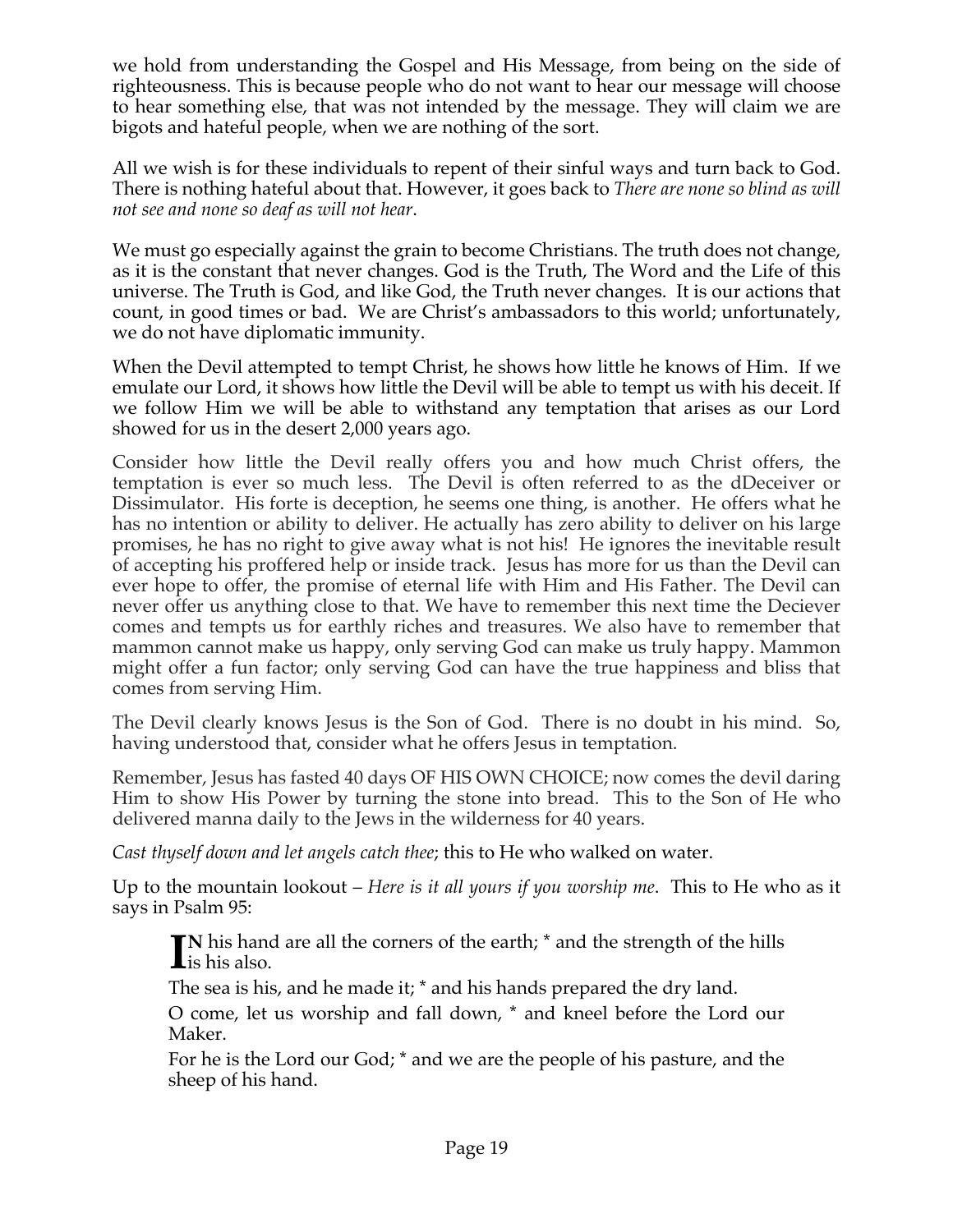we hold from understanding the Gospel and His Message, from being on the side of righteousness. This is because people who do not want to hear our message will choose to hear something else, that was not intended by the message. They will claim we are bigots and hateful people, when we are nothing of the sort.

All we wish is for these individuals to repent of their sinful ways and turn back to God. There is nothing hateful about that. However, it goes back to *There are none so blind as will not see and none so deaf as will not hear*.

We must go especially against the grain to become Christians. The truth does not change, as it is the constant that never changes. God is the Truth, The Word and the Life of this universe. The Truth is God, and like God, the Truth never changes. It is our actions that count, in good times or bad. We are Christ's ambassadors to this world; unfortunately, we do not have diplomatic immunity.

When the Devil attempted to tempt Christ, he shows how little he knows of Him. If we emulate our Lord, it shows how little the Devil will be able to tempt us with his deceit. If we follow Him we will be able to withstand any temptation that arises as our Lord showed for us in the desert 2,000 years ago.

Consider how little the Devil really offers you and how much Christ offers, the temptation is ever so much less. The Devil is often referred to as the dDeceiver or Dissimulator. His forte is deception, he seems one thing, is another. He offers what he has no intention or ability to deliver. He actually has zero ability to deliver on his large promises, he has no right to give away what is not his! He ignores the inevitable result of accepting his proffered help or inside track. Jesus has more for us than the Devil can ever hope to offer, the promise of eternal life with Him and His Father. The Devil can never offer us anything close to that. We have to remember this next time the Deciever comes and tempts us for earthly riches and treasures. We also have to remember that mammon cannot make us happy, only serving God can make us truly happy. Mammon might offer a fun factor; only serving God can have the true happiness and bliss that comes from serving Him.

The Devil clearly knows Jesus is the Son of God. There is no doubt in his mind. So, having understood that, consider what he offers Jesus in temptation.

Remember, Jesus has fasted 40 days OF HIS OWN CHOICE; now comes the devil daring Him to show His Power by turning the stone into bread. This to the Son of He who delivered manna daily to the Jews in the wilderness for 40 years.

*Cast thyself down and let angels catch thee*; this to He who walked on water.

Up to the mountain lookout – *Here is it all yours if you worship me*. This to He who as it says in Psalm 95:

> **IN** his hand are all the corners of the earth; * and the strength of the hills is his also.
>
> The sea is his, and he made it; * and his hands prepared the dry land.
>
> O come, let us worship and fall down, * and kneel before the Lord our Maker.
>
> For he is the Lord our God; * and we are the people of his pasture, and the sheep of his hand.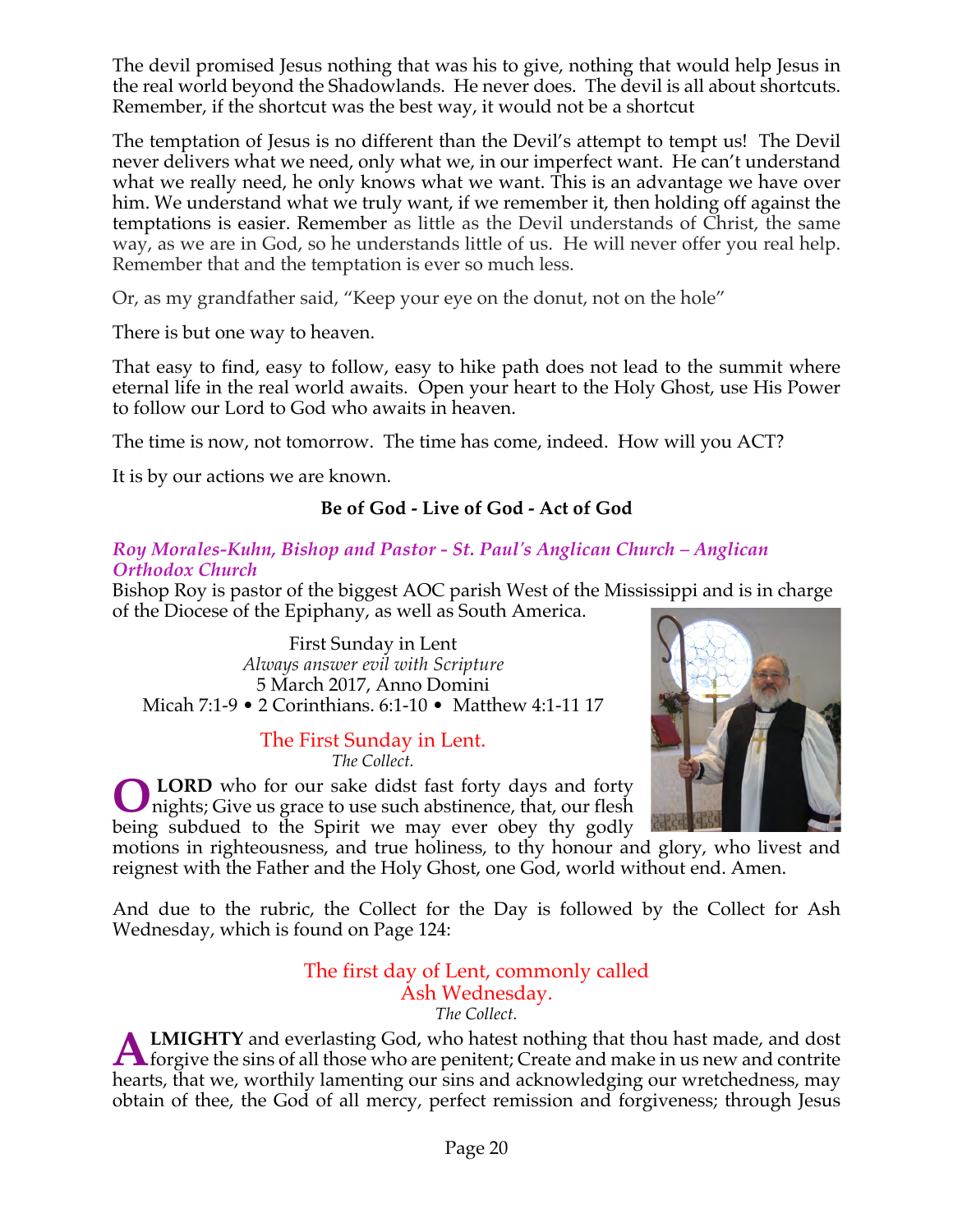The devil promised Jesus nothing that was his to give, nothing that would help Jesus in the real world beyond the Shadowlands. He never does. The devil is all about shortcuts. Remember, if the shortcut was the best way, it would not be a shortcut

The temptation of Jesus is no different than the Devil's attempt to tempt us! The Devil never delivers what we need, only what we, in our imperfect want. He can't understand what we really need, he only knows what we want. This is an advantage we have over him. We understand what we truly want, if we remember it, then holding off against the temptations is easier. Remember as little as the Devil understands of Christ, the same way, as we are in God, so he understands little of us. He will never offer you real help. Remember that and the temptation is ever so much less.

Or, as my grandfather said, "Keep your eye on the donut, not on the hole"

There is but one way to heaven.

That easy to find, easy to follow, easy to hike path does not lead to the summit where eternal life in the real world awaits. Open your heart to the Holy Ghost, use His Power to follow our Lord to God who awaits in heaven.

The time is now, not tomorrow. The time has come, indeed. How will you ACT?

It is by our actions we are known.

**Be of God - Live of God - Act of God**

*Roy Morales-Kuhn, Bishop and Pastor - St. Paul's Anglican Church – Anglican Orthodox Church*

Bishop Roy is pastor of the biggest AOC parish West of the Mississippi and is in charge of the Diocese of the Epiphany, as well as South America.

First Sunday in Lent
*Always answer evil with Scripture*
5 March 2017, Anno Domini
Micah 7:1-9 • 2 Corinthians. 6:1-10 • Matthew 4:1-11 17

## The First Sunday in Lent.

*The Collect.*

**O LORD** who for our sake didst fast forty days and forty nights; Give us grace to use such abstinence, that, our flesh being subdued to the Spirit we may ever obey thy godly motions in righteousness, and true holiness, to thy honour and glory, who livest and reignest with the Father and the Holy Ghost, one God, world without end. Amen.

And due to the rubric, the Collect for the Day is followed by the Collect for Ash Wednesday, which is found on Page 124:

## The first day of Lent, commonly called Ash Wednesday.

*The Collect.*

**ALMIGHTY** and everlasting God, who hatest nothing that thou hast made, and dost forgive the sins of all those who are penitent; Create and make in us new and contrite hearts, that we, worthily lamenting our sins and acknowledging our wretchedness, may obtain of thee, the God of all mercy, perfect remission and forgiveness; through Jesus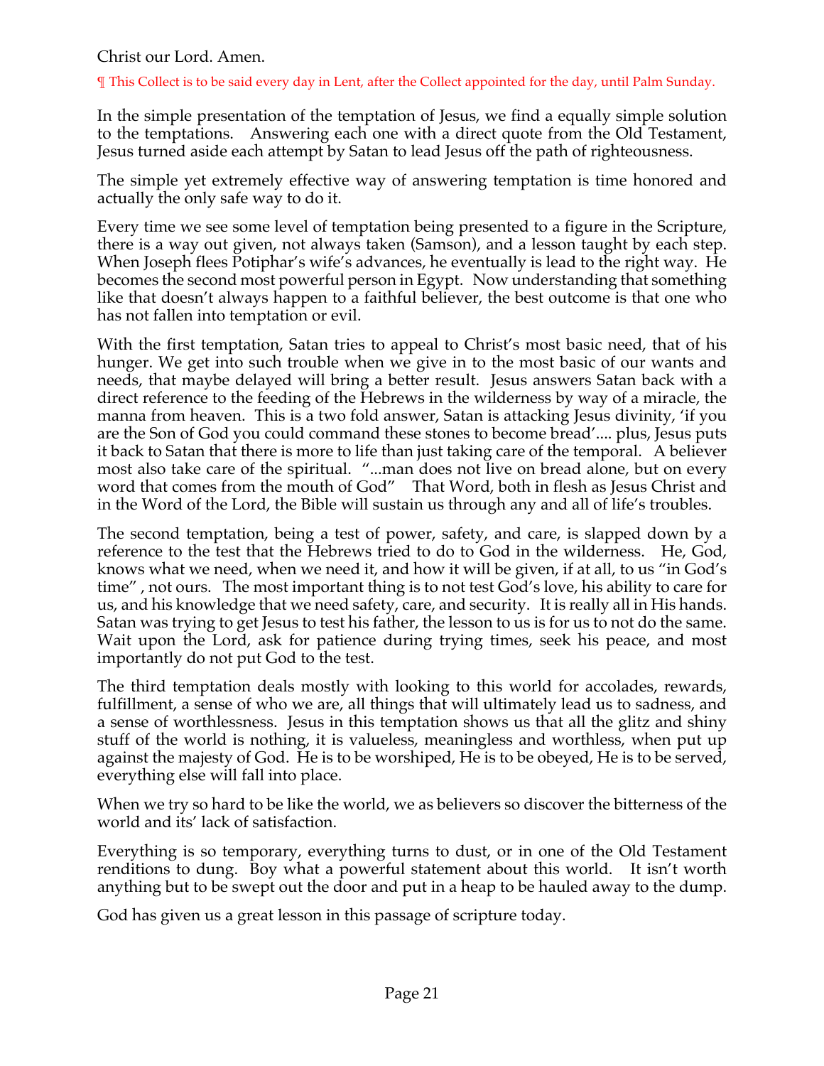Christ our Lord. Amen.

¶ This Collect is to be said every day in Lent, after the Collect appointed for the day, until Palm Sunday.

In the simple presentation of the temptation of Jesus, we find a equally simple solution to the temptations. Answering each one with a direct quote from the Old Testament, Jesus turned aside each attempt by Satan to lead Jesus off the path of righteousness.

The simple yet extremely effective way of answering temptation is time honored and actually the only safe way to do it.

Every time we see some level of temptation being presented to a figure in the Scripture, there is a way out given, not always taken (Samson), and a lesson taught by each step. When Joseph flees Potiphar's wife's advances, he eventually is lead to the right way. He becomes the second most powerful person in Egypt. Now understanding that something like that doesn't always happen to a faithful believer, the best outcome is that one who has not fallen into temptation or evil.

With the first temptation, Satan tries to appeal to Christ's most basic need, that of his hunger. We get into such trouble when we give in to the most basic of our wants and needs, that maybe delayed will bring a better result. Jesus answers Satan back with a direct reference to the feeding of the Hebrews in the wilderness by way of a miracle, the manna from heaven. This is a two fold answer, Satan is attacking Jesus divinity, 'if you are the Son of God you could command these stones to become bread'.... plus, Jesus puts it back to Satan that there is more to life than just taking care of the temporal. A believer most also take care of the spiritual. "...man does not live on bread alone, but on every word that comes from the mouth of God" That Word, both in flesh as Jesus Christ and in the Word of the Lord, the Bible will sustain us through any and all of life's troubles.

The second temptation, being a test of power, safety, and care, is slapped down by a reference to the test that the Hebrews tried to do to God in the wilderness. He, God, knows what we need, when we need it, and how it will be given, if at all, to us "in God's time" , not ours. The most important thing is to not test God's love, his ability to care for us, and his knowledge that we need safety, care, and security. It is really all in His hands. Satan was trying to get Jesus to test his father, the lesson to us is for us to not do the same. Wait upon the Lord, ask for patience during trying times, seek his peace, and most importantly do not put God to the test.

The third temptation deals mostly with looking to this world for accolades, rewards, fulfillment, a sense of who we are, all things that will ultimately lead us to sadness, and a sense of worthlessness. Jesus in this temptation shows us that all the glitz and shiny stuff of the world is nothing, it is valueless, meaningless and worthless, when put up against the majesty of God. He is to be worshiped, He is to be obeyed, He is to be served, everything else will fall into place.

When we try so hard to be like the world, we as believers so discover the bitterness of the world and its' lack of satisfaction.

Everything is so temporary, everything turns to dust, or in one of the Old Testament renditions to dung. Boy what a powerful statement about this world. It isn't worth anything but to be swept out the door and put in a heap to be hauled away to the dump.

God has given us a great lesson in this passage of scripture today.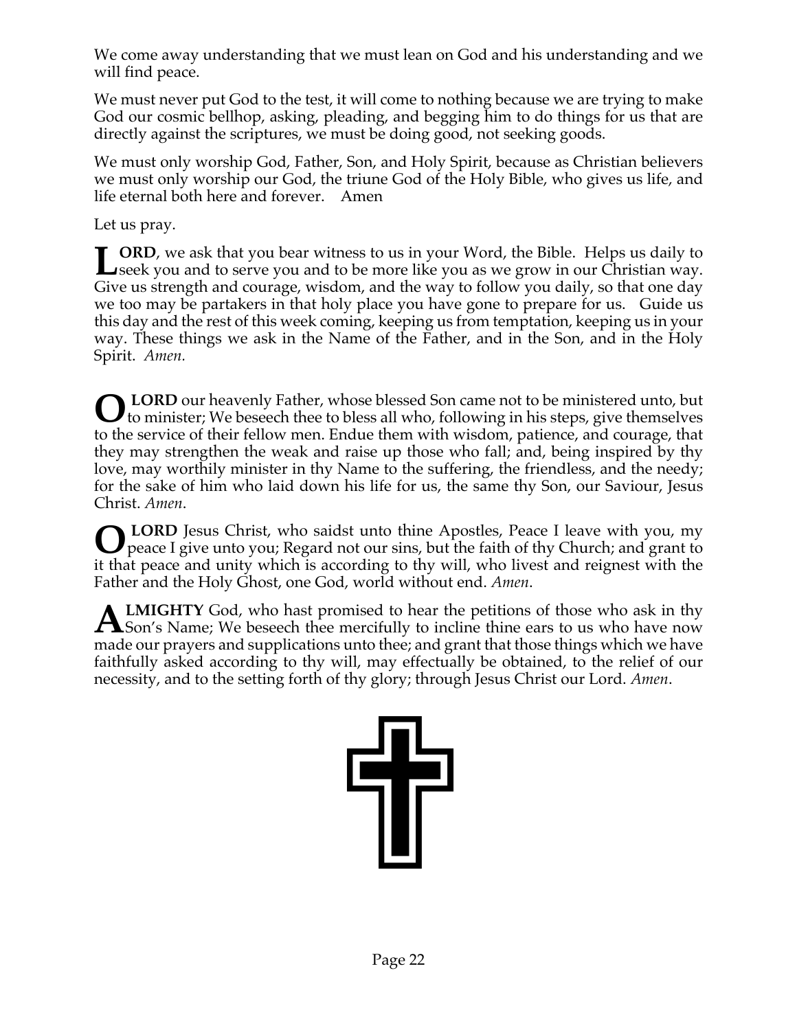We come away understanding that we must lean on God and his understanding and we will find peace.

We must never put God to the test, it will come to nothing because we are trying to make God our cosmic bellhop, asking, pleading, and begging him to do things for us that are directly against the scriptures, we must be doing good, not seeking goods.

We must only worship God, Father, Son, and Holy Spirit, because as Christian believers we must only worship our God, the triune God of the Holy Bible, who gives us life, and life eternal both here and forever. Amen

Let us pray.

**LORD**, we ask that you bear witness to us in your Word, the Bible. Helps us daily to seek you and to serve you and to be more like you as we grow in our Christian way. Give us strength and courage, wisdom, and the way to follow you daily, so that one day we too may be partakers in that holy place you have gone to prepare for us. Guide us this day and the rest of this week coming, keeping us from temptation, keeping us in your way. These things we ask in the Name of the Father, and in the Son, and in the Holy Spirit. *Amen.*

**O LORD** our heavenly Father, whose blessed Son came not to be ministered unto, but to minister; We beseech thee to bless all who, following in his steps, give themselves to the service of their fellow men. Endue them with wisdom, patience, and courage, that they may strengthen the weak and raise up those who fall; and, being inspired by thy love, may worthily minister in thy Name to the suffering, the friendless, and the needy; for the sake of him who laid down his life for us, the same thy Son, our Saviour, Jesus Christ. *Amen*.

**O LORD** Jesus Christ, who saidst unto thine Apostles, Peace I leave with you, my peace I give unto you; Regard not our sins, but the faith of thy Church; and grant to it that peace and unity which is according to thy will, who livest and reignest with the Father and the Holy Ghost, one God, world without end. *Amen*.

**ALMIGHTY** God, who hast promised to hear the petitions of those who ask in thy Son's Name; We beseech thee mercifully to incline thine ears to us who have now made our prayers and supplications unto thee; and grant that those things which we have faithfully asked according to thy will, may effectually be obtained, to the relief of our necessity, and to the setting forth of thy glory; through Jesus Christ our Lord. *Amen*.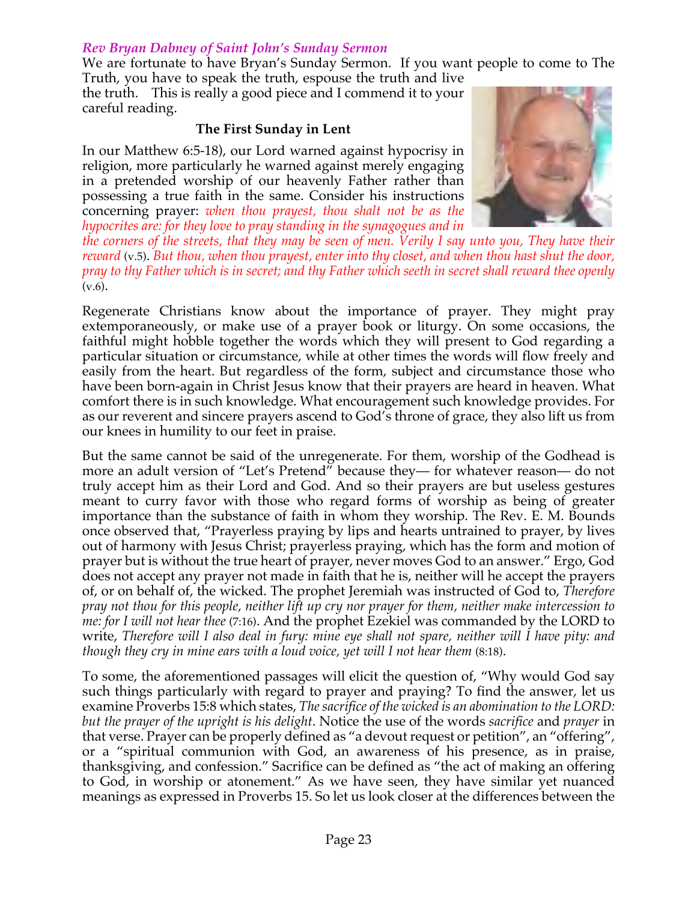*Rev Bryan Dabney of Saint John's Sunday Sermon*

We are fortunate to have Bryan's Sunday Sermon. If you want people to come to The Truth, you have to speak the truth, espouse the truth and live the truth. This is really a good piece and I commend it to your careful reading.

**The First Sunday in Lent**

In our Matthew 6:5-18), our Lord warned against hypocrisy in religion, more particularly he warned against merely engaging in a pretended worship of our heavenly Father rather than possessing a true faith in the same. Consider his instructions concerning prayer: *when thou prayest, thou shalt not be as the hypocrites are: for they love to pray standing in the synagogues and in the corners of the streets, that they may be seen of men. Verily I say unto you, They have their reward* (v.5). *But thou, when thou prayest, enter into thy closet, and when thou hast shut the door, pray to thy Father which is in secret; and thy Father which seeth in secret shall reward thee openly* (v.6).

Regenerate Christians know about the importance of prayer. They might pray extemporaneously, or make use of a prayer book or liturgy. On some occasions, the faithful might hobble together the words which they will present to God regarding a particular situation or circumstance, while at other times the words will flow freely and easily from the heart. But regardless of the form, subject and circumstance those who have been born-again in Christ Jesus know that their prayers are heard in heaven. What comfort there is in such knowledge. What encouragement such knowledge provides. For as our reverent and sincere prayers ascend to God's throne of grace, they also lift us from our knees in humility to our feet in praise.

But the same cannot be said of the unregenerate. For them, worship of the Godhead is more an adult version of "Let's Pretend" because they— for whatever reason— do not truly accept him as their Lord and God. And so their prayers are but useless gestures meant to curry favor with those who regard forms of worship as being of greater importance than the substance of faith in whom they worship. The Rev. E. M. Bounds once observed that, "Prayerless praying by lips and hearts untrained to prayer, by lives out of harmony with Jesus Christ; prayerless praying, which has the form and motion of prayer but is without the true heart of prayer, never moves God to an answer." Ergo, God does not accept any prayer not made in faith that he is, neither will he accept the prayers of, or on behalf of, the wicked. The prophet Jeremiah was instructed of God to, *Therefore pray not thou for this people, neither lift up cry nor prayer for them, neither make intercession to me: for I will not hear thee* (7:16). And the prophet Ezekiel was commanded by the LORD to write, *Therefore will I also deal in fury: mine eye shall not spare, neither will I have pity: and though they cry in mine ears with a loud voice, yet will I not hear them* (8:18).

To some, the aforementioned passages will elicit the question of, "Why would God say such things particularly with regard to prayer and praying? To find the answer, let us examine Proverbs 15:8 which states, *The sacrifice of the wicked is an abomination to the LORD: but the prayer of the upright is his delight*. Notice the use of the words *sacrifice* and *prayer* in that verse. Prayer can be properly defined as "a devout request or petition", an "offering", or a "spiritual communion with God, an awareness of his presence, as in praise, thanksgiving, and confession." Sacrifice can be defined as "the act of making an offering to God, in worship or atonement." As we have seen, they have similar yet nuanced meanings as expressed in Proverbs 15. So let us look closer at the differences between the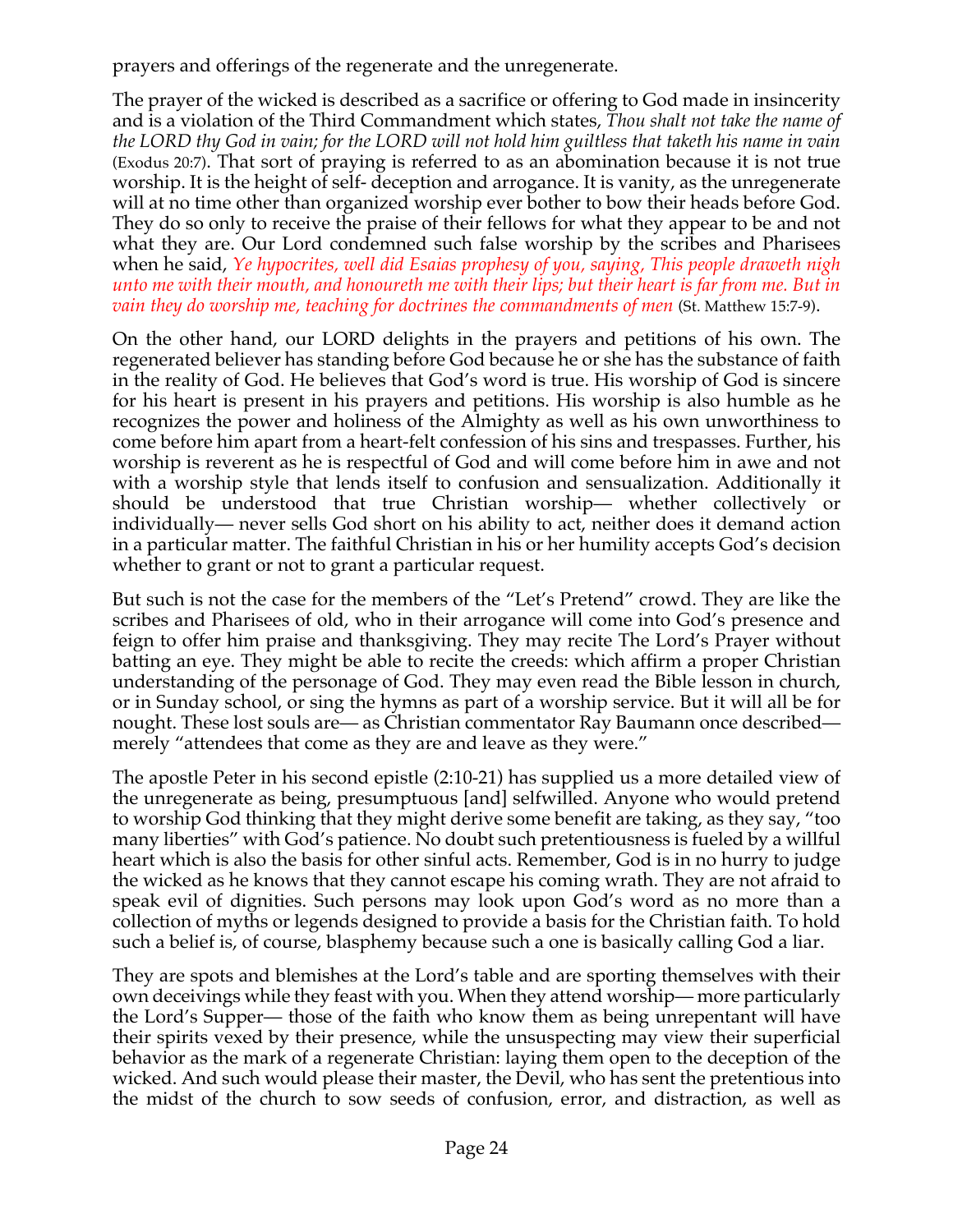prayers and offerings of the regenerate and the unregenerate.

The prayer of the wicked is described as a sacrifice or offering to God made in insincerity and is a violation of the Third Commandment which states, *Thou shalt not take the name of the LORD thy God in vain; for the LORD will not hold him guiltless that taketh his name in vain* (Exodus 20:7). That sort of praying is referred to as an abomination because it is not true worship. It is the height of self- deception and arrogance. It is vanity, as the unregenerate will at no time other than organized worship ever bother to bow their heads before God. They do so only to receive the praise of their fellows for what they appear to be and not what they are. Our Lord condemned such false worship by the scribes and Pharisees when he said, *Ye hypocrites, well did Esaias prophesy of you, saying, This people draweth nigh unto me with their mouth, and honoureth me with their lips; but their heart is far from me. But in vain they do worship me, teaching for doctrines the commandments of men* (St. Matthew 15:7-9).

On the other hand, our LORD delights in the prayers and petitions of his own. The regenerated believer has standing before God because he or she has the substance of faith in the reality of God. He believes that God's word is true. His worship of God is sincere for his heart is present in his prayers and petitions. His worship is also humble as he recognizes the power and holiness of the Almighty as well as his own unworthiness to come before him apart from a heart-felt confession of his sins and trespasses. Further, his worship is reverent as he is respectful of God and will come before him in awe and not with a worship style that lends itself to confusion and sensualization. Additionally it should be understood that true Christian worship— whether collectively or individually— never sells God short on his ability to act, neither does it demand action in a particular matter. The faithful Christian in his or her humility accepts God's decision whether to grant or not to grant a particular request.

But such is not the case for the members of the "Let's Pretend" crowd. They are like the scribes and Pharisees of old, who in their arrogance will come into God's presence and feign to offer him praise and thanksgiving. They may recite The Lord's Prayer without batting an eye. They might be able to recite the creeds: which affirm a proper Christian understanding of the personage of God. They may even read the Bible lesson in church, or in Sunday school, or sing the hymns as part of a worship service. But it will all be for nought. These lost souls are— as Christian commentator Ray Baumann once described— merely "attendees that come as they are and leave as they were."

The apostle Peter in his second epistle (2:10-21) has supplied us a more detailed view of the unregenerate as being, presumptuous [and] selfwilled. Anyone who would pretend to worship God thinking that they might derive some benefit are taking, as they say, "too many liberties" with God's patience. No doubt such pretentiousness is fueled by a willful heart which is also the basis for other sinful acts. Remember, God is in no hurry to judge the wicked as he knows that they cannot escape his coming wrath. They are not afraid to speak evil of dignities. Such persons may look upon God's word as no more than a collection of myths or legends designed to provide a basis for the Christian faith. To hold such a belief is, of course, blasphemy because such a one is basically calling God a liar.

They are spots and blemishes at the Lord's table and are sporting themselves with their own deceivings while they feast with you. When they attend worship— more particularly the Lord's Supper— those of the faith who know them as being unrepentant will have their spirits vexed by their presence, while the unsuspecting may view their superficial behavior as the mark of a regenerate Christian: laying them open to the deception of the wicked. And such would please their master, the Devil, who has sent the pretentious into the midst of the church to sow seeds of confusion, error, and distraction, as well as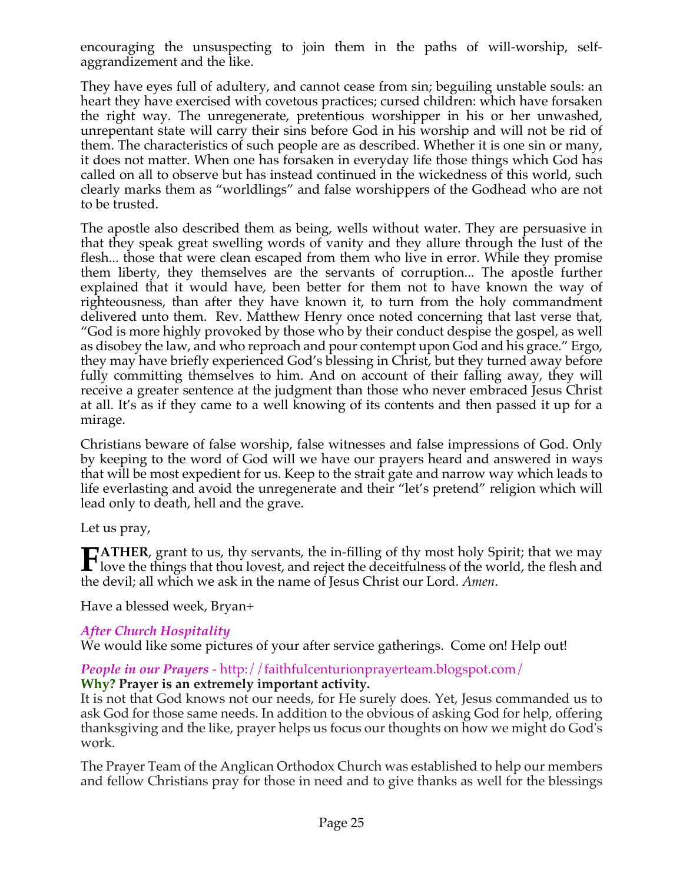encouraging the unsuspecting to join them in the paths of will-worship, self-aggrandizement and the like.

They have eyes full of adultery, and cannot cease from sin; beguiling unstable souls: an heart they have exercised with covetous practices; cursed children: which have forsaken the right way. The unregenerate, pretentious worshipper in his or her unwashed, unrepentant state will carry their sins before God in his worship and will not be rid of them. The characteristics of such people are as described. Whether it is one sin or many, it does not matter. When one has forsaken in everyday life those things which God has called on all to observe but has instead continued in the wickedness of this world, such clearly marks them as "worldlings" and false worshippers of the Godhead who are not to be trusted.

The apostle also described them as being, wells without water. They are persuasive in that they speak great swelling words of vanity and they allure through the lust of the flesh... those that were clean escaped from them who live in error. While they promise them liberty, they themselves are the servants of corruption... The apostle further explained that it would have, been better for them not to have known the way of righteousness, than after they have known it, to turn from the holy commandment delivered unto them. Rev. Matthew Henry once noted concerning that last verse that, "God is more highly provoked by those who by their conduct despise the gospel, as well as disobey the law, and who reproach and pour contempt upon God and his grace." Ergo, they may have briefly experienced God's blessing in Christ, but they turned away before fully committing themselves to him. And on account of their falling away, they will receive a greater sentence at the judgment than those who never embraced Jesus Christ at all. It's as if they came to a well knowing of its contents and then passed it up for a mirage.

Christians beware of false worship, false witnesses and false impressions of God. Only by keeping to the word of God will we have our prayers heard and answered in ways that will be most expedient for us. Keep to the strait gate and narrow way which leads to life everlasting and avoid the unregenerate and their "let's pretend" religion which will lead only to death, hell and the grave.

Let us pray,

**FATHER**, grant to us, thy servants, the in-filling of thy most holy Spirit; that we may love the things that thou lovest, and reject the deceitfulness of the world, the flesh and the devil; all which we ask in the name of Jesus Christ our Lord. *Amen*.

Have a blessed week, Bryan+

### *After Church Hospitality*

We would like some pictures of your after service gatherings. Come on! Help out!

### *People in our Prayers* - http://faithfulcenturionprayerteam.blogspot.com/

**Why? Prayer is an extremely important activity.**

It is not that God knows not our needs, for He surely does. Yet, Jesus commanded us to ask God for those same needs. In addition to the obvious of asking God for help, offering thanksgiving and the like, prayer helps us focus our thoughts on how we might do God's work.

The Prayer Team of the Anglican Orthodox Church was established to help our members and fellow Christians pray for those in need and to give thanks as well for the blessings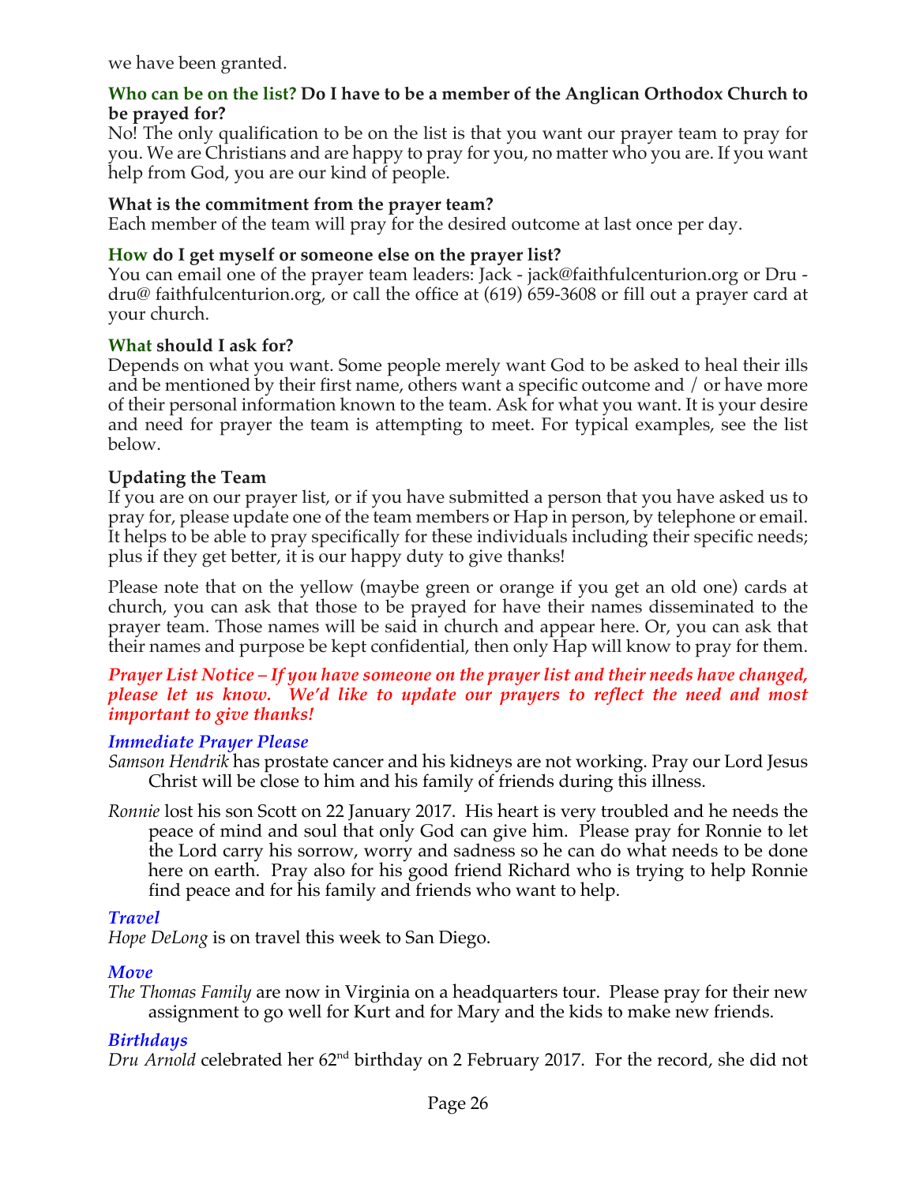we have been granted.

**Who can be on the list? Do I have to be a member of the Anglican Orthodox Church to be prayed for?**
No! The only qualification to be on the list is that you want our prayer team to pray for you. We are Christians and are happy to pray for you, no matter who you are. If you want help from God, you are our kind of people.

**What is the commitment from the prayer team?**
Each member of the team will pray for the desired outcome at last once per day.

**How do I get myself or someone else on the prayer list?**
You can email one of the prayer team leaders: Jack - jack@faithfulcenturion.org or Dru - dru@ faithfulcenturion.org, or call the office at (619) 659-3608 or fill out a prayer card at your church.

**What should I ask for?**
Depends on what you want. Some people merely want God to be asked to heal their ills and be mentioned by their first name, others want a specific outcome and / or have more of their personal information known to the team. Ask for what you want. It is your desire and need for prayer the team is attempting to meet. For typical examples, see the list below.

**Updating the Team**
If you are on our prayer list, or if you have submitted a person that you have asked us to pray for, please update one of the team members or Hap in person, by telephone or email. It helps to be able to pray specifically for these individuals including their specific needs; plus if they get better, it is our happy duty to give thanks!

Please note that on the yellow (maybe green or orange if you get an old one) cards at church, you can ask that those to be prayed for have their names disseminated to the prayer team. Those names will be said in church and appear here. Or, you can ask that their names and purpose be kept confidential, then only Hap will know to pray for them.

***Prayer List Notice – If you have someone on the prayer list and their needs have changed, please let us know. We'd like to update our prayers to reflect the need and most important to give thanks!***

***Immediate Prayer Please***

*Samson Hendrik* has prostate cancer and his kidneys are not working. Pray our Lord Jesus Christ will be close to him and his family of friends during this illness.

*Ronnie* lost his son Scott on 22 January 2017. His heart is very troubled and he needs the peace of mind and soul that only God can give him. Please pray for Ronnie to let the Lord carry his sorrow, worry and sadness so he can do what needs to be done here on earth. Pray also for his good friend Richard who is trying to help Ronnie find peace and for his family and friends who want to help.

***Travel***

*Hope DeLong* is on travel this week to San Diego.

***Move***

*The Thomas Family* are now in Virginia on a headquarters tour. Please pray for their new assignment to go well for Kurt and for Mary and the kids to make new friends.

***Birthdays***

*Dru Arnold* celebrated her 62nd birthday on 2 February 2017. For the record, she did not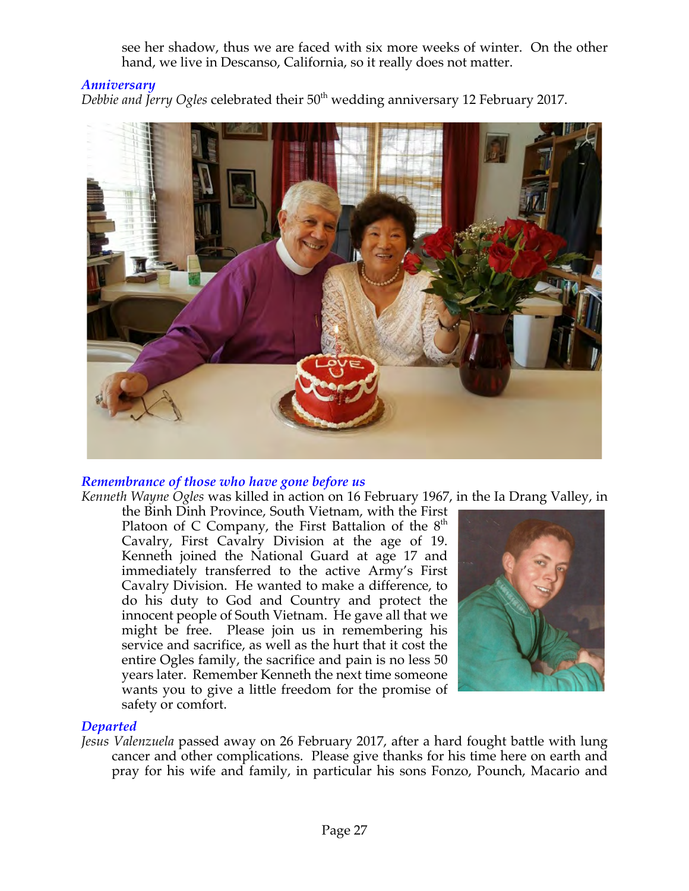see her shadow, thus we are faced with six more weeks of winter. On the other hand, we live in Descanso, California, so it really does not matter.

### *Anniversary*

*Debbie and Jerry Ogles* celebrated their 50th wedding anniversary 12 February 2017.

### *Remembrance of those who have gone before us*

*Kenneth Wayne Ogles* was killed in action on 16 February 1967, in the Ia Drang Valley, in the Binh Dinh Province, South Vietnam, with the First Platoon of C Company, the First Battalion of the 8th Cavalry, First Cavalry Division at the age of 19. Kenneth joined the National Guard at age 17 and immediately transferred to the active Army's First Cavalry Division. He wanted to make a difference, to do his duty to God and Country and protect the innocent people of South Vietnam. He gave all that we might be free. Please join us in remembering his service and sacrifice, as well as the hurt that it cost the entire Ogles family, the sacrifice and pain is no less 50 years later. Remember Kenneth the next time someone wants you to give a little freedom for the promise of safety or comfort.

### *Departed*

*Jesus Valenzuela* passed away on 26 February 2017, after a hard fought battle with lung cancer and other complications. Please give thanks for his time here on earth and pray for his wife and family, in particular his sons Fonzo, Pounch, Macario and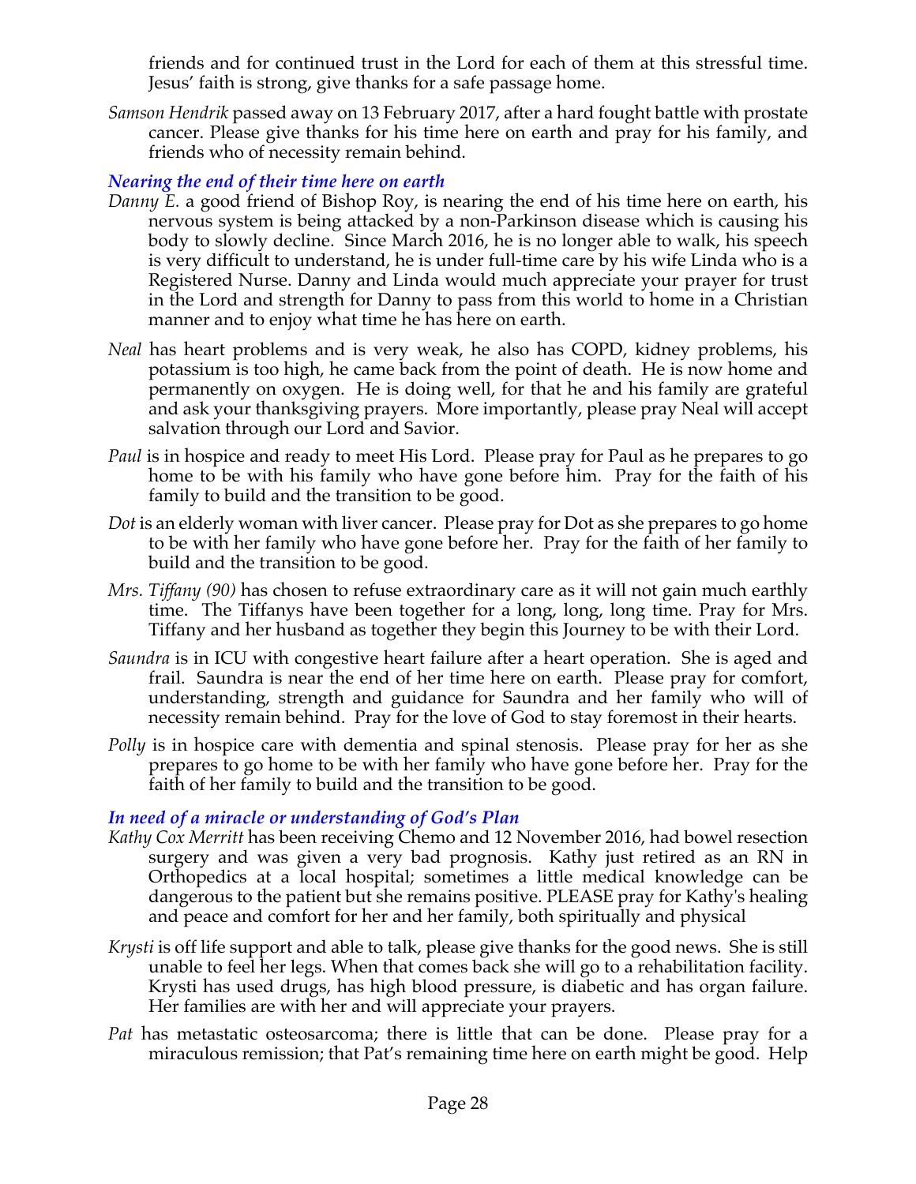friends and for continued trust in the Lord for each of them at this stressful time. Jesus' faith is strong, give thanks for a safe passage home.

*Samson Hendrik* passed away on 13 February 2017, after a hard fought battle with prostate cancer. Please give thanks for his time here on earth and pray for his family, and friends who of necessity remain behind.

### *Nearing the end of their time here on earth*

*Danny E.* a good friend of Bishop Roy, is nearing the end of his time here on earth, his nervous system is being attacked by a non-Parkinson disease which is causing his body to slowly decline. Since March 2016, he is no longer able to walk, his speech is very difficult to understand, he is under full-time care by his wife Linda who is a Registered Nurse. Danny and Linda would much appreciate your prayer for trust in the Lord and strength for Danny to pass from this world to home in a Christian manner and to enjoy what time he has here on earth.

*Neal* has heart problems and is very weak, he also has COPD, kidney problems, his potassium is too high, he came back from the point of death. He is now home and permanently on oxygen. He is doing well, for that he and his family are grateful and ask your thanksgiving prayers. More importantly, please pray Neal will accept salvation through our Lord and Savior.

*Paul* is in hospice and ready to meet His Lord. Please pray for Paul as he prepares to go home to be with his family who have gone before him. Pray for the faith of his family to build and the transition to be good.

*Dot* is an elderly woman with liver cancer. Please pray for Dot as she prepares to go home to be with her family who have gone before her. Pray for the faith of her family to build and the transition to be good.

*Mrs. Tiffany (90)* has chosen to refuse extraordinary care as it will not gain much earthly time. The Tiffanys have been together for a long, long, long time. Pray for Mrs. Tiffany and her husband as together they begin this Journey to be with their Lord.

*Saundra* is in ICU with congestive heart failure after a heart operation. She is aged and frail. Saundra is near the end of her time here on earth. Please pray for comfort, understanding, strength and guidance for Saundra and her family who will of necessity remain behind. Pray for the love of God to stay foremost in their hearts.

*Polly* is in hospice care with dementia and spinal stenosis. Please pray for her as she prepares to go home to be with her family who have gone before her. Pray for the faith of her family to build and the transition to be good.

### *In need of a miracle or understanding of God's Plan*

*Kathy Cox Merritt* has been receiving Chemo and 12 November 2016, had bowel resection surgery and was given a very bad prognosis. Kathy just retired as an RN in Orthopedics at a local hospital; sometimes a little medical knowledge can be dangerous to the patient but she remains positive. PLEASE pray for Kathy's healing and peace and comfort for her and her family, both spiritually and physical

*Krysti* is off life support and able to talk, please give thanks for the good news. She is still unable to feel her legs. When that comes back she will go to a rehabilitation facility. Krysti has used drugs, has high blood pressure, is diabetic and has organ failure. Her families are with her and will appreciate your prayers.

*Pat* has metastatic osteosarcoma; there is little that can be done. Please pray for a miraculous remission; that Pat's remaining time here on earth might be good. Help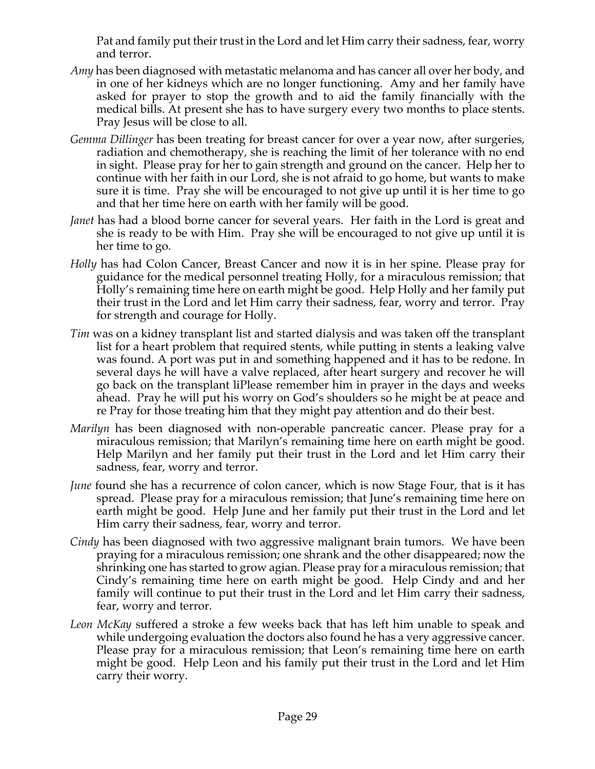Pat and family put their trust in the Lord and let Him carry their sadness, fear, worry and terror.

*Amy* has been diagnosed with metastatic melanoma and has cancer all over her body, and in one of her kidneys which are no longer functioning. Amy and her family have asked for prayer to stop the growth and to aid the family financially with the medical bills. At present she has to have surgery every two months to place stents. Pray Jesus will be close to all.

*Gemma Dillinger* has been treating for breast cancer for over a year now, after surgeries, radiation and chemotherapy, she is reaching the limit of her tolerance with no end in sight. Please pray for her to gain strength and ground on the cancer. Help her to continue with her faith in our Lord, she is not afraid to go home, but wants to make sure it is time. Pray she will be encouraged to not give up until it is her time to go and that her time here on earth with her family will be good.

*Janet* has had a blood borne cancer for several years. Her faith in the Lord is great and she is ready to be with Him. Pray she will be encouraged to not give up until it is her time to go.

*Holly* has had Colon Cancer, Breast Cancer and now it is in her spine. Please pray for guidance for the medical personnel treating Holly, for a miraculous remission; that Holly's remaining time here on earth might be good. Help Holly and her family put their trust in the Lord and let Him carry their sadness, fear, worry and terror. Pray for strength and courage for Holly.

*Tim* was on a kidney transplant list and started dialysis and was taken off the transplant list for a heart problem that required stents, while putting in stents a leaking valve was found. A port was put in and something happened and it has to be redone. In several days he will have a valve replaced, after heart surgery and recover he will go back on the transplant liPlease remember him in prayer in the days and weeks ahead. Pray he will put his worry on God's shoulders so he might be at peace and re Pray for those treating him that they might pay attention and do their best.

*Marilyn* has been diagnosed with non-operable pancreatic cancer. Please pray for a miraculous remission; that Marilyn's remaining time here on earth might be good. Help Marilyn and her family put their trust in the Lord and let Him carry their sadness, fear, worry and terror.

*June* found she has a recurrence of colon cancer, which is now Stage Four, that is it has spread. Please pray for a miraculous remission; that June's remaining time here on earth might be good. Help June and her family put their trust in the Lord and let Him carry their sadness, fear, worry and terror.

*Cindy* has been diagnosed with two aggressive malignant brain tumors. We have been praying for a miraculous remission; one shrank and the other disappeared; now the shrinking one has started to grow agian. Please pray for a miraculous remission; that Cindy's remaining time here on earth might be good. Help Cindy and and her family will continue to put their trust in the Lord and let Him carry their sadness, fear, worry and terror.

*Leon McKay* suffered a stroke a few weeks back that has left him unable to speak and while undergoing evaluation the doctors also found he has a very aggressive cancer. Please pray for a miraculous remission; that Leon's remaining time here on earth might be good. Help Leon and his family put their trust in the Lord and let Him carry their worry.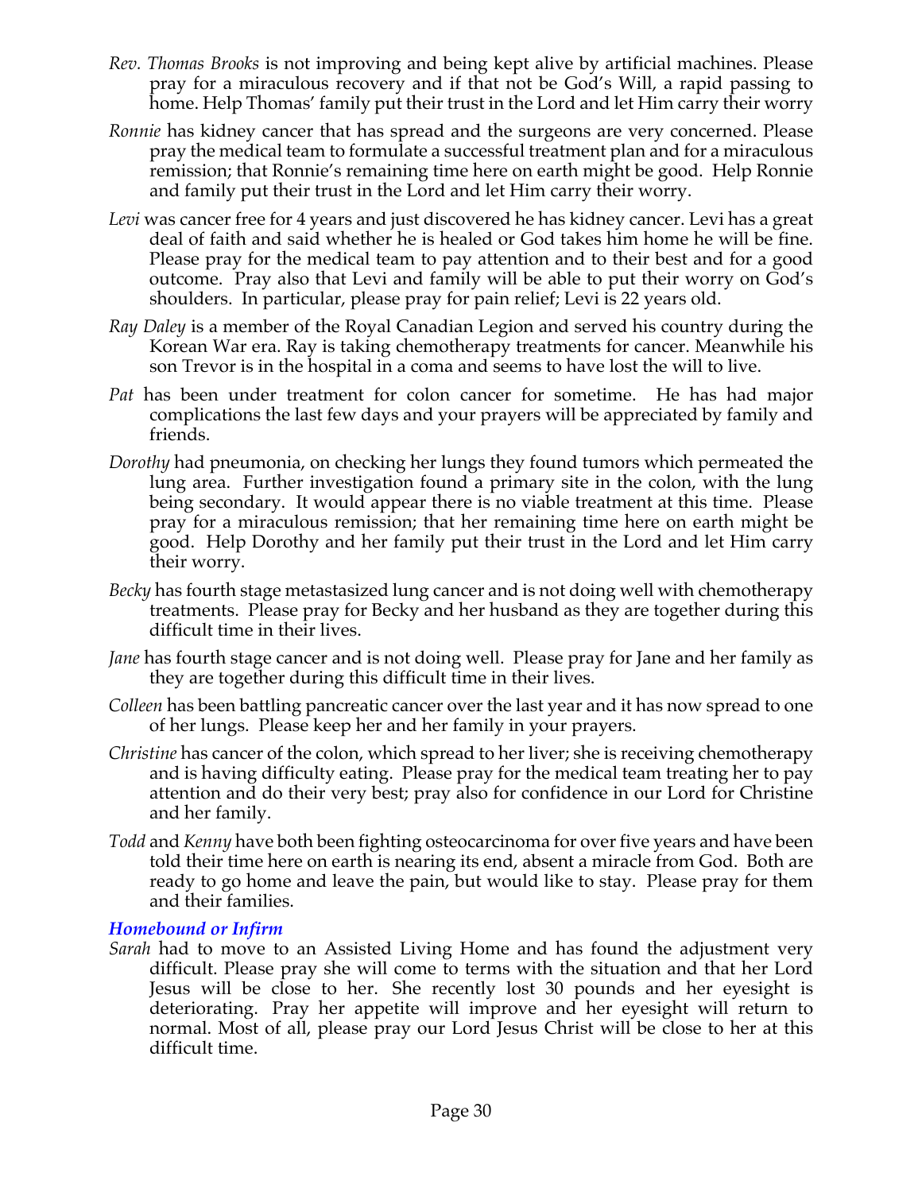*Rev. Thomas Brooks* is not improving and being kept alive by artificial machines. Please pray for a miraculous recovery and if that not be God's Will, a rapid passing to home. Help Thomas' family put their trust in the Lord and let Him carry their worry

*Ronnie* has kidney cancer that has spread and the surgeons are very concerned. Please pray the medical team to formulate a successful treatment plan and for a miraculous remission; that Ronnie's remaining time here on earth might be good. Help Ronnie and family put their trust in the Lord and let Him carry their worry.

*Levi* was cancer free for 4 years and just discovered he has kidney cancer. Levi has a great deal of faith and said whether he is healed or God takes him home he will be fine. Please pray for the medical team to pay attention and to their best and for a good outcome. Pray also that Levi and family will be able to put their worry on God's shoulders. In particular, please pray for pain relief; Levi is 22 years old.

*Ray Daley* is a member of the Royal Canadian Legion and served his country during the Korean War era. Ray is taking chemotherapy treatments for cancer. Meanwhile his son Trevor is in the hospital in a coma and seems to have lost the will to live.

*Pat* has been under treatment for colon cancer for sometime. He has had major complications the last few days and your prayers will be appreciated by family and friends.

*Dorothy* had pneumonia, on checking her lungs they found tumors which permeated the lung area. Further investigation found a primary site in the colon, with the lung being secondary. It would appear there is no viable treatment at this time. Please pray for a miraculous remission; that her remaining time here on earth might be good. Help Dorothy and her family put their trust in the Lord and let Him carry their worry.

*Becky* has fourth stage metastasized lung cancer and is not doing well with chemotherapy treatments. Please pray for Becky and her husband as they are together during this difficult time in their lives.

*Jane* has fourth stage cancer and is not doing well. Please pray for Jane and her family as they are together during this difficult time in their lives.

*Colleen* has been battling pancreatic cancer over the last year and it has now spread to one of her lungs. Please keep her and her family in your prayers.

*Christine* has cancer of the colon, which spread to her liver; she is receiving chemotherapy and is having difficulty eating. Please pray for the medical team treating her to pay attention and do their very best; pray also for confidence in our Lord for Christine and her family.

*Todd* and *Kenny* have both been fighting osteocarcinoma for over five years and have been told their time here on earth is nearing its end, absent a miracle from God. Both are ready to go home and leave the pain, but would like to stay. Please pray for them and their families.

### *Homebound or Infirm*

*Sarah* had to move to an Assisted Living Home and has found the adjustment very difficult. Please pray she will come to terms with the situation and that her Lord Jesus will be close to her. She recently lost 30 pounds and her eyesight is deteriorating. Pray her appetite will improve and her eyesight will return to normal. Most of all, please pray our Lord Jesus Christ will be close to her at this difficult time.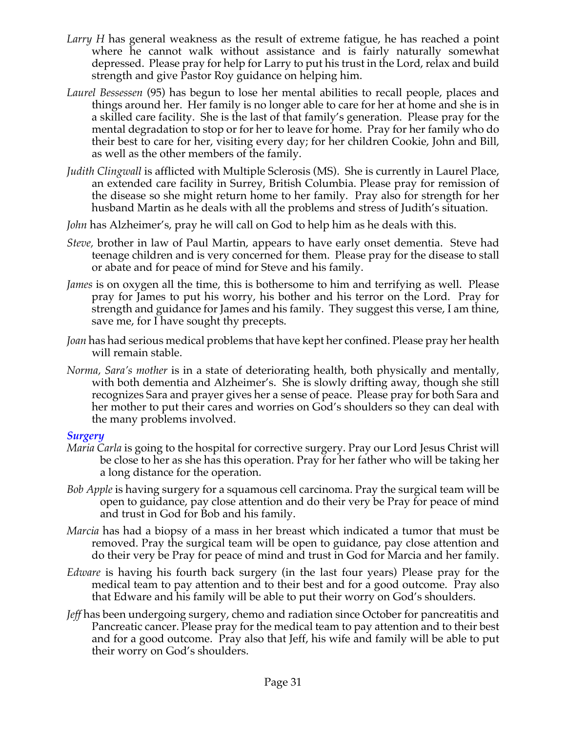*Larry H* has general weakness as the result of extreme fatigue, he has reached a point where he cannot walk without assistance and is fairly naturally somewhat depressed. Please pray for help for Larry to put his trust in the Lord, relax and build strength and give Pastor Roy guidance on helping him.

*Laurel Bessessen* (95) has begun to lose her mental abilities to recall people, places and things around her. Her family is no longer able to care for her at home and she is in a skilled care facility. She is the last of that family's generation. Please pray for the mental degradation to stop or for her to leave for home. Pray for her family who do their best to care for her, visiting every day; for her children Cookie, John and Bill, as well as the other members of the family.

*Judith Clingwall* is afflicted with Multiple Sclerosis (MS). She is currently in Laurel Place, an extended care facility in Surrey, British Columbia. Please pray for remission of the disease so she might return home to her family. Pray also for strength for her husband Martin as he deals with all the problems and stress of Judith's situation.

*John* has Alzheimer's, pray he will call on God to help him as he deals with this.

*Steve,* brother in law of Paul Martin, appears to have early onset dementia. Steve had teenage children and is very concerned for them. Please pray for the disease to stall or abate and for peace of mind for Steve and his family.

*James* is on oxygen all the time, this is bothersome to him and terrifying as well. Please pray for James to put his worry, his bother and his terror on the Lord. Pray for strength and guidance for James and his family. They suggest this verse, I am thine, save me, for I have sought thy precepts.

*Joan* has had serious medical problems that have kept her confined. Please pray her health will remain stable.

*Norma, Sara's mother* is in a state of deteriorating health, both physically and mentally, with both dementia and Alzheimer's. She is slowly drifting away, though she still recognizes Sara and prayer gives her a sense of peace. Please pray for both Sara and her mother to put their cares and worries on God's shoulders so they can deal with the many problems involved.

### *Surgery*

*Maria Carla* is going to the hospital for corrective surgery. Pray our Lord Jesus Christ will be close to her as she has this operation. Pray for her father who will be taking her a long distance for the operation.

*Bob Apple* is having surgery for a squamous cell carcinoma. Pray the surgical team will be open to guidance, pay close attention and do their very be Pray for peace of mind and trust in God for Bob and his family.

*Marcia* has had a biopsy of a mass in her breast which indicated a tumor that must be removed. Pray the surgical team will be open to guidance, pay close attention and do their very be Pray for peace of mind and trust in God for Marcia and her family.

*Edware* is having his fourth back surgery (in the last four years) Please pray for the medical team to pay attention and to their best and for a good outcome. Pray also that Edware and his family will be able to put their worry on God's shoulders.

*Jeff* has been undergoing surgery, chemo and radiation since October for pancreatitis and Pancreatic cancer. Please pray for the medical team to pay attention and to their best and for a good outcome. Pray also that Jeff, his wife and family will be able to put their worry on God's shoulders.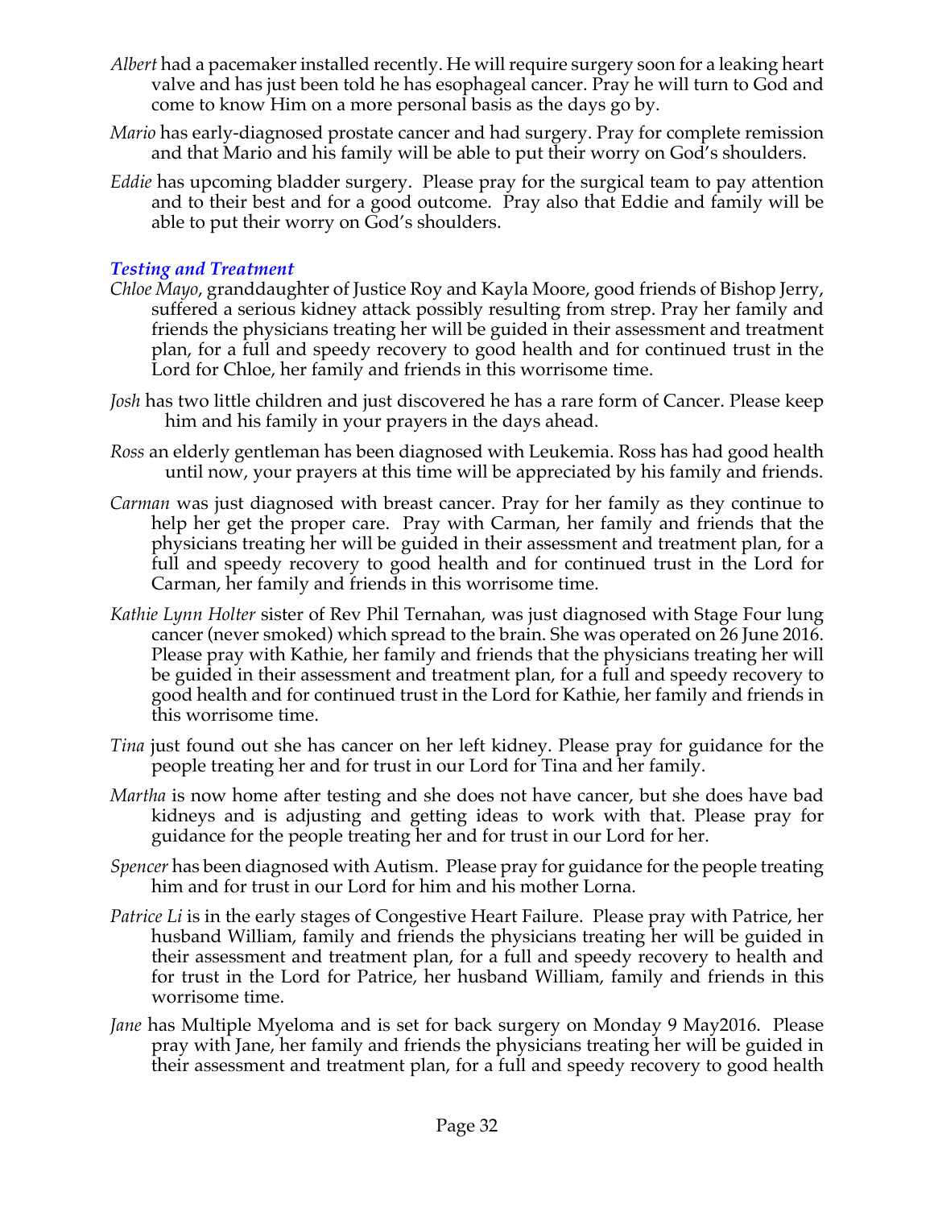*Albert* had a pacemaker installed recently. He will require surgery soon for a leaking heart valve and has just been told he has esophageal cancer. Pray he will turn to God and come to know Him on a more personal basis as the days go by.

*Mario* has early-diagnosed prostate cancer and had surgery. Pray for complete remission and that Mario and his family will be able to put their worry on God's shoulders.

*Eddie* has upcoming bladder surgery. Please pray for the surgical team to pay attention and to their best and for a good outcome. Pray also that Eddie and family will be able to put their worry on God's shoulders.

### *Testing and Treatment*

*Chloe Mayo*, granddaughter of Justice Roy and Kayla Moore, good friends of Bishop Jerry, suffered a serious kidney attack possibly resulting from strep. Pray her family and friends the physicians treating her will be guided in their assessment and treatment plan, for a full and speedy recovery to good health and for continued trust in the Lord for Chloe, her family and friends in this worrisome time.

*Josh* has two little children and just discovered he has a rare form of Cancer. Please keep him and his family in your prayers in the days ahead.

*Ross* an elderly gentleman has been diagnosed with Leukemia. Ross has had good health until now, your prayers at this time will be appreciated by his family and friends.

*Carman* was just diagnosed with breast cancer. Pray for her family as they continue to help her get the proper care. Pray with Carman, her family and friends that the physicians treating her will be guided in their assessment and treatment plan, for a full and speedy recovery to good health and for continued trust in the Lord for Carman, her family and friends in this worrisome time.

*Kathie Lynn Holter* sister of Rev Phil Ternahan, was just diagnosed with Stage Four lung cancer (never smoked) which spread to the brain. She was operated on 26 June 2016. Please pray with Kathie, her family and friends that the physicians treating her will be guided in their assessment and treatment plan, for a full and speedy recovery to good health and for continued trust in the Lord for Kathie, her family and friends in this worrisome time.

*Tina* just found out she has cancer on her left kidney. Please pray for guidance for the people treating her and for trust in our Lord for Tina and her family.

*Martha* is now home after testing and she does not have cancer, but she does have bad kidneys and is adjusting and getting ideas to work with that. Please pray for guidance for the people treating her and for trust in our Lord for her.

*Spencer* has been diagnosed with Autism. Please pray for guidance for the people treating him and for trust in our Lord for him and his mother Lorna.

*Patrice Li* is in the early stages of Congestive Heart Failure. Please pray with Patrice, her husband William, family and friends the physicians treating her will be guided in their assessment and treatment plan, for a full and speedy recovery to health and for trust in the Lord for Patrice, her husband William, family and friends in this worrisome time.

*Jane* has Multiple Myeloma and is set for back surgery on Monday 9 May2016. Please pray with Jane, her family and friends the physicians treating her will be guided in their assessment and treatment plan, for a full and speedy recovery to good health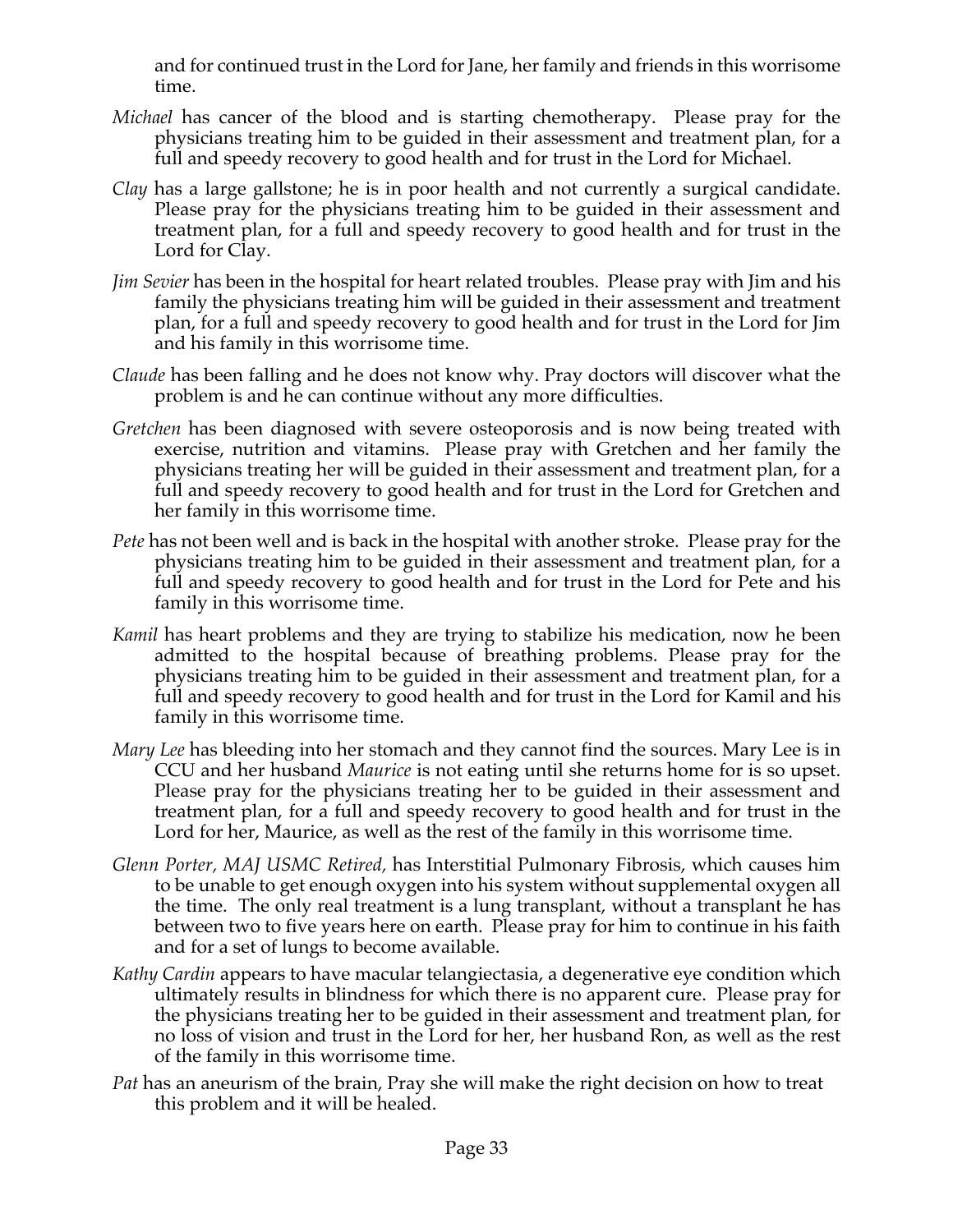and for continued trust in the Lord for Jane, her family and friends in this worrisome time.

*Michael* has cancer of the blood and is starting chemotherapy. Please pray for the physicians treating him to be guided in their assessment and treatment plan, for a full and speedy recovery to good health and for trust in the Lord for Michael.

*Clay* has a large gallstone; he is in poor health and not currently a surgical candidate. Please pray for the physicians treating him to be guided in their assessment and treatment plan, for a full and speedy recovery to good health and for trust in the Lord for Clay.

*Jim Sevier* has been in the hospital for heart related troubles. Please pray with Jim and his family the physicians treating him will be guided in their assessment and treatment plan, for a full and speedy recovery to good health and for trust in the Lord for Jim and his family in this worrisome time.

*Claude* has been falling and he does not know why. Pray doctors will discover what the problem is and he can continue without any more difficulties.

*Gretchen* has been diagnosed with severe osteoporosis and is now being treated with exercise, nutrition and vitamins. Please pray with Gretchen and her family the physicians treating her will be guided in their assessment and treatment plan, for a full and speedy recovery to good health and for trust in the Lord for Gretchen and her family in this worrisome time.

*Pete* has not been well and is back in the hospital with another stroke. Please pray for the physicians treating him to be guided in their assessment and treatment plan, for a full and speedy recovery to good health and for trust in the Lord for Pete and his family in this worrisome time.

*Kamil* has heart problems and they are trying to stabilize his medication, now he been admitted to the hospital because of breathing problems. Please pray for the physicians treating him to be guided in their assessment and treatment plan, for a full and speedy recovery to good health and for trust in the Lord for Kamil and his family in this worrisome time.

*Mary Lee* has bleeding into her stomach and they cannot find the sources. Mary Lee is in CCU and her husband *Maurice* is not eating until she returns home for is so upset. Please pray for the physicians treating her to be guided in their assessment and treatment plan, for a full and speedy recovery to good health and for trust in the Lord for her, Maurice, as well as the rest of the family in this worrisome time.

*Glenn Porter, MAJ USMC Retired,* has Interstitial Pulmonary Fibrosis, which causes him to be unable to get enough oxygen into his system without supplemental oxygen all the time. The only real treatment is a lung transplant, without a transplant he has between two to five years here on earth. Please pray for him to continue in his faith and for a set of lungs to become available.

*Kathy Cardin* appears to have macular telangiectasia, a degenerative eye condition which ultimately results in blindness for which there is no apparent cure. Please pray for the physicians treating her to be guided in their assessment and treatment plan, for no loss of vision and trust in the Lord for her, her husband Ron, as well as the rest of the family in this worrisome time.

*Pat* has an aneurism of the brain, Pray she will make the right decision on how to treat this problem and it will be healed.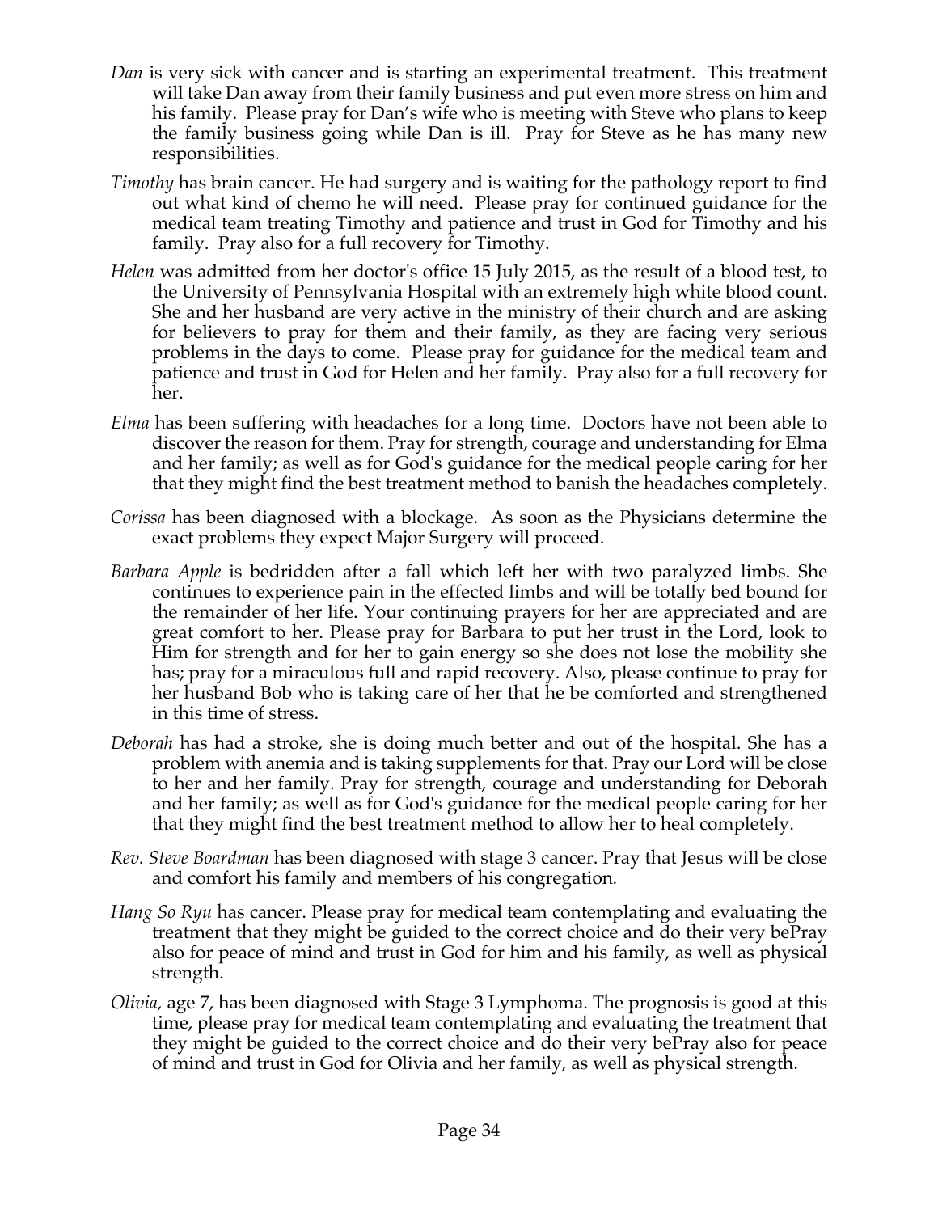*Dan* is very sick with cancer and is starting an experimental treatment. This treatment will take Dan away from their family business and put even more stress on him and his family. Please pray for Dan's wife who is meeting with Steve who plans to keep the family business going while Dan is ill. Pray for Steve as he has many new responsibilities.

*Timothy* has brain cancer. He had surgery and is waiting for the pathology report to find out what kind of chemo he will need. Please pray for continued guidance for the medical team treating Timothy and patience and trust in God for Timothy and his family. Pray also for a full recovery for Timothy.

*Helen* was admitted from her doctor's office 15 July 2015, as the result of a blood test, to the University of Pennsylvania Hospital with an extremely high white blood count. She and her husband are very active in the ministry of their church and are asking for believers to pray for them and their family, as they are facing very serious problems in the days to come. Please pray for guidance for the medical team and patience and trust in God for Helen and her family. Pray also for a full recovery for her.

*Elma* has been suffering with headaches for a long time. Doctors have not been able to discover the reason for them. Pray for strength, courage and understanding for Elma and her family; as well as for God's guidance for the medical people caring for her that they might find the best treatment method to banish the headaches completely.

*Corissa* has been diagnosed with a blockage. As soon as the Physicians determine the exact problems they expect Major Surgery will proceed.

*Barbara Apple* is bedridden after a fall which left her with two paralyzed limbs. She continues to experience pain in the effected limbs and will be totally bed bound for the remainder of her life. Your continuing prayers for her are appreciated and are great comfort to her. Please pray for Barbara to put her trust in the Lord, look to Him for strength and for her to gain energy so she does not lose the mobility she has; pray for a miraculous full and rapid recovery. Also, please continue to pray for her husband Bob who is taking care of her that he be comforted and strengthened in this time of stress.

*Deborah* has had a stroke, she is doing much better and out of the hospital. She has a problem with anemia and is taking supplements for that. Pray our Lord will be close to her and her family. Pray for strength, courage and understanding for Deborah and her family; as well as for God's guidance for the medical people caring for her that they might find the best treatment method to allow her to heal completely.

*Rev. Steve Boardman* has been diagnosed with stage 3 cancer. Pray that Jesus will be close and comfort his family and members of his congregation.

*Hang So Ryu* has cancer. Please pray for medical team contemplating and evaluating the treatment that they might be guided to the correct choice and do their very bePray also for peace of mind and trust in God for him and his family, as well as physical strength.

*Olivia,* age 7, has been diagnosed with Stage 3 Lymphoma. The prognosis is good at this time, please pray for medical team contemplating and evaluating the treatment that they might be guided to the correct choice and do their very bePray also for peace of mind and trust in God for Olivia and her family, as well as physical strength.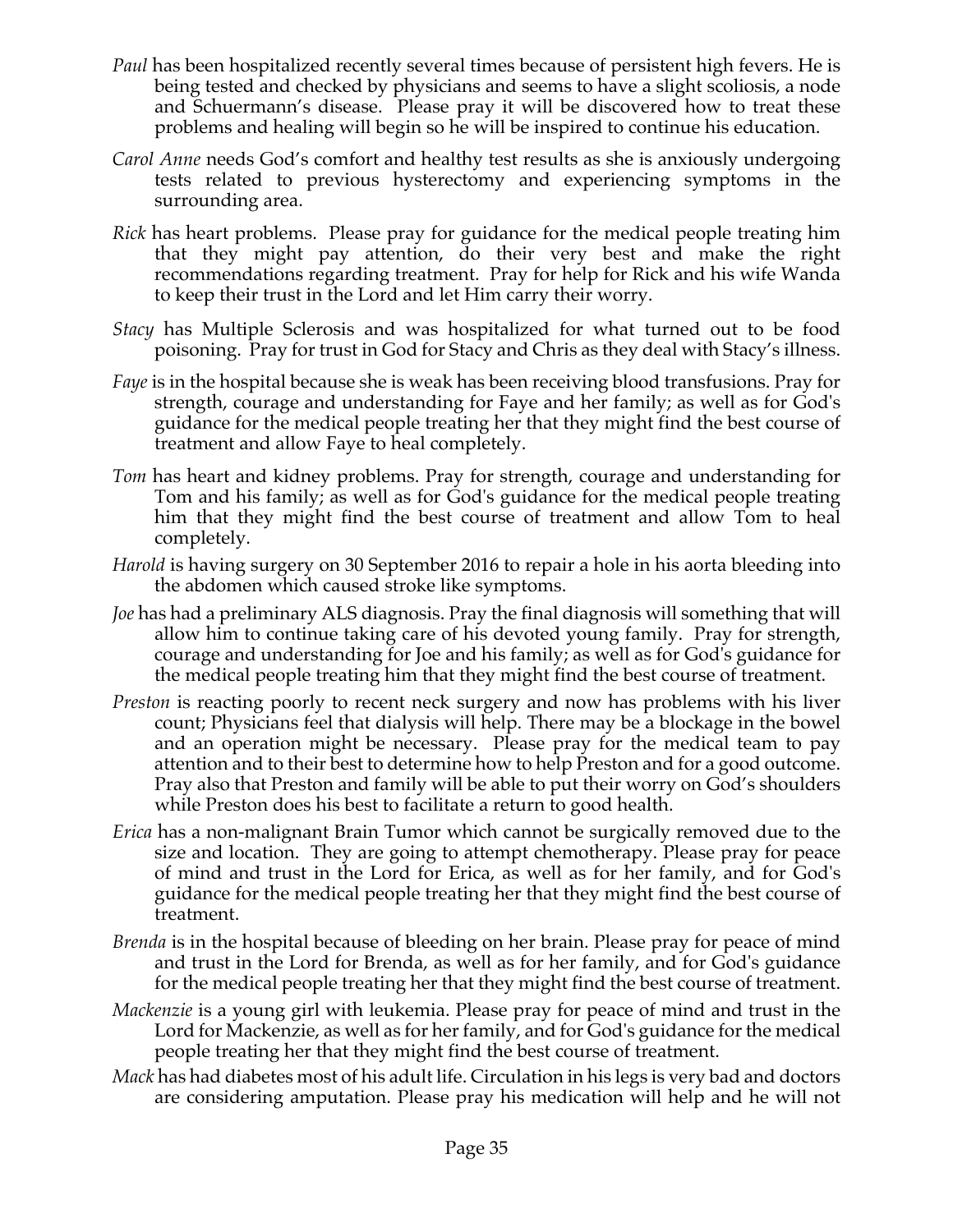*Paul* has been hospitalized recently several times because of persistent high fevers. He is being tested and checked by physicians and seems to have a slight scoliosis, a node and Schuermann's disease. Please pray it will be discovered how to treat these problems and healing will begin so he will be inspired to continue his education.

*Carol Anne* needs God's comfort and healthy test results as she is anxiously undergoing tests related to previous hysterectomy and experiencing symptoms in the surrounding area.

*Rick* has heart problems. Please pray for guidance for the medical people treating him that they might pay attention, do their very best and make the right recommendations regarding treatment. Pray for help for Rick and his wife Wanda to keep their trust in the Lord and let Him carry their worry.

*Stacy* has Multiple Sclerosis and was hospitalized for what turned out to be food poisoning. Pray for trust in God for Stacy and Chris as they deal with Stacy's illness.

*Faye* is in the hospital because she is weak has been receiving blood transfusions. Pray for strength, courage and understanding for Faye and her family; as well as for God's guidance for the medical people treating her that they might find the best course of treatment and allow Faye to heal completely.

*Tom* has heart and kidney problems. Pray for strength, courage and understanding for Tom and his family; as well as for God's guidance for the medical people treating him that they might find the best course of treatment and allow Tom to heal completely.

*Harold* is having surgery on 30 September 2016 to repair a hole in his aorta bleeding into the abdomen which caused stroke like symptoms.

*Joe* has had a preliminary ALS diagnosis. Pray the final diagnosis will something that will allow him to continue taking care of his devoted young family. Pray for strength, courage and understanding for Joe and his family; as well as for God's guidance for the medical people treating him that they might find the best course of treatment.

*Preston* is reacting poorly to recent neck surgery and now has problems with his liver count; Physicians feel that dialysis will help. There may be a blockage in the bowel and an operation might be necessary. Please pray for the medical team to pay attention and to their best to determine how to help Preston and for a good outcome. Pray also that Preston and family will be able to put their worry on God's shoulders while Preston does his best to facilitate a return to good health.

*Erica* has a non-malignant Brain Tumor which cannot be surgically removed due to the size and location. They are going to attempt chemotherapy. Please pray for peace of mind and trust in the Lord for Erica, as well as for her family, and for God's guidance for the medical people treating her that they might find the best course of treatment.

*Brenda* is in the hospital because of bleeding on her brain. Please pray for peace of mind and trust in the Lord for Brenda, as well as for her family, and for God's guidance for the medical people treating her that they might find the best course of treatment.

*Mackenzie* is a young girl with leukemia. Please pray for peace of mind and trust in the Lord for Mackenzie, as well as for her family, and for God's guidance for the medical people treating her that they might find the best course of treatment.

*Mack* has had diabetes most of his adult life. Circulation in his legs is very bad and doctors are considering amputation. Please pray his medication will help and he will not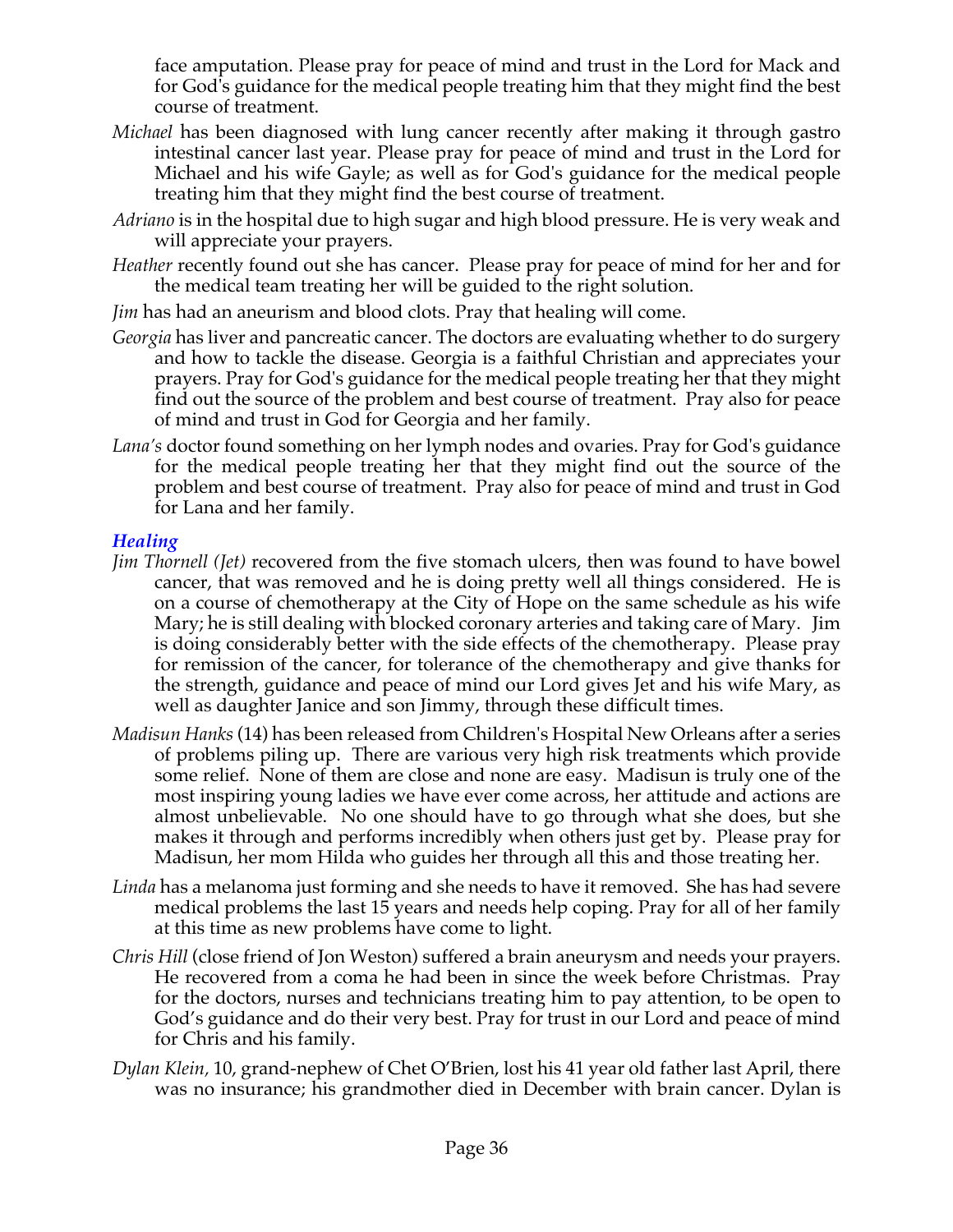face amputation. Please pray for peace of mind and trust in the Lord for Mack and for God's guidance for the medical people treating him that they might find the best course of treatment.

*Michael* has been diagnosed with lung cancer recently after making it through gastro intestinal cancer last year. Please pray for peace of mind and trust in the Lord for Michael and his wife Gayle; as well as for God's guidance for the medical people treating him that they might find the best course of treatment.

*Adriano* is in the hospital due to high sugar and high blood pressure. He is very weak and will appreciate your prayers.

*Heather* recently found out she has cancer. Please pray for peace of mind for her and for the medical team treating her will be guided to the right solution.

*Jim* has had an aneurism and blood clots. Pray that healing will come.

*Georgia* has liver and pancreatic cancer. The doctors are evaluating whether to do surgery and how to tackle the disease. Georgia is a faithful Christian and appreciates your prayers. Pray for God's guidance for the medical people treating her that they might find out the source of the problem and best course of treatment. Pray also for peace of mind and trust in God for Georgia and her family.

*Lana's* doctor found something on her lymph nodes and ovaries. Pray for God's guidance for the medical people treating her that they might find out the source of the problem and best course of treatment. Pray also for peace of mind and trust in God for Lana and her family.

### *Healing*

*Jim Thornell (Jet)* recovered from the five stomach ulcers, then was found to have bowel cancer, that was removed and he is doing pretty well all things considered. He is on a course of chemotherapy at the City of Hope on the same schedule as his wife Mary; he is still dealing with blocked coronary arteries and taking care of Mary. Jim is doing considerably better with the side effects of the chemotherapy. Please pray for remission of the cancer, for tolerance of the chemotherapy and give thanks for the strength, guidance and peace of mind our Lord gives Jet and his wife Mary, as well as daughter Janice and son Jimmy, through these difficult times.

*Madisun Hanks* (14) has been released from Children's Hospital New Orleans after a series of problems piling up. There are various very high risk treatments which provide some relief. None of them are close and none are easy. Madisun is truly one of the most inspiring young ladies we have ever come across, her attitude and actions are almost unbelievable. No one should have to go through what she does, but she makes it through and performs incredibly when others just get by. Please pray for Madisun, her mom Hilda who guides her through all this and those treating her.

*Linda* has a melanoma just forming and she needs to have it removed. She has had severe medical problems the last 15 years and needs help coping. Pray for all of her family at this time as new problems have come to light.

*Chris Hill* (close friend of Jon Weston) suffered a brain aneurysm and needs your prayers. He recovered from a coma he had been in since the week before Christmas. Pray for the doctors, nurses and technicians treating him to pay attention, to be open to God's guidance and do their very best. Pray for trust in our Lord and peace of mind for Chris and his family.

*Dylan Klein*, 10, grand-nephew of Chet O'Brien, lost his 41 year old father last April, there was no insurance; his grandmother died in December with brain cancer. Dylan is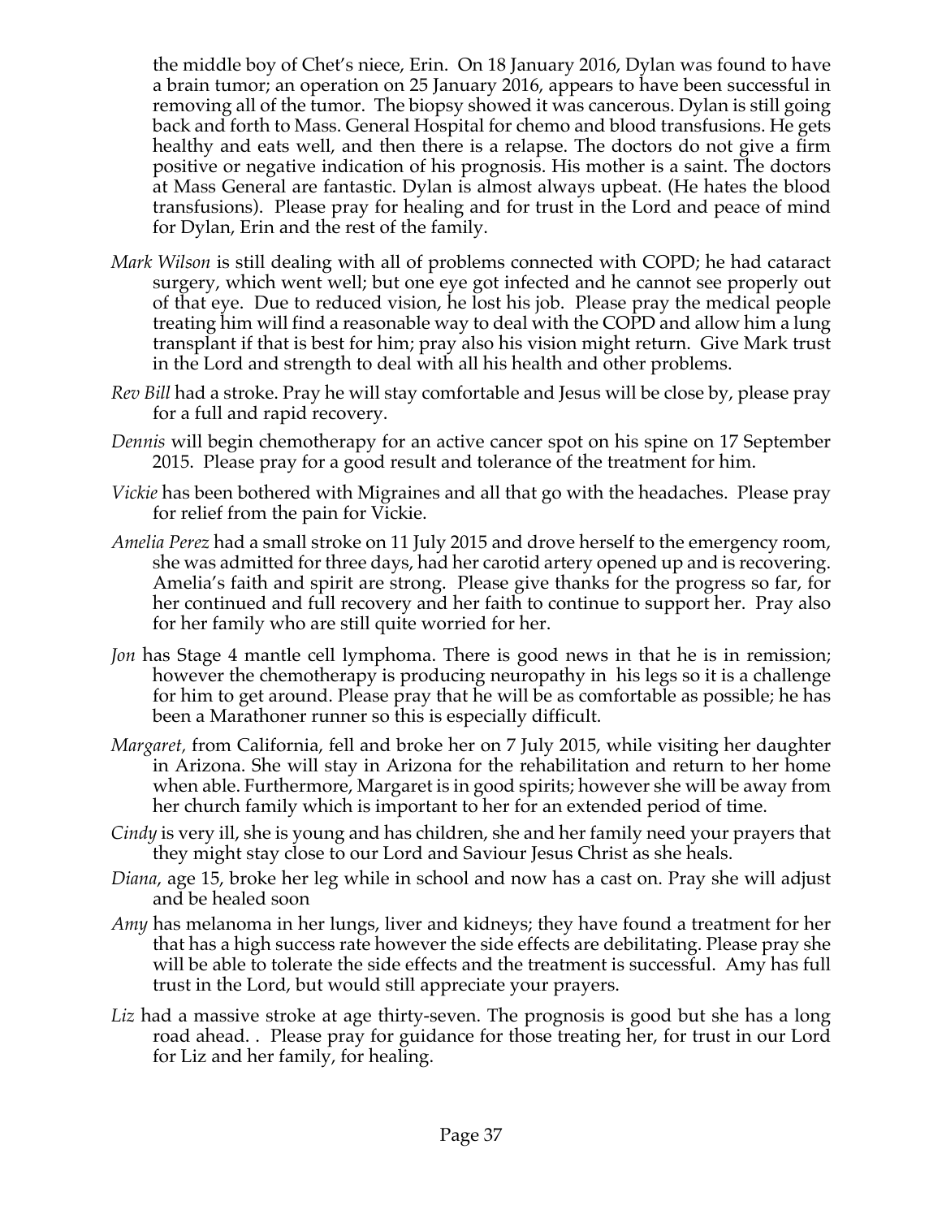the middle boy of Chet's niece, Erin. On 18 January 2016, Dylan was found to have a brain tumor; an operation on 25 January 2016, appears to have been successful in removing all of the tumor. The biopsy showed it was cancerous. Dylan is still going back and forth to Mass. General Hospital for chemo and blood transfusions. He gets healthy and eats well, and then there is a relapse. The doctors do not give a firm positive or negative indication of his prognosis. His mother is a saint. The doctors at Mass General are fantastic. Dylan is almost always upbeat. (He hates the blood transfusions). Please pray for healing and for trust in the Lord and peace of mind for Dylan, Erin and the rest of the family.

*Mark Wilson* is still dealing with all of problems connected with COPD; he had cataract surgery, which went well; but one eye got infected and he cannot see properly out of that eye. Due to reduced vision, he lost his job. Please pray the medical people treating him will find a reasonable way to deal with the COPD and allow him a lung transplant if that is best for him; pray also his vision might return. Give Mark trust in the Lord and strength to deal with all his health and other problems.

*Rev Bill* had a stroke. Pray he will stay comfortable and Jesus will be close by, please pray for a full and rapid recovery.

*Dennis* will begin chemotherapy for an active cancer spot on his spine on 17 September 2015. Please pray for a good result and tolerance of the treatment for him.

*Vickie* has been bothered with Migraines and all that go with the headaches. Please pray for relief from the pain for Vickie.

*Amelia Perez* had a small stroke on 11 July 2015 and drove herself to the emergency room, she was admitted for three days, had her carotid artery opened up and is recovering. Amelia's faith and spirit are strong. Please give thanks for the progress so far, for her continued and full recovery and her faith to continue to support her. Pray also for her family who are still quite worried for her.

*Jon* has Stage 4 mantle cell lymphoma. There is good news in that he is in remission; however the chemotherapy is producing neuropathy in his legs so it is a challenge for him to get around. Please pray that he will be as comfortable as possible; he has been a Marathoner runner so this is especially difficult.

*Margaret,* from California, fell and broke her on 7 July 2015, while visiting her daughter in Arizona. She will stay in Arizona for the rehabilitation and return to her home when able. Furthermore, Margaret is in good spirits; however she will be away from her church family which is important to her for an extended period of time.

*Cindy* is very ill, she is young and has children, she and her family need your prayers that they might stay close to our Lord and Saviour Jesus Christ as she heals.

*Diana*, age 15, broke her leg while in school and now has a cast on. Pray she will adjust and be healed soon

*Amy* has melanoma in her lungs, liver and kidneys; they have found a treatment for her that has a high success rate however the side effects are debilitating. Please pray she will be able to tolerate the side effects and the treatment is successful. Amy has full trust in the Lord, but would still appreciate your prayers.

*Liz* had a massive stroke at age thirty-seven. The prognosis is good but she has a long road ahead. . Please pray for guidance for those treating her, for trust in our Lord for Liz and her family, for healing.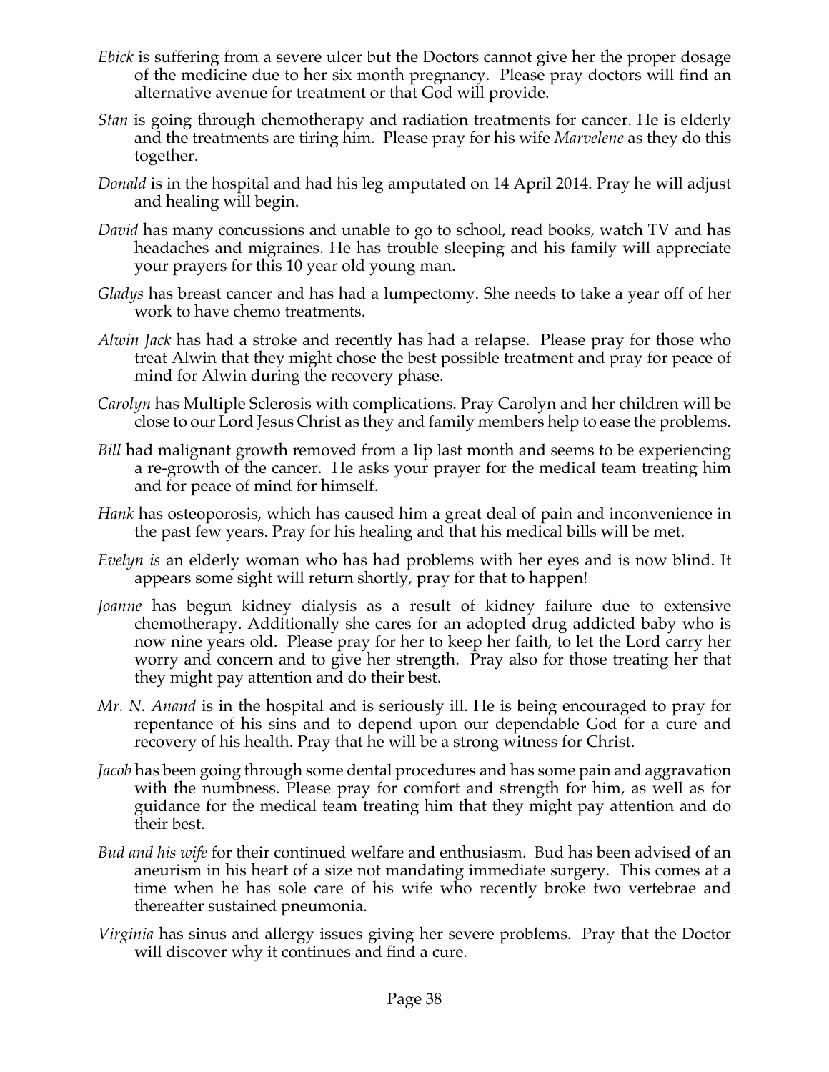*Ebick* is suffering from a severe ulcer but the Doctors cannot give her the proper dosage of the medicine due to her six month pregnancy. Please pray doctors will find an alternative avenue for treatment or that God will provide.

*Stan* is going through chemotherapy and radiation treatments for cancer. He is elderly and the treatments are tiring him. Please pray for his wife *Marvelene* as they do this together.

*Donald* is in the hospital and had his leg amputated on 14 April 2014. Pray he will adjust and healing will begin.

*David* has many concussions and unable to go to school, read books, watch TV and has headaches and migraines. He has trouble sleeping and his family will appreciate your prayers for this 10 year old young man.

*Gladys* has breast cancer and has had a lumpectomy. She needs to take a year off of her work to have chemo treatments.

*Alwin Jack* has had a stroke and recently has had a relapse. Please pray for those who treat Alwin that they might chose the best possible treatment and pray for peace of mind for Alwin during the recovery phase.

*Carolyn* has Multiple Sclerosis with complications. Pray Carolyn and her children will be close to our Lord Jesus Christ as they and family members help to ease the problems.

*Bill* had malignant growth removed from a lip last month and seems to be experiencing a re-growth of the cancer. He asks your prayer for the medical team treating him and for peace of mind for himself.

*Hank* has osteoporosis, which has caused him a great deal of pain and inconvenience in the past few years. Pray for his healing and that his medical bills will be met.

*Evelyn is* an elderly woman who has had problems with her eyes and is now blind. It appears some sight will return shortly, pray for that to happen!

*Joanne* has begun kidney dialysis as a result of kidney failure due to extensive chemotherapy. Additionally she cares for an adopted drug addicted baby who is now nine years old. Please pray for her to keep her faith, to let the Lord carry her worry and concern and to give her strength. Pray also for those treating her that they might pay attention and do their best.

*Mr. N. Anand* is in the hospital and is seriously ill. He is being encouraged to pray for repentance of his sins and to depend upon our dependable God for a cure and recovery of his health. Pray that he will be a strong witness for Christ.

*Jacob* has been going through some dental procedures and has some pain and aggravation with the numbness. Please pray for comfort and strength for him, as well as for guidance for the medical team treating him that they might pay attention and do their best.

*Bud and his wife* for their continued welfare and enthusiasm. Bud has been advised of an aneurism in his heart of a size not mandating immediate surgery. This comes at a time when he has sole care of his wife who recently broke two vertebrae and thereafter sustained pneumonia.

*Virginia* has sinus and allergy issues giving her severe problems. Pray that the Doctor will discover why it continues and find a cure.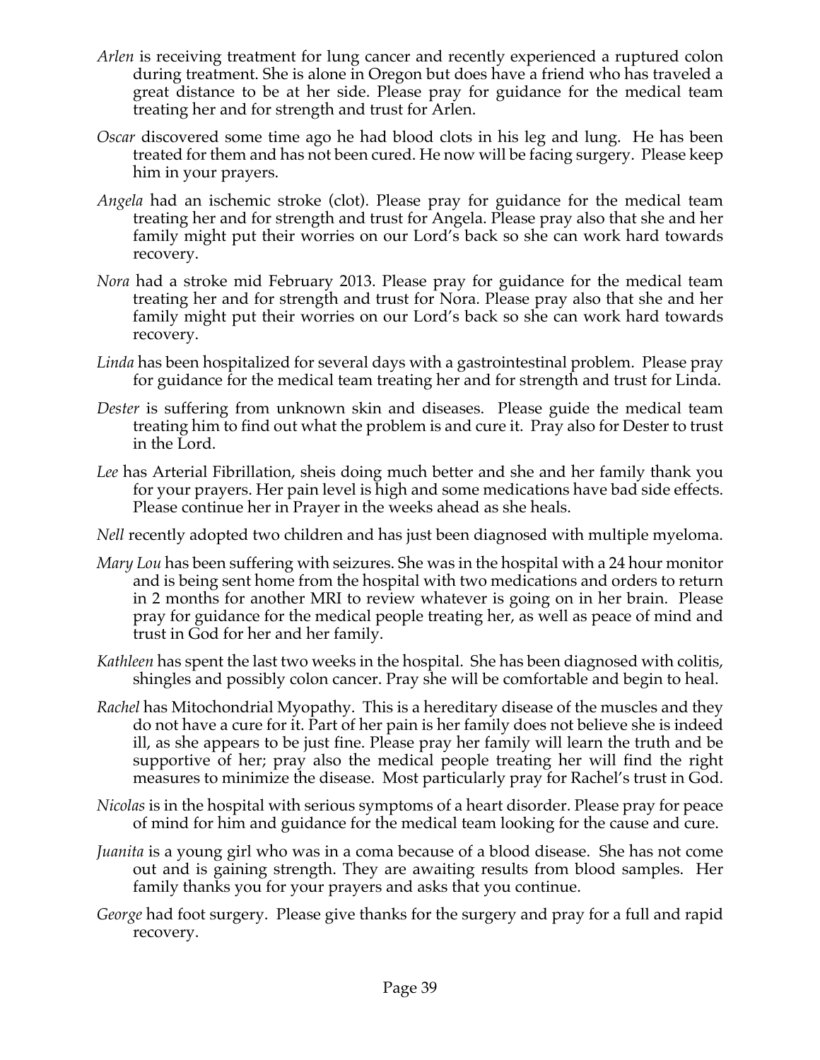*Arlen* is receiving treatment for lung cancer and recently experienced a ruptured colon during treatment. She is alone in Oregon but does have a friend who has traveled a great distance to be at her side. Please pray for guidance for the medical team treating her and for strength and trust for Arlen.

*Oscar* discovered some time ago he had blood clots in his leg and lung. He has been treated for them and has not been cured. He now will be facing surgery. Please keep him in your prayers.

*Angela* had an ischemic stroke (clot). Please pray for guidance for the medical team treating her and for strength and trust for Angela. Please pray also that she and her family might put their worries on our Lord's back so she can work hard towards recovery.

*Nora* had a stroke mid February 2013. Please pray for guidance for the medical team treating her and for strength and trust for Nora. Please pray also that she and her family might put their worries on our Lord's back so she can work hard towards recovery.

*Linda* has been hospitalized for several days with a gastrointestinal problem. Please pray for guidance for the medical team treating her and for strength and trust for Linda.

*Dester* is suffering from unknown skin and diseases. Please guide the medical team treating him to find out what the problem is and cure it. Pray also for Dester to trust in the Lord.

*Lee* has Arterial Fibrillation, sheis doing much better and she and her family thank you for your prayers. Her pain level is high and some medications have bad side effects. Please continue her in Prayer in the weeks ahead as she heals.

*Nell* recently adopted two children and has just been diagnosed with multiple myeloma.

*Mary Lou* has been suffering with seizures. She was in the hospital with a 24 hour monitor and is being sent home from the hospital with two medications and orders to return in 2 months for another MRI to review whatever is going on in her brain. Please pray for guidance for the medical people treating her, as well as peace of mind and trust in God for her and her family.

*Kathleen* has spent the last two weeks in the hospital. She has been diagnosed with colitis, shingles and possibly colon cancer. Pray she will be comfortable and begin to heal.

*Rachel* has Mitochondrial Myopathy. This is a hereditary disease of the muscles and they do not have a cure for it. Part of her pain is her family does not believe she is indeed ill, as she appears to be just fine. Please pray her family will learn the truth and be supportive of her; pray also the medical people treating her will find the right measures to minimize the disease. Most particularly pray for Rachel's trust in God.

*Nicolas* is in the hospital with serious symptoms of a heart disorder. Please pray for peace of mind for him and guidance for the medical team looking for the cause and cure.

*Juanita* is a young girl who was in a coma because of a blood disease. She has not come out and is gaining strength. They are awaiting results from blood samples. Her family thanks you for your prayers and asks that you continue.

*George* had foot surgery. Please give thanks for the surgery and pray for a full and rapid recovery.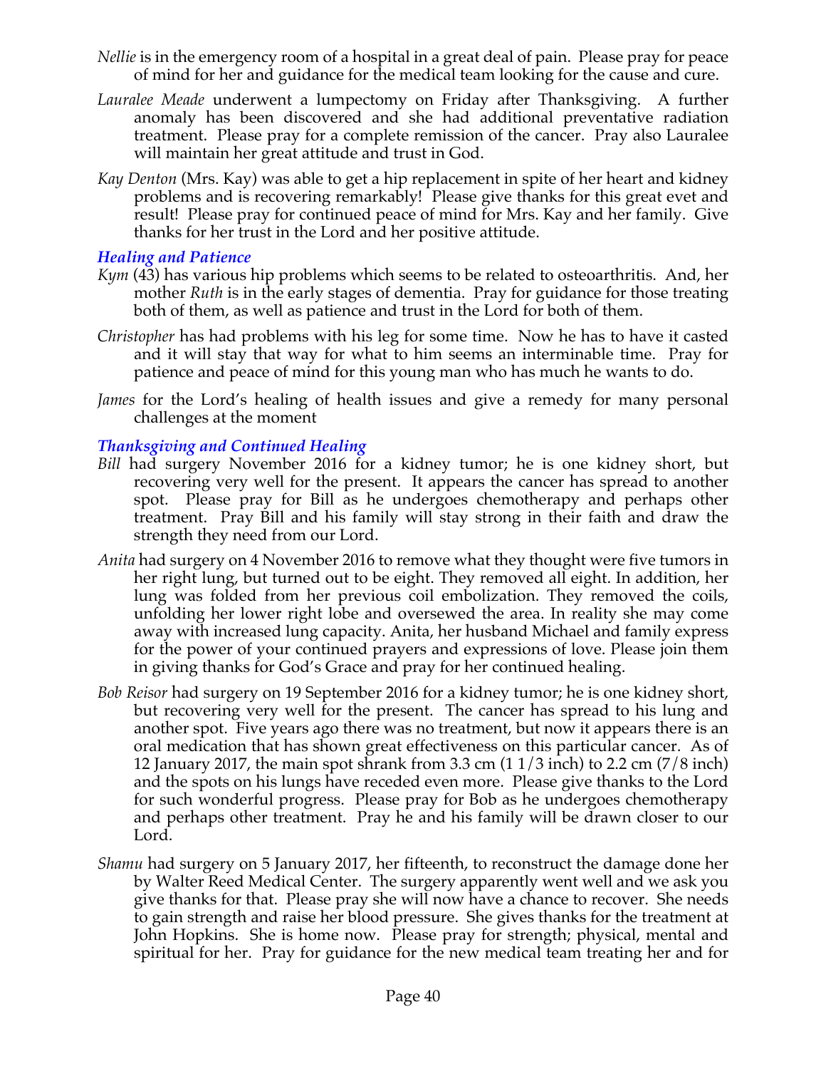*Nellie* is in the emergency room of a hospital in a great deal of pain. Please pray for peace of mind for her and guidance for the medical team looking for the cause and cure.

*Lauralee Meade* underwent a lumpectomy on Friday after Thanksgiving. A further anomaly has been discovered and she had additional preventative radiation treatment. Please pray for a complete remission of the cancer. Pray also Lauralee will maintain her great attitude and trust in God.

*Kay Denton* (Mrs. Kay) was able to get a hip replacement in spite of her heart and kidney problems and is recovering remarkably! Please give thanks for this great evet and result! Please pray for continued peace of mind for Mrs. Kay and her family. Give thanks for her trust in the Lord and her positive attitude.

### *Healing and Patience*

*Kym* (43) has various hip problems which seems to be related to osteoarthritis. And, her mother *Ruth* is in the early stages of dementia. Pray for guidance for those treating both of them, as well as patience and trust in the Lord for both of them.

*Christopher* has had problems with his leg for some time. Now he has to have it casted and it will stay that way for what to him seems an interminable time. Pray for patience and peace of mind for this young man who has much he wants to do.

*James* for the Lord's healing of health issues and give a remedy for many personal challenges at the moment

### *Thanksgiving and Continued Healing*

*Bill* had surgery November 2016 for a kidney tumor; he is one kidney short, but recovering very well for the present. It appears the cancer has spread to another spot. Please pray for Bill as he undergoes chemotherapy and perhaps other treatment. Pray Bill and his family will stay strong in their faith and draw the strength they need from our Lord.

*Anita* had surgery on 4 November 2016 to remove what they thought were five tumors in her right lung, but turned out to be eight. They removed all eight. In addition, her lung was folded from her previous coil embolization. They removed the coils, unfolding her lower right lobe and oversewed the area. In reality she may come away with increased lung capacity. Anita, her husband Michael and family express for the power of your continued prayers and expressions of love. Please join them in giving thanks for God's Grace and pray for her continued healing.

*Bob Reisor* had surgery on 19 September 2016 for a kidney tumor; he is one kidney short, but recovering very well for the present. The cancer has spread to his lung and another spot. Five years ago there was no treatment, but now it appears there is an oral medication that has shown great effectiveness on this particular cancer. As of 12 January 2017, the main spot shrank from 3.3 cm (1 1/3 inch) to 2.2 cm (7/8 inch) and the spots on his lungs have receded even more. Please give thanks to the Lord for such wonderful progress. Please pray for Bob as he undergoes chemotherapy and perhaps other treatment. Pray he and his family will be drawn closer to our Lord.

*Shamu* had surgery on 5 January 2017, her fifteenth, to reconstruct the damage done her by Walter Reed Medical Center. The surgery apparently went well and we ask you give thanks for that. Please pray she will now have a chance to recover. She needs to gain strength and raise her blood pressure. She gives thanks for the treatment at John Hopkins. She is home now. Please pray for strength; physical, mental and spiritual for her. Pray for guidance for the new medical team treating her and for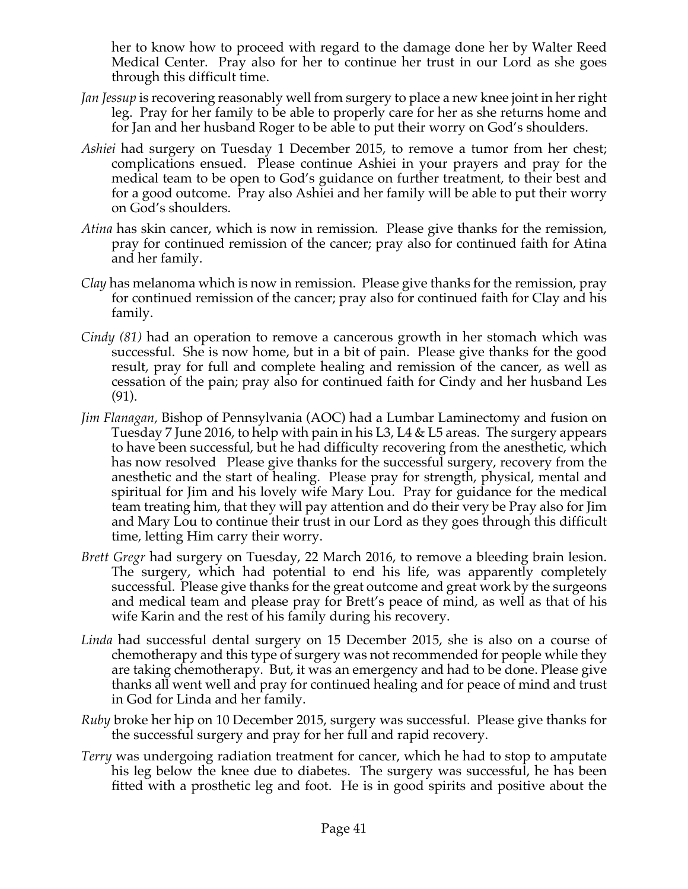her to know how to proceed with regard to the damage done her by Walter Reed Medical Center. Pray also for her to continue her trust in our Lord as she goes through this difficult time.

*Jan Jessup* is recovering reasonably well from surgery to place a new knee joint in her right leg. Pray for her family to be able to properly care for her as she returns home and for Jan and her husband Roger to be able to put their worry on God's shoulders.

*Ashiei* had surgery on Tuesday 1 December 2015, to remove a tumor from her chest; complications ensued. Please continue Ashiei in your prayers and pray for the medical team to be open to God's guidance on further treatment, to their best and for a good outcome. Pray also Ashiei and her family will be able to put their worry on God's shoulders.

*Atina* has skin cancer, which is now in remission. Please give thanks for the remission, pray for continued remission of the cancer; pray also for continued faith for Atina and her family.

*Clay* has melanoma which is now in remission. Please give thanks for the remission, pray for continued remission of the cancer; pray also for continued faith for Clay and his family.

*Cindy (81)* had an operation to remove a cancerous growth in her stomach which was successful. She is now home, but in a bit of pain. Please give thanks for the good result, pray for full and complete healing and remission of the cancer, as well as cessation of the pain; pray also for continued faith for Cindy and her husband Les (91).

*Jim Flanagan*, Bishop of Pennsylvania (AOC) had a Lumbar Laminectomy and fusion on Tuesday 7 June 2016, to help with pain in his L3, L4 & L5 areas. The surgery appears to have been successful, but he had difficulty recovering from the anesthetic, which has now resolved Please give thanks for the successful surgery, recovery from the anesthetic and the start of healing. Please pray for strength, physical, mental and spiritual for Jim and his lovely wife Mary Lou. Pray for guidance for the medical team treating him, that they will pay attention and do their very be Pray also for Jim and Mary Lou to continue their trust in our Lord as they goes through this difficult time, letting Him carry their worry.

*Brett Gregr* had surgery on Tuesday, 22 March 2016, to remove a bleeding brain lesion. The surgery, which had potential to end his life, was apparently completely successful. Please give thanks for the great outcome and great work by the surgeons and medical team and please pray for Brett's peace of mind, as well as that of his wife Karin and the rest of his family during his recovery.

*Linda* had successful dental surgery on 15 December 2015, she is also on a course of chemotherapy and this type of surgery was not recommended for people while they are taking chemotherapy. But, it was an emergency and had to be done. Please give thanks all went well and pray for continued healing and for peace of mind and trust in God for Linda and her family.

*Ruby* broke her hip on 10 December 2015, surgery was successful. Please give thanks for the successful surgery and pray for her full and rapid recovery.

*Terry* was undergoing radiation treatment for cancer, which he had to stop to amputate his leg below the knee due to diabetes. The surgery was successful, he has been fitted with a prosthetic leg and foot. He is in good spirits and positive about the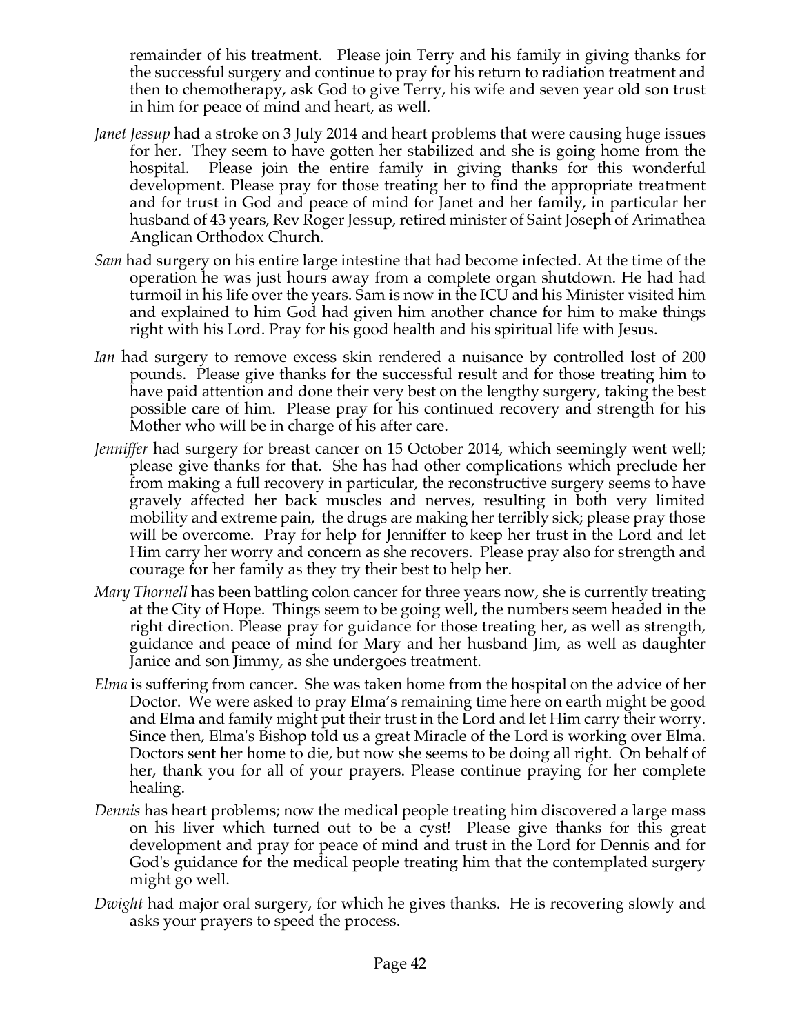remainder of his treatment. Please join Terry and his family in giving thanks for the successful surgery and continue to pray for his return to radiation treatment and then to chemotherapy, ask God to give Terry, his wife and seven year old son trust in him for peace of mind and heart, as well.

*Janet Jessup* had a stroke on 3 July 2014 and heart problems that were causing huge issues for her. They seem to have gotten her stabilized and she is going home from the hospital. Please join the entire family in giving thanks for this wonderful development. Please pray for those treating her to find the appropriate treatment and for trust in God and peace of mind for Janet and her family, in particular her husband of 43 years, Rev Roger Jessup, retired minister of Saint Joseph of Arimathea Anglican Orthodox Church.

*Sam* had surgery on his entire large intestine that had become infected. At the time of the operation he was just hours away from a complete organ shutdown. He had had turmoil in his life over the years. Sam is now in the ICU and his Minister visited him and explained to him God had given him another chance for him to make things right with his Lord. Pray for his good health and his spiritual life with Jesus.

*Ian* had surgery to remove excess skin rendered a nuisance by controlled lost of 200 pounds. Please give thanks for the successful result and for those treating him to have paid attention and done their very best on the lengthy surgery, taking the best possible care of him. Please pray for his continued recovery and strength for his Mother who will be in charge of his after care.

*Jenniffer* had surgery for breast cancer on 15 October 2014, which seemingly went well; please give thanks for that. She has had other complications which preclude her from making a full recovery in particular, the reconstructive surgery seems to have gravely affected her back muscles and nerves, resulting in both very limited mobility and extreme pain, the drugs are making her terribly sick; please pray those will be overcome. Pray for help for Jenniffer to keep her trust in the Lord and let Him carry her worry and concern as she recovers. Please pray also for strength and courage for her family as they try their best to help her.

*Mary Thornell* has been battling colon cancer for three years now, she is currently treating at the City of Hope. Things seem to be going well, the numbers seem headed in the right direction. Please pray for guidance for those treating her, as well as strength, guidance and peace of mind for Mary and her husband Jim, as well as daughter Janice and son Jimmy, as she undergoes treatment.

*Elma* is suffering from cancer. She was taken home from the hospital on the advice of her Doctor. We were asked to pray Elma's remaining time here on earth might be good and Elma and family might put their trust in the Lord and let Him carry their worry. Since then, Elma's Bishop told us a great Miracle of the Lord is working over Elma. Doctors sent her home to die, but now she seems to be doing all right. On behalf of her, thank you for all of your prayers. Please continue praying for her complete healing.

*Dennis* has heart problems; now the medical people treating him discovered a large mass on his liver which turned out to be a cyst! Please give thanks for this great development and pray for peace of mind and trust in the Lord for Dennis and for God's guidance for the medical people treating him that the contemplated surgery might go well.

*Dwight* had major oral surgery, for which he gives thanks. He is recovering slowly and asks your prayers to speed the process.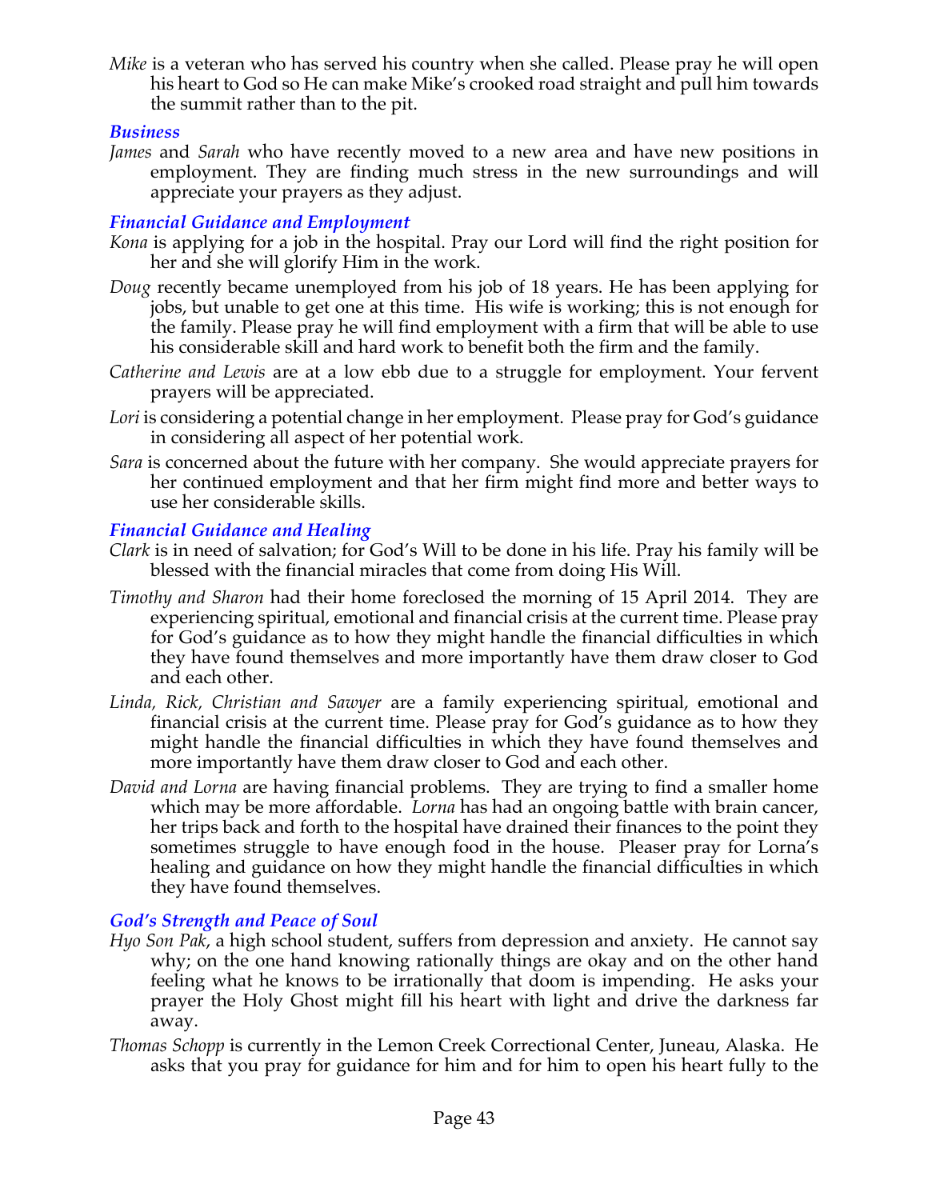*Mike* is a veteran who has served his country when she called. Please pray he will open his heart to God so He can make Mike's crooked road straight and pull him towards the summit rather than to the pit.

### *Business*

*James* and *Sarah* who have recently moved to a new area and have new positions in employment. They are finding much stress in the new surroundings and will appreciate your prayers as they adjust.

### *Financial Guidance and Employment*

*Kona* is applying for a job in the hospital. Pray our Lord will find the right position for her and she will glorify Him in the work.

*Doug* recently became unemployed from his job of 18 years. He has been applying for jobs, but unable to get one at this time. His wife is working; this is not enough for the family. Please pray he will find employment with a firm that will be able to use his considerable skill and hard work to benefit both the firm and the family.

*Catherine and Lewis* are at a low ebb due to a struggle for employment. Your fervent prayers will be appreciated.

*Lori* is considering a potential change in her employment. Please pray for God's guidance in considering all aspect of her potential work.

*Sara* is concerned about the future with her company. She would appreciate prayers for her continued employment and that her firm might find more and better ways to use her considerable skills.

### *Financial Guidance and Healing*

*Clark* is in need of salvation; for God's Will to be done in his life. Pray his family will be blessed with the financial miracles that come from doing His Will.

*Timothy and Sharon* had their home foreclosed the morning of 15 April 2014. They are experiencing spiritual, emotional and financial crisis at the current time. Please pray for God's guidance as to how they might handle the financial difficulties in which they have found themselves and more importantly have them draw closer to God and each other.

*Linda, Rick, Christian and Sawyer* are a family experiencing spiritual, emotional and financial crisis at the current time. Please pray for God's guidance as to how they might handle the financial difficulties in which they have found themselves and more importantly have them draw closer to God and each other.

*David and Lorna* are having financial problems. They are trying to find a smaller home which may be more affordable. *Lorna* has had an ongoing battle with brain cancer, her trips back and forth to the hospital have drained their finances to the point they sometimes struggle to have enough food in the house. Pleaser pray for Lorna's healing and guidance on how they might handle the financial difficulties in which they have found themselves.

### *God's Strength and Peace of Soul*

*Hyo Son Pak*, a high school student, suffers from depression and anxiety. He cannot say why; on the one hand knowing rationally things are okay and on the other hand feeling what he knows to be irrationally that doom is impending. He asks your prayer the Holy Ghost might fill his heart with light and drive the darkness far away.

*Thomas Schopp* is currently in the Lemon Creek Correctional Center, Juneau, Alaska. He asks that you pray for guidance for him and for him to open his heart fully to the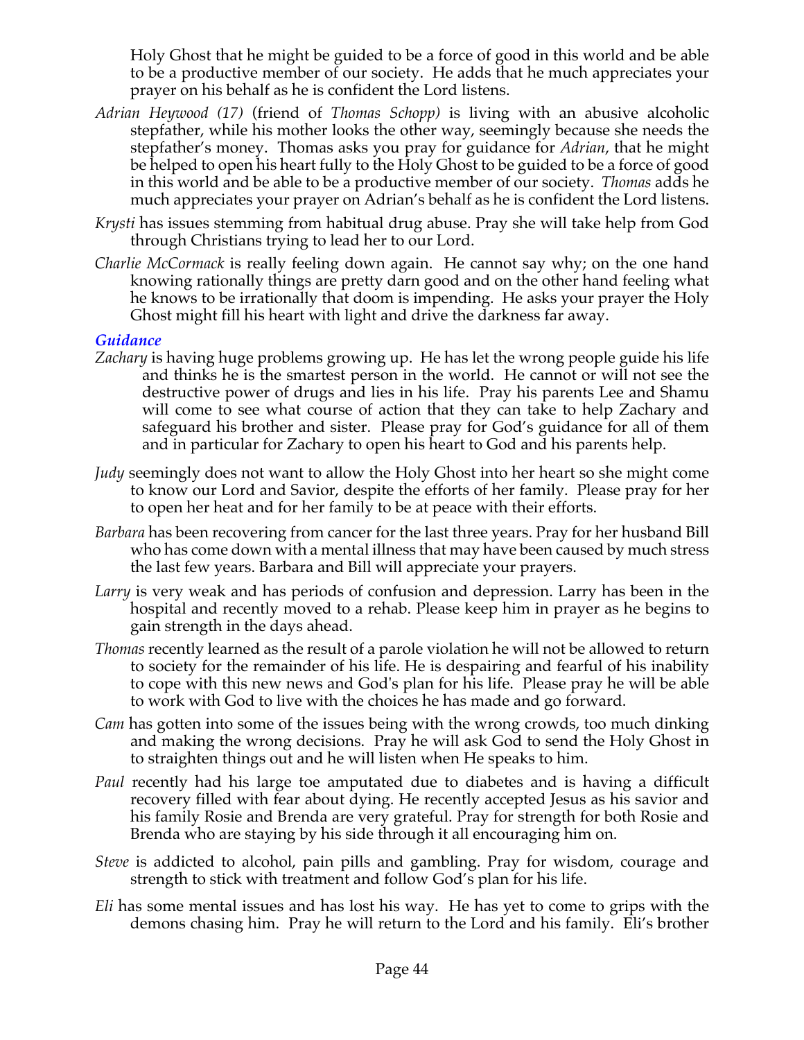Holy Ghost that he might be guided to be a force of good in this world and be able to be a productive member of our society. He adds that he much appreciates your prayer on his behalf as he is confident the Lord listens.

*Adrian Heywood (17)* (friend of *Thomas Schopp)* is living with an abusive alcoholic stepfather, while his mother looks the other way, seemingly because she needs the stepfather's money. Thomas asks you pray for guidance for *Adrian*, that he might be helped to open his heart fully to the Holy Ghost to be guided to be a force of good in this world and be able to be a productive member of our society. *Thomas* adds he much appreciates your prayer on Adrian's behalf as he is confident the Lord listens.

*Krysti* has issues stemming from habitual drug abuse. Pray she will take help from God through Christians trying to lead her to our Lord.

*Charlie McCormack* is really feeling down again. He cannot say why; on the one hand knowing rationally things are pretty darn good and on the other hand feeling what he knows to be irrationally that doom is impending. He asks your prayer the Holy Ghost might fill his heart with light and drive the darkness far away.

### *Guidance*

*Zachary* is having huge problems growing up. He has let the wrong people guide his life and thinks he is the smartest person in the world. He cannot or will not see the destructive power of drugs and lies in his life. Pray his parents Lee and Shamu will come to see what course of action that they can take to help Zachary and safeguard his brother and sister. Please pray for God's guidance for all of them and in particular for Zachary to open his heart to God and his parents help.

*Judy* seemingly does not want to allow the Holy Ghost into her heart so she might come to know our Lord and Savior, despite the efforts of her family. Please pray for her to open her heat and for her family to be at peace with their efforts.

*Barbara* has been recovering from cancer for the last three years. Pray for her husband Bill who has come down with a mental illness that may have been caused by much stress the last few years. Barbara and Bill will appreciate your prayers.

*Larry* is very weak and has periods of confusion and depression. Larry has been in the hospital and recently moved to a rehab. Please keep him in prayer as he begins to gain strength in the days ahead.

*Thomas* recently learned as the result of a parole violation he will not be allowed to return to society for the remainder of his life. He is despairing and fearful of his inability to cope with this new news and God's plan for his life. Please pray he will be able to work with God to live with the choices he has made and go forward.

*Cam* has gotten into some of the issues being with the wrong crowds, too much dinking and making the wrong decisions. Pray he will ask God to send the Holy Ghost in to straighten things out and he will listen when He speaks to him.

*Paul* recently had his large toe amputated due to diabetes and is having a difficult recovery filled with fear about dying. He recently accepted Jesus as his savior and his family Rosie and Brenda are very grateful. Pray for strength for both Rosie and Brenda who are staying by his side through it all encouraging him on.

*Steve* is addicted to alcohol, pain pills and gambling. Pray for wisdom, courage and strength to stick with treatment and follow God's plan for his life.

*Eli* has some mental issues and has lost his way. He has yet to come to grips with the demons chasing him. Pray he will return to the Lord and his family. Eli's brother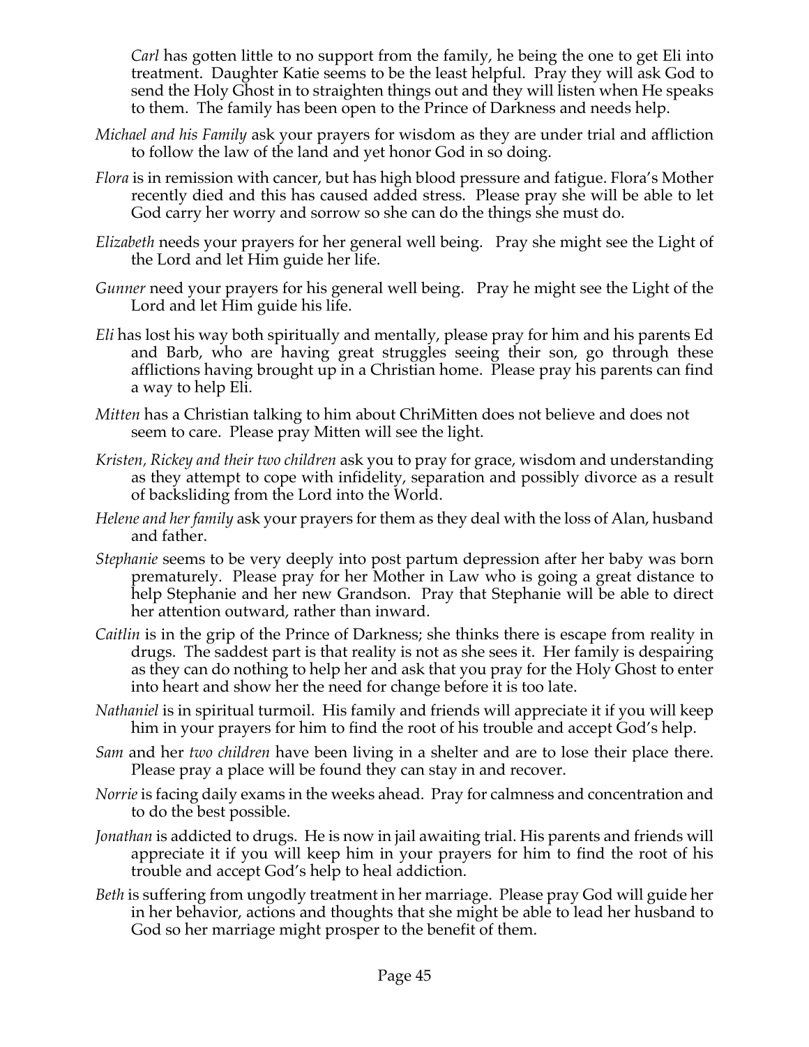*Carl* has gotten little to no support from the family, he being the one to get Eli into treatment. Daughter Katie seems to be the least helpful. Pray they will ask God to send the Holy Ghost in to straighten things out and they will listen when He speaks to them. The family has been open to the Prince of Darkness and needs help.

*Michael and his Family* ask your prayers for wisdom as they are under trial and affliction to follow the law of the land and yet honor God in so doing.

*Flora* is in remission with cancer, but has high blood pressure and fatigue. Flora's Mother recently died and this has caused added stress. Please pray she will be able to let God carry her worry and sorrow so she can do the things she must do.

*Elizabeth* needs your prayers for her general well being. Pray she might see the Light of the Lord and let Him guide her life.

*Gunner* need your prayers for his general well being. Pray he might see the Light of the Lord and let Him guide his life.

*Eli* has lost his way both spiritually and mentally, please pray for him and his parents Ed and Barb, who are having great struggles seeing their son, go through these afflictions having brought up in a Christian home. Please pray his parents can find a way to help Eli.

*Mitten* has a Christian talking to him about ChriMitten does not believe and does not seem to care. Please pray Mitten will see the light.

*Kristen, Rickey and their two children* ask you to pray for grace, wisdom and understanding as they attempt to cope with infidelity, separation and possibly divorce as a result of backsliding from the Lord into the World.

*Helene and her family* ask your prayers for them as they deal with the loss of Alan, husband and father.

*Stephanie* seems to be very deeply into post partum depression after her baby was born prematurely. Please pray for her Mother in Law who is going a great distance to help Stephanie and her new Grandson. Pray that Stephanie will be able to direct her attention outward, rather than inward.

*Caitlin* is in the grip of the Prince of Darkness; she thinks there is escape from reality in drugs. The saddest part is that reality is not as she sees it. Her family is despairing as they can do nothing to help her and ask that you pray for the Holy Ghost to enter into heart and show her the need for change before it is too late.

*Nathaniel* is in spiritual turmoil. His family and friends will appreciate it if you will keep him in your prayers for him to find the root of his trouble and accept God's help.

*Sam* and her *two children* have been living in a shelter and are to lose their place there. Please pray a place will be found they can stay in and recover.

*Norrie* is facing daily exams in the weeks ahead. Pray for calmness and concentration and to do the best possible.

*Jonathan* is addicted to drugs. He is now in jail awaiting trial. His parents and friends will appreciate it if you will keep him in your prayers for him to find the root of his trouble and accept God's help to heal addiction.

*Beth* is suffering from ungodly treatment in her marriage. Please pray God will guide her in her behavior, actions and thoughts that she might be able to lead her husband to God so her marriage might prosper to the benefit of them.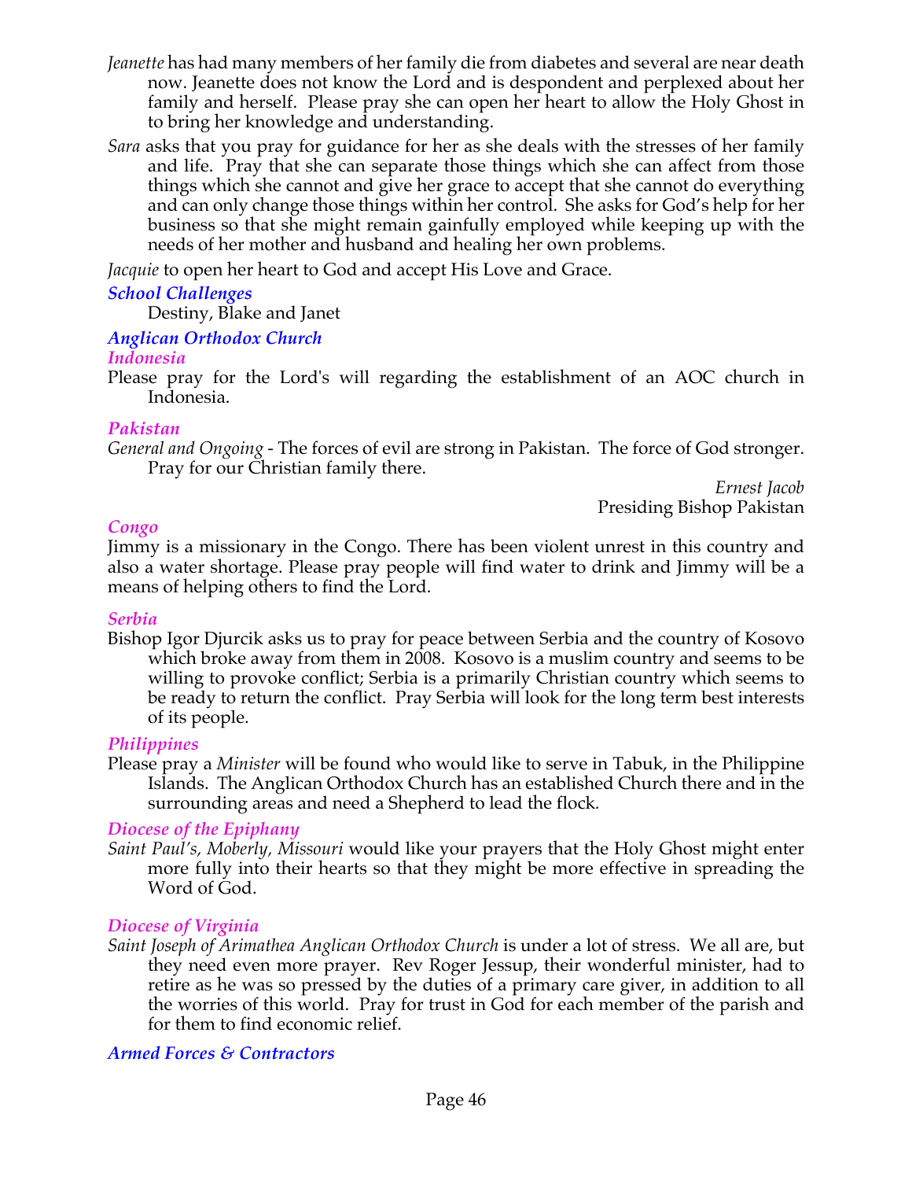*Jeanette* has had many members of her family die from diabetes and several are near death now. Jeanette does not know the Lord and is despondent and perplexed about her family and herself. Please pray she can open her heart to allow the Holy Ghost in to bring her knowledge and understanding.

*Sara* asks that you pray for guidance for her as she deals with the stresses of her family and life. Pray that she can separate those things which she can affect from those things which she cannot and give her grace to accept that she cannot do everything and can only change those things within her control. She asks for God's help for her business so that she might remain gainfully employed while keeping up with the needs of her mother and husband and healing her own problems.

*Jacquie* to open her heart to God and accept His Love and Grace.

### *School Challenges*

Destiny, Blake and Janet

### *Anglican Orthodox Church*

#### *Indonesia*

Please pray for the Lord's will regarding the establishment of an AOC church in Indonesia.

#### *Pakistan*

*General and Ongoing* - The forces of evil are strong in Pakistan. The force of God stronger. Pray for our Christian family there.

*Ernest Jacob*
Presiding Bishop Pakistan

#### *Congo*

Jimmy is a missionary in the Congo. There has been violent unrest in this country and also a water shortage. Please pray people will find water to drink and Jimmy will be a means of helping others to find the Lord.

#### *Serbia*

Bishop Igor Djurcik asks us to pray for peace between Serbia and the country of Kosovo which broke away from them in 2008. Kosovo is a muslim country and seems to be willing to provoke conflict; Serbia is a primarily Christian country which seems to be ready to return the conflict. Pray Serbia will look for the long term best interests of its people.

#### *Philippines*

Please pray a *Minister* will be found who would like to serve in Tabuk, in the Philippine Islands. The Anglican Orthodox Church has an established Church there and in the surrounding areas and need a Shepherd to lead the flock.

#### *Diocese of the Epiphany*

*Saint Paul's, Moberly, Missouri* would like your prayers that the Holy Ghost might enter more fully into their hearts so that they might be more effective in spreading the Word of God.

#### *Diocese of Virginia*

*Saint Joseph of Arimathea Anglican Orthodox Church* is under a lot of stress. We all are, but they need even more prayer. Rev Roger Jessup, their wonderful minister, had to retire as he was so pressed by the duties of a primary care giver, in addition to all the worries of this world. Pray for trust in God for each member of the parish and for them to find economic relief.

### *Armed Forces & Contractors*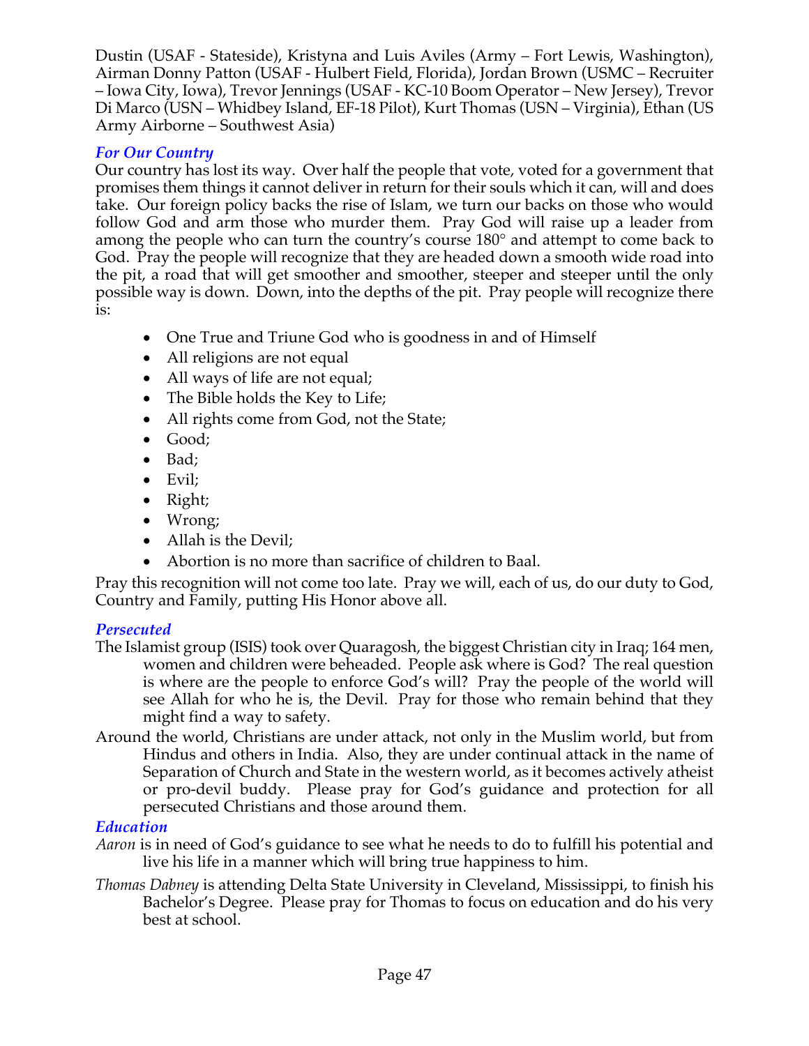Dustin (USAF - Stateside), Kristyna and Luis Aviles (Army – Fort Lewis, Washington), Airman Donny Patton (USAF - Hulbert Field, Florida), Jordan Brown (USMC – Recruiter – Iowa City, Iowa), Trevor Jennings (USAF - KC-10 Boom Operator – New Jersey), Trevor Di Marco (USN – Whidbey Island, EF-18 Pilot), Kurt Thomas (USN – Virginia), Ethan (US Army Airborne – Southwest Asia)

### *For Our Country*

Our country has lost its way. Over half the people that vote, voted for a government that promises them things it cannot deliver in return for their souls which it can, will and does take. Our foreign policy backs the rise of Islam, we turn our backs on those who would follow God and arm those who murder them. Pray God will raise up a leader from among the people who can turn the country's course 180° and attempt to come back to God. Pray the people will recognize that they are headed down a smooth wide road into the pit, a road that will get smoother and smoother, steeper and steeper until the only possible way is down. Down, into the depths of the pit. Pray people will recognize there is:

- One True and Triune God who is goodness in and of Himself
- All religions are not equal
- All ways of life are not equal;
- The Bible holds the Key to Life;
- All rights come from God, not the State;
- Good;
- Bad;
- Evil;
- Right;
- Wrong;
- Allah is the Devil;
- Abortion is no more than sacrifice of children to Baal.

Pray this recognition will not come too late. Pray we will, each of us, do our duty to God, Country and Family, putting His Honor above all.

### *Persecuted*

The Islamist group (ISIS) took over Quaragosh, the biggest Christian city in Iraq; 164 men, women and children were beheaded. People ask where is God? The real question is where are the people to enforce God's will? Pray the people of the world will see Allah for who he is, the Devil. Pray for those who remain behind that they might find a way to safety.

Around the world, Christians are under attack, not only in the Muslim world, but from Hindus and others in India. Also, they are under continual attack in the name of Separation of Church and State in the western world, as it becomes actively atheist or pro-devil buddy. Please pray for God's guidance and protection for all persecuted Christians and those around them.

### *Education*

*Aaron* is in need of God's guidance to see what he needs to do to fulfill his potential and live his life in a manner which will bring true happiness to him.

*Thomas Dabney* is attending Delta State University in Cleveland, Mississippi, to finish his Bachelor's Degree. Please pray for Thomas to focus on education and do his very best at school.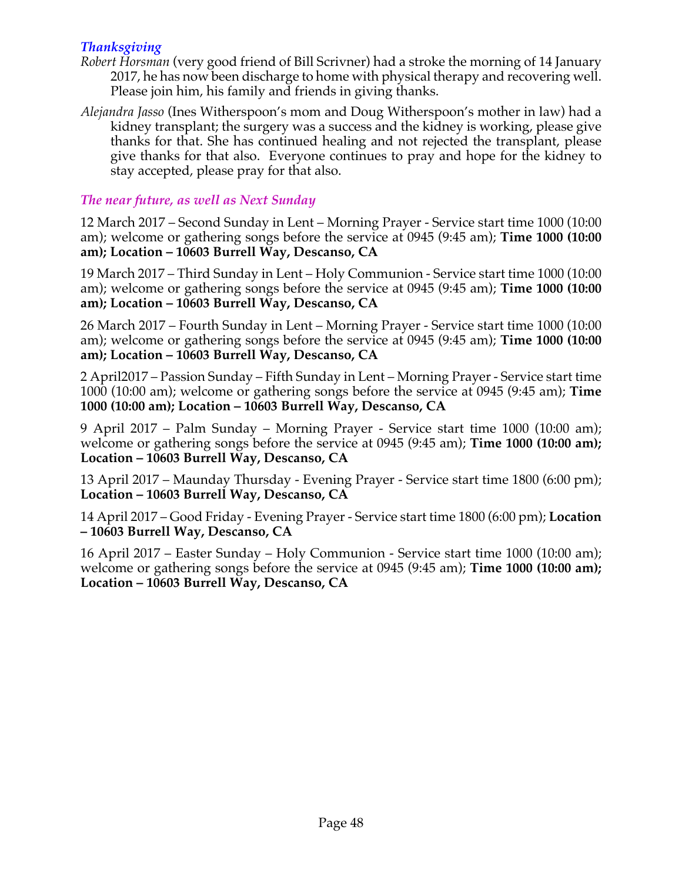### *Thanksgiving*

*Robert Horsman* (very good friend of Bill Scrivner) had a stroke the morning of 14 January 2017, he has now been discharge to home with physical therapy and recovering well. Please join him, his family and friends in giving thanks.

*Alejandra Jasso* (Ines Witherspoon's mom and Doug Witherspoon's mother in law) had a kidney transplant; the surgery was a success and the kidney is working, please give thanks for that. She has continued healing and not rejected the transplant, please give thanks for that also. Everyone continues to pray and hope for the kidney to stay accepted, please pray for that also.

### *The near future, as well as Next Sunday*

12 March 2017 – Second Sunday in Lent – Morning Prayer - Service start time 1000 (10:00 am); welcome or gathering songs before the service at 0945 (9:45 am); **Time 1000 (10:00 am); Location – 10603 Burrell Way, Descanso, CA**

19 March 2017 – Third Sunday in Lent – Holy Communion - Service start time 1000 (10:00 am); welcome or gathering songs before the service at 0945 (9:45 am); **Time 1000 (10:00 am); Location – 10603 Burrell Way, Descanso, CA**

26 March 2017 – Fourth Sunday in Lent – Morning Prayer - Service start time 1000 (10:00 am); welcome or gathering songs before the service at 0945 (9:45 am); **Time 1000 (10:00 am); Location – 10603 Burrell Way, Descanso, CA**

2 April2017 – Passion Sunday – Fifth Sunday in Lent – Morning Prayer - Service start time 1000 (10:00 am); welcome or gathering songs before the service at 0945 (9:45 am); **Time 1000 (10:00 am); Location – 10603 Burrell Way, Descanso, CA**

9 April 2017 – Palm Sunday – Morning Prayer - Service start time 1000 (10:00 am); welcome or gathering songs before the service at 0945 (9:45 am); **Time 1000 (10:00 am); Location – 10603 Burrell Way, Descanso, CA**

13 April 2017 – Maunday Thursday - Evening Prayer - Service start time 1800 (6:00 pm); **Location – 10603 Burrell Way, Descanso, CA**

14 April 2017 – Good Friday - Evening Prayer - Service start time 1800 (6:00 pm); **Location – 10603 Burrell Way, Descanso, CA**

16 April 2017 – Easter Sunday – Holy Communion - Service start time 1000 (10:00 am); welcome or gathering songs before the service at 0945 (9:45 am); **Time 1000 (10:00 am); Location – 10603 Burrell Way, Descanso, CA**